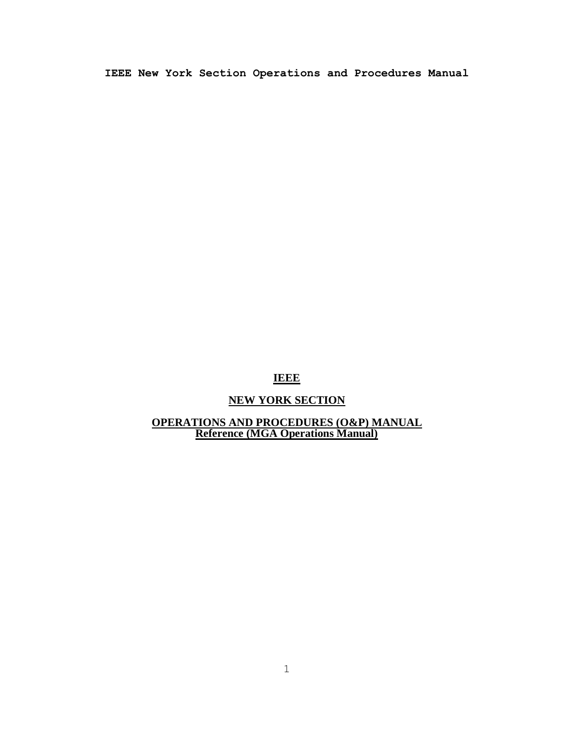**IEEE New York Section Operations and Procedures Manual**

# IEEE

## NEW YORK SECTION

## OPERATIONS AND PROCEDURES (O&P) MANUAL

**Reference (MGA Operations Manual)**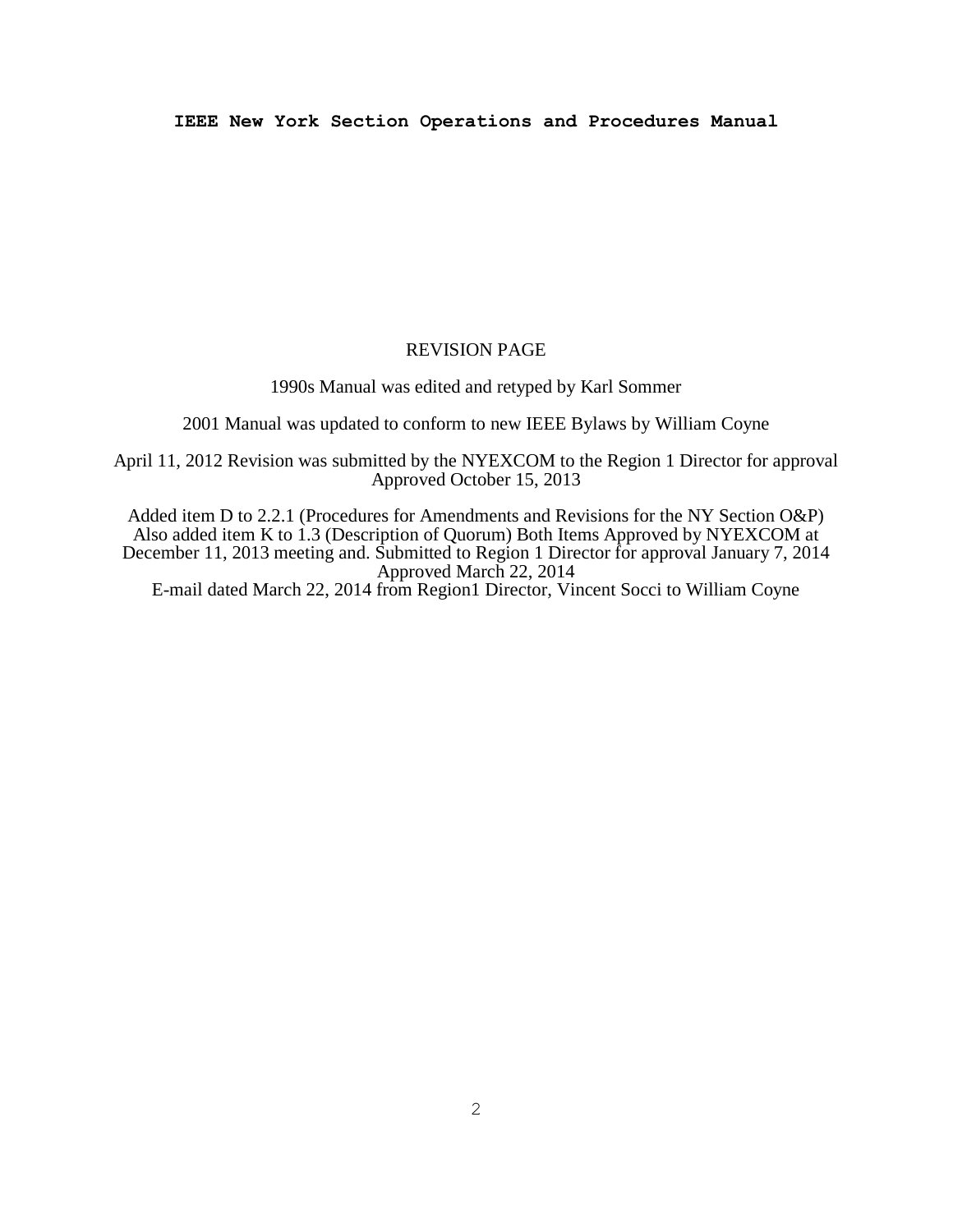REVISION PAGE

1990s Manual was edited and retyped by Karl Sommer

2001 Manual was updated to conform to new IEEE Bylaws by William Coyne

April 11, 2012 Revision was submitted by the NYEXCOM to the Region 1 Director for approval
Approved October 15, 2013

Added item D to 2.2.1 (Procedures for Amendments and Revisions for the NY Section O&P)
Also added item K to 1.3 (Description of Quorum) Both Items Approved by NYEXCOM at December 11, 2013 meeting and. Submitted to Region 1 Director for approval January 7, 2014
Approved March 22, 2014
E-mail dated March 22, 2014 from Region1 Director, Vincent Socci to William Coyne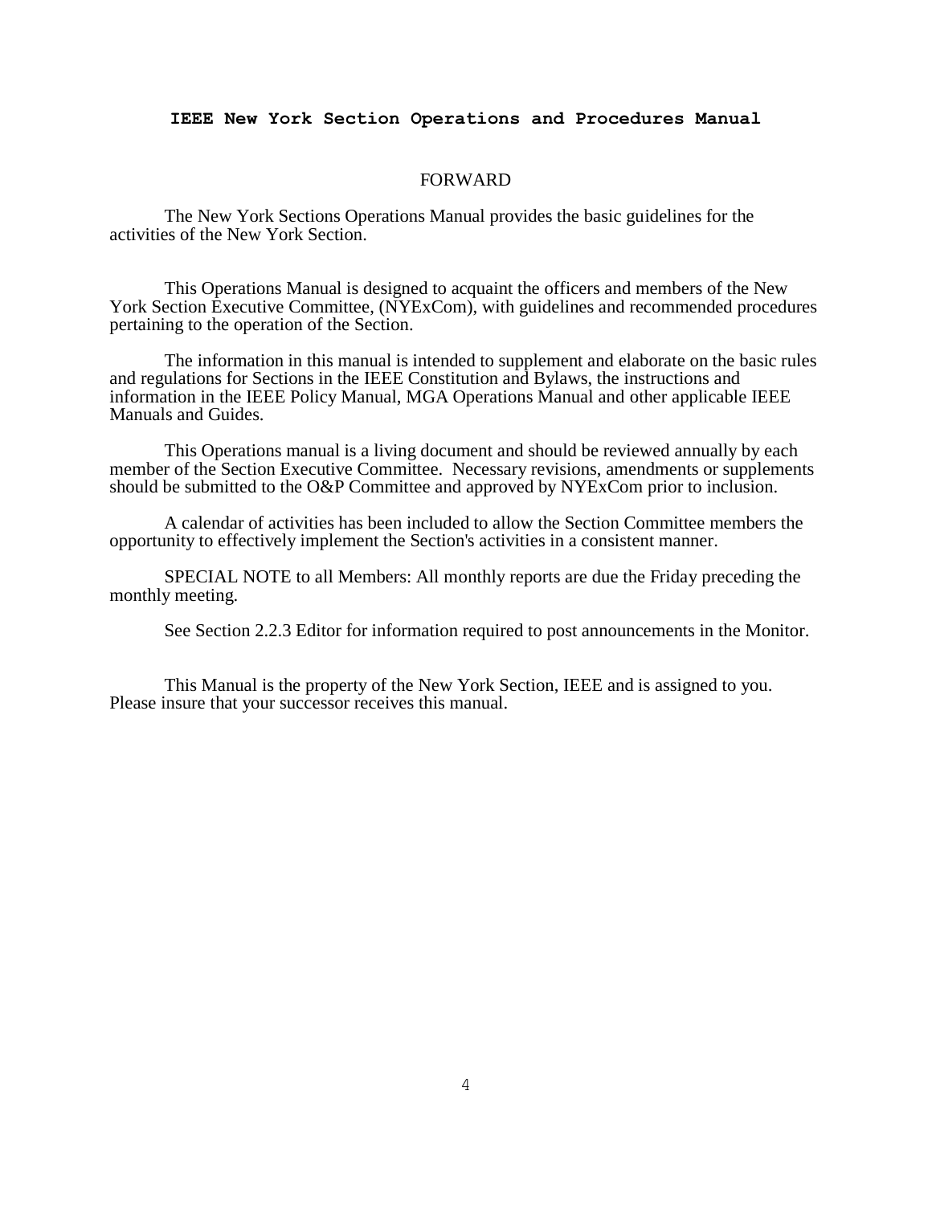# IEEE New York Section Operations and Procedures Manual

## FORWARD

The New York Sections Operations Manual provides the basic guidelines for the activities of the New York Section.

This Operations Manual is designed to acquaint the officers and members of the New York Section Executive Committee, (NYExCom), with guidelines and recommended procedures pertaining to the operation of the Section.

The information in this manual is intended to supplement and elaborate on the basic rules and regulations for Sections in the IEEE Constitution and Bylaws, the instructions and information in the IEEE Policy Manual, MGA Operations Manual and other applicable IEEE Manuals and Guides.

This Operations manual is a living document and should be reviewed annually by each member of the Section Executive Committee. Necessary revisions, amendments or supplements should be submitted to the O&P Committee and approved by NYExCom prior to inclusion.

A calendar of activities has been included to allow the Section Committee members the opportunity to effectively implement the Section's activities in a consistent manner.

SPECIAL NOTE to all Members: All monthly reports are due the Friday preceding the monthly meeting.

See Section 2.2.3 Editor for information required to post announcements in the Monitor.

This Manual is the property of the New York Section, IEEE and is assigned to you. Please insure that your successor receives this manual.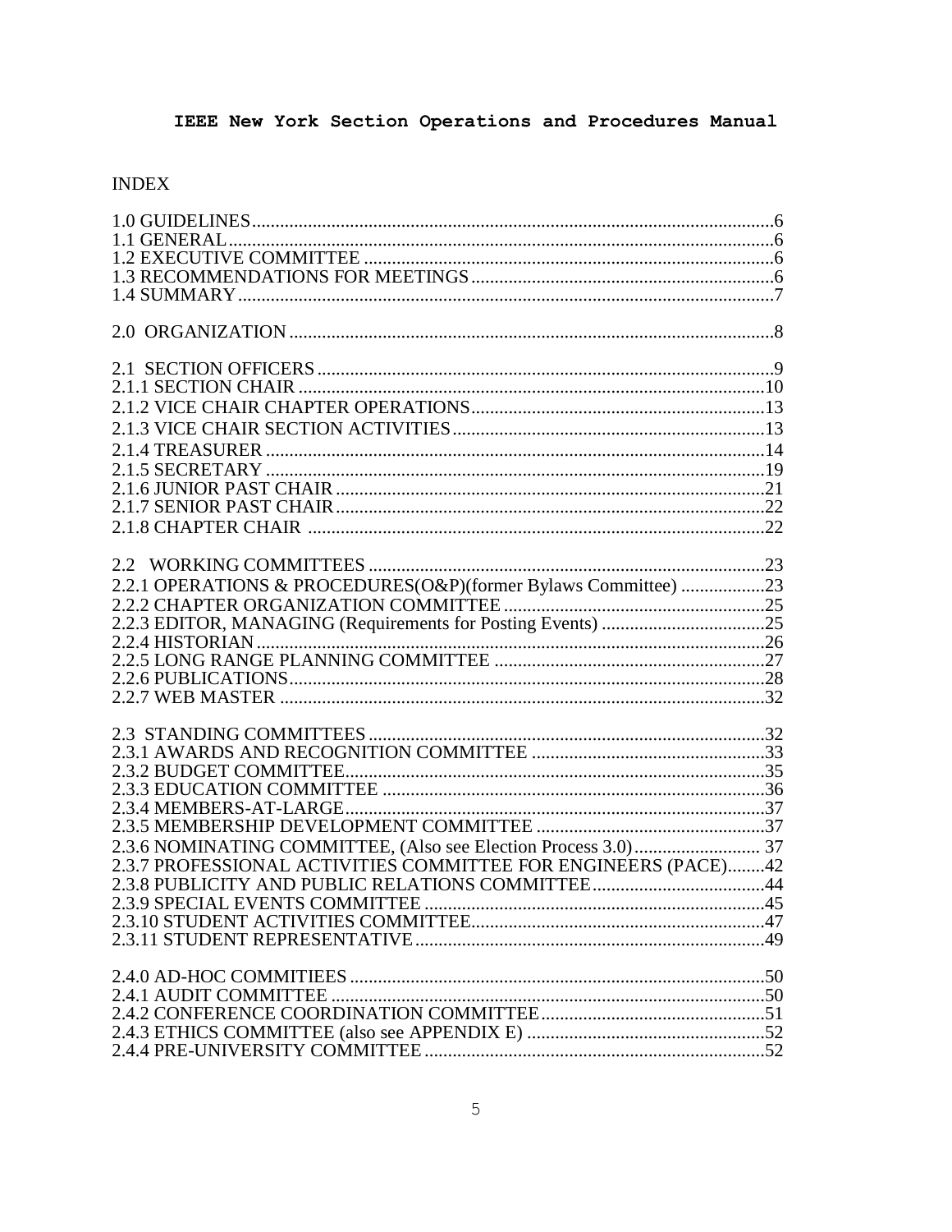# IEEE New York Section Operations and Procedures Manual

## INDEX

1.0 GUIDELINES....................................................6
1.1 GENERAL....................................................6
1.2 EXECUTIVE COMMITTEE....................................................6
1.3 RECOMMENDATIONS FOR MEETINGS....................................................6
1.4 SUMMARY....................................................7

2.0 ORGANIZATION....................................................8

2.1 SECTION OFFICERS....................................................9
2.1.1 SECTION CHAIR....................................................10
2.1.2 VICE CHAIR CHAPTER OPERATIONS....................................................13
2.1.3 VICE CHAIR SECTION ACTIVITIES....................................................13
2.1.4 TREASURER....................................................14
2.1.5 SECRETARY....................................................19
2.1.6 JUNIOR PAST CHAIR....................................................21
2.1.7 SENIOR PAST CHAIR....................................................22
2.1.8 CHAPTER CHAIR....................................................22

2.2 WORKING COMMITTEES....................................................23
2.2.1 OPERATIONS & PROCEDURES(O&P)(former Bylaws Committee)....................................................23
2.2.2 CHAPTER ORGANIZATION COMMITTEE....................................................25
2.2.3 EDITOR, MANAGING (Requirements for Posting Events)....................................................25
2.2.4 HISTORIAN....................................................26
2.2.5 LONG RANGE PLANNING COMMITTEE....................................................27
2.2.6 PUBLICATIONS....................................................28
2.2.7 WEB MASTER....................................................32

2.3 STANDING COMMITTEES....................................................32
2.3.1 AWARDS AND RECOGNITION COMMITTEE....................................................33
2.3.2 BUDGET COMMITTEE....................................................35
2.3.3 EDUCATION COMMITTEE....................................................36
2.3.4 MEMBERS-AT-LARGE....................................................37
2.3.5 MEMBERSHIP DEVELOPMENT COMMITTEE....................................................37
2.3.6 NOMINATING COMMITTEE, (Also see Election Process 3.0).................... 37
2.3.7 PROFESSIONAL ACTIVITIES COMMITTEE FOR ENGINEERS (PACE)........42
2.3.8 PUBLICITY AND PUBLIC RELATIONS COMMITTEE....................................................44
2.3.9 SPECIAL EVENTS COMMITTEE....................................................45
2.3.10 STUDENT ACTIVITIES COMMITTEE....................................................47
2.3.11 STUDENT REPRESENTATIVE....................................................49

2.4.0 AD-HOC COMMITIEES....................................................50
2.4.1 AUDIT COMMITTEE....................................................50
2.4.2 CONFERENCE COORDINATION COMMITTEE....................................................51
2.4.3 ETHICS COMMITTEE (also see APPENDIX E)....................................................52
2.4.4 PRE-UNIVERSITY COMMITTEE....................................................52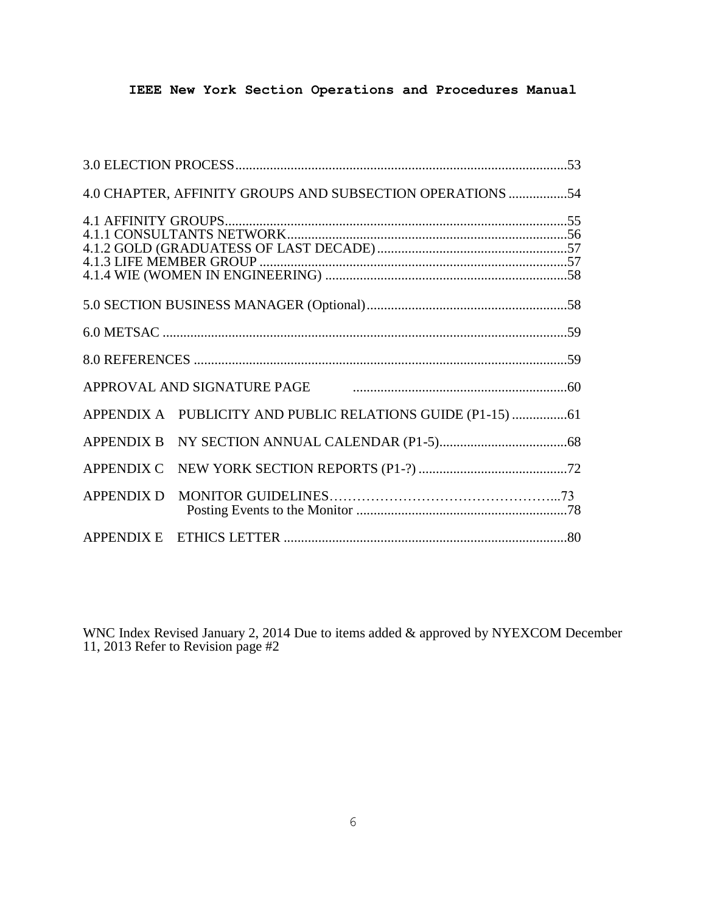3.0 ELECTION PROCESS................................................................................................53

4.0 CHAPTER, AFFINITY GROUPS AND SUBSECTION OPERATIONS .................54

4.1 AFFINITY GROUPS...................................................................................................55
4.1.1 CONSULTANTS NETWORK.................................................................................56
4.1.2 GOLD (GRADUATESS OF LAST DECADE).......................................................57
4.1.3 LIFE MEMBER GROUP .........................................................................................57
4.1.4 WIE (WOMEN IN ENGINEERING) ......................................................................58

5.0 SECTION BUSINESS MANAGER (Optional)..........................................................58

6.0 METSAC ....................................................................................................................59

8.0 REFERENCES ............................................................................................................59

APPROVAL AND SIGNATURE PAGE ..............................................................60

APPENDIX A PUBLICITY AND PUBLIC RELATIONS GUIDE (P1-15) ................61

APPENDIX B NY SECTION ANNUAL CALENDAR (P1-5).....................................68

APPENDIX C NEW YORK SECTION REPORTS (P1-?) ...........................................72

APPENDIX D MONITOR GUIDELINES…………………………………………...73
Posting Events to the Monitor .............................................................78

APPENDIX E ETHICS LETTER ..................................................................................80

WNC Index Revised January 2, 2014 Due to items added & approved by NYEXCOM December 11, 2013 Refer to Revision page #2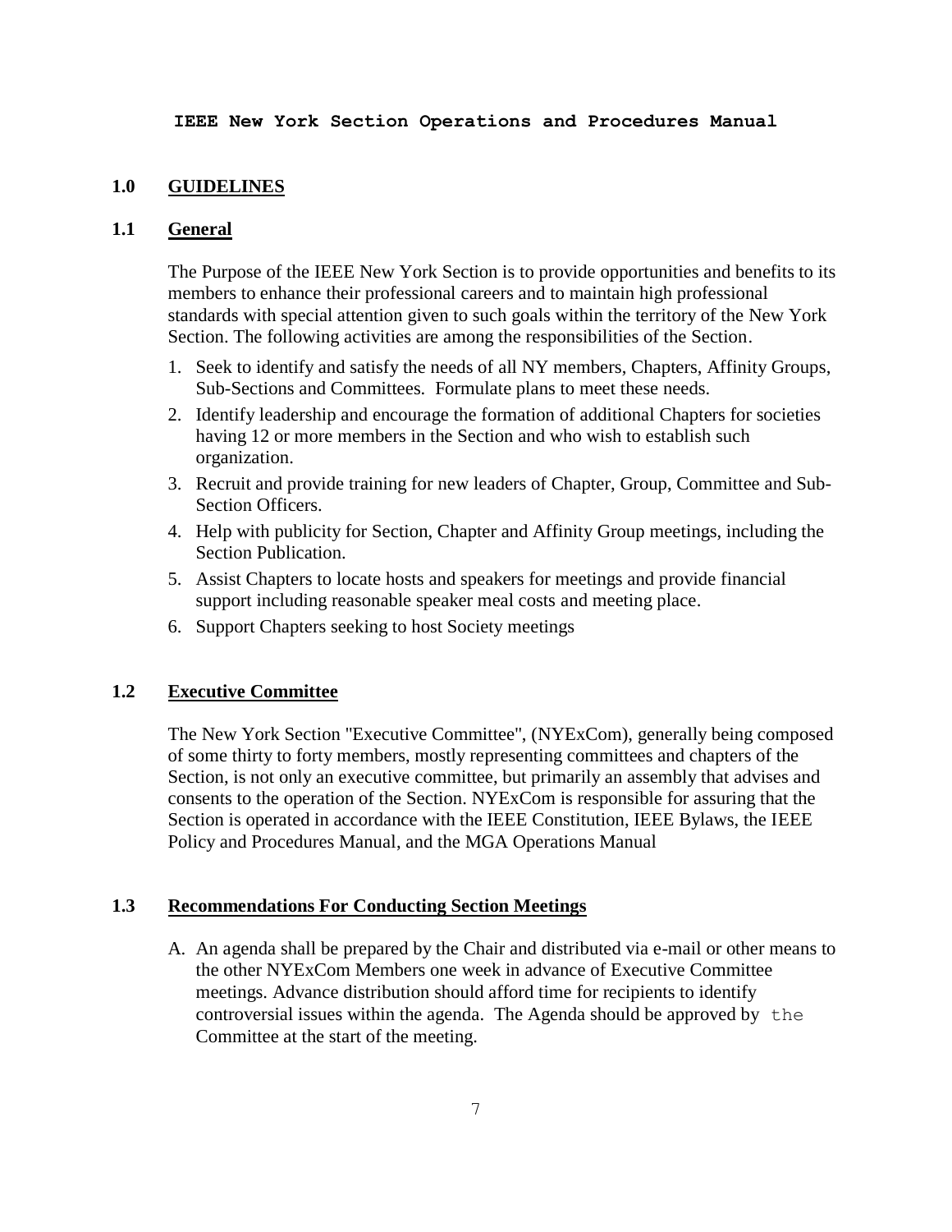**IEEE New York Section Operations and Procedures Manual**

## 1.0 GUIDELINES

### 1.1 General

The Purpose of the IEEE New York Section is to provide opportunities and benefits to its members to enhance their professional careers and to maintain high professional standards with special attention given to such goals within the territory of the New York Section. The following activities are among the responsibilities of the Section.

1. Seek to identify and satisfy the needs of all NY members, Chapters, Affinity Groups, Sub-Sections and Committees. Formulate plans to meet these needs.
2. Identify leadership and encourage the formation of additional Chapters for societies having 12 or more members in the Section and who wish to establish such organization.
3. Recruit and provide training for new leaders of Chapter, Group, Committee and Sub-Section Officers.
4. Help with publicity for Section, Chapter and Affinity Group meetings, including the Section Publication.
5. Assist Chapters to locate hosts and speakers for meetings and provide financial support including reasonable speaker meal costs and meeting place.
6. Support Chapters seeking to host Society meetings

### 1.2 Executive Committee

The New York Section "Executive Committee", (NYExCom), generally being composed of some thirty to forty members, mostly representing committees and chapters of the Section, is not only an executive committee, but primarily an assembly that advises and consents to the operation of the Section. NYExCom is responsible for assuring that the Section is operated in accordance with the IEEE Constitution, IEEE Bylaws, the IEEE Policy and Procedures Manual, and the MGA Operations Manual

### 1.3 Recommendations For Conducting Section Meetings

A. An agenda shall be prepared by the Chair and distributed via e-mail or other means to the other NYExCom Members one week in advance of Executive Committee meetings. Advance distribution should afford time for recipients to identify controversial issues within the agenda. The Agenda should be approved by the Committee at the start of the meeting.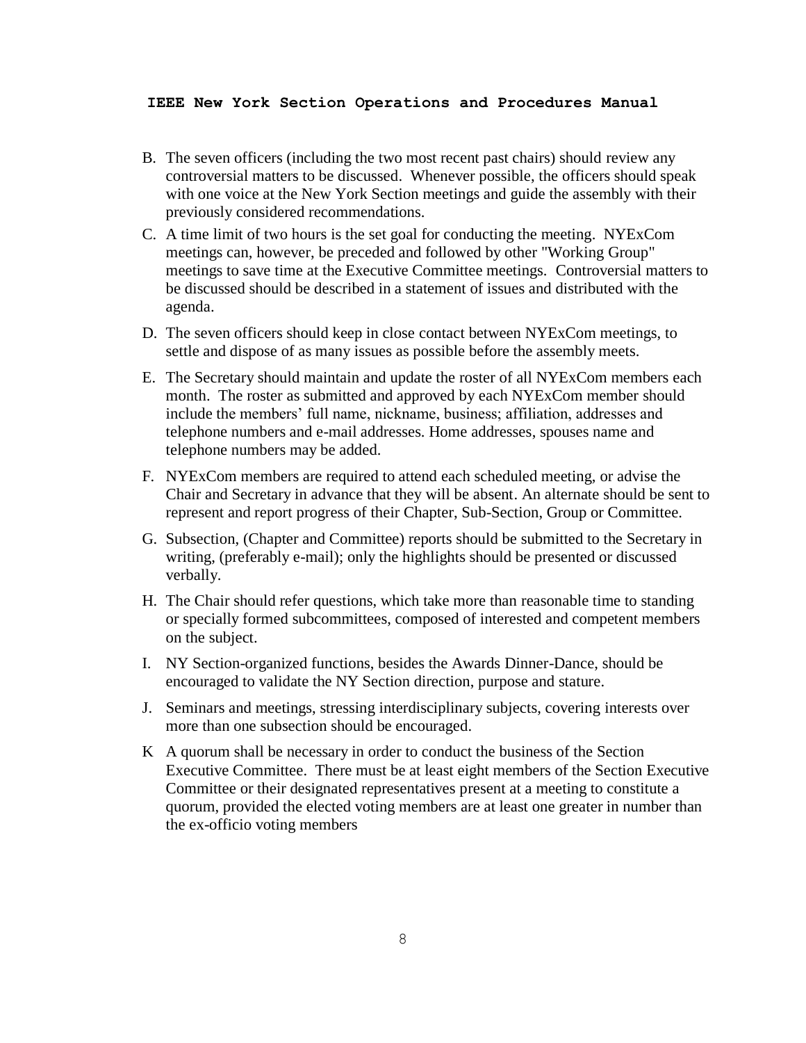B. The seven officers (including the two most recent past chairs) should review any controversial matters to be discussed. Whenever possible, the officers should speak with one voice at the New York Section meetings and guide the assembly with their previously considered recommendations.

C. A time limit of two hours is the set goal for conducting the meeting. NYExCom meetings can, however, be preceded and followed by other "Working Group" meetings to save time at the Executive Committee meetings. Controversial matters to be discussed should be described in a statement of issues and distributed with the agenda.

D. The seven officers should keep in close contact between NYExCom meetings, to settle and dispose of as many issues as possible before the assembly meets.

E. The Secretary should maintain and update the roster of all NYExCom members each month. The roster as submitted and approved by each NYExCom member should include the members' full name, nickname, business; affiliation, addresses and telephone numbers and e-mail addresses. Home addresses, spouses name and telephone numbers may be added.

F. NYExCom members are required to attend each scheduled meeting, or advise the Chair and Secretary in advance that they will be absent. An alternate should be sent to represent and report progress of their Chapter, Sub-Section, Group or Committee.

G. Subsection, (Chapter and Committee) reports should be submitted to the Secretary in writing, (preferably e-mail); only the highlights should be presented or discussed verbally.

H. The Chair should refer questions, which take more than reasonable time to standing or specially formed subcommittees, composed of interested and competent members on the subject.

I. NY Section-organized functions, besides the Awards Dinner-Dance, should be encouraged to validate the NY Section direction, purpose and stature.

J. Seminars and meetings, stressing interdisciplinary subjects, covering interests over more than one subsection should be encouraged.

K A quorum shall be necessary in order to conduct the business of the Section Executive Committee. There must be at least eight members of the Section Executive Committee or their designated representatives present at a meeting to constitute a quorum, provided the elected voting members are at least one greater in number than the ex-officio voting members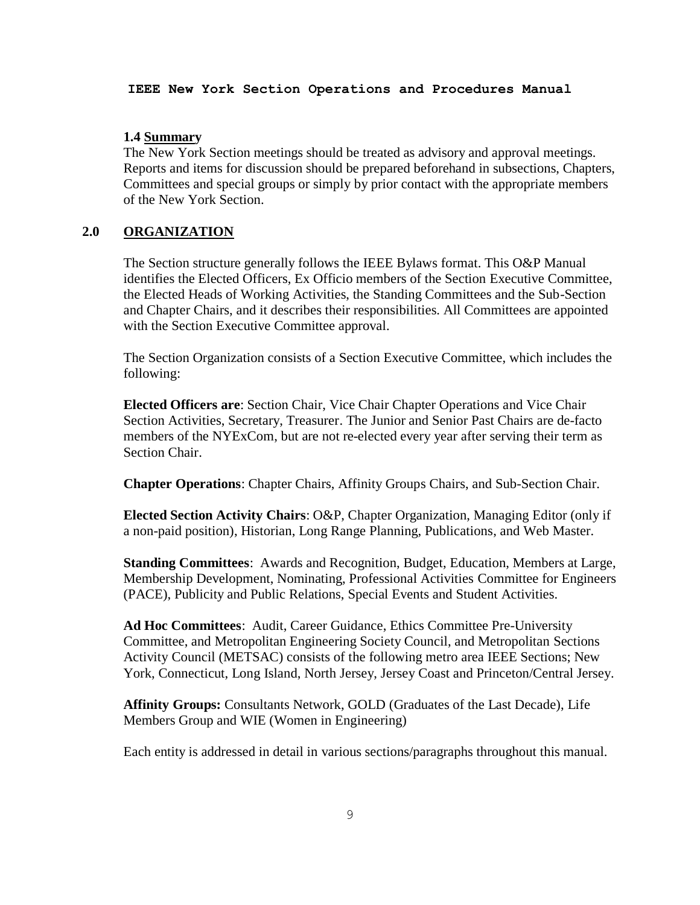### 1.4 Summary

The New York Section meetings should be treated as advisory and approval meetings. Reports and items for discussion should be prepared beforehand in subsections, Chapters, Committees and special groups or simply by prior contact with the appropriate members of the New York Section.

## 2.0 ORGANIZATION

The Section structure generally follows the IEEE Bylaws format. This O&P Manual identifies the Elected Officers, Ex Officio members of the Section Executive Committee, the Elected Heads of Working Activities, the Standing Committees and the Sub-Section and Chapter Chairs, and it describes their responsibilities. All Committees are appointed with the Section Executive Committee approval.

The Section Organization consists of a Section Executive Committee, which includes the following:

**Elected Officers are**: Section Chair, Vice Chair Chapter Operations and Vice Chair Section Activities, Secretary, Treasurer. The Junior and Senior Past Chairs are de-facto members of the NYExCom, but are not re-elected every year after serving their term as Section Chair.

**Chapter Operations**: Chapter Chairs, Affinity Groups Chairs, and Sub-Section Chair.

**Elected Section Activity Chairs**: O&P, Chapter Organization, Managing Editor (only if a non-paid position), Historian, Long Range Planning, Publications, and Web Master.

**Standing Committees**: Awards and Recognition, Budget, Education, Members at Large, Membership Development, Nominating, Professional Activities Committee for Engineers (PACE), Publicity and Public Relations, Special Events and Student Activities.

**Ad Hoc Committees**: Audit, Career Guidance, Ethics Committee Pre-University Committee, and Metropolitan Engineering Society Council, and Metropolitan Sections Activity Council (METSAC) consists of the following metro area IEEE Sections; New York, Connecticut, Long Island, North Jersey, Jersey Coast and Princeton/Central Jersey.

**Affinity Groups:** Consultants Network, GOLD (Graduates of the Last Decade), Life Members Group and WIE (Women in Engineering)

Each entity is addressed in detail in various sections/paragraphs throughout this manual.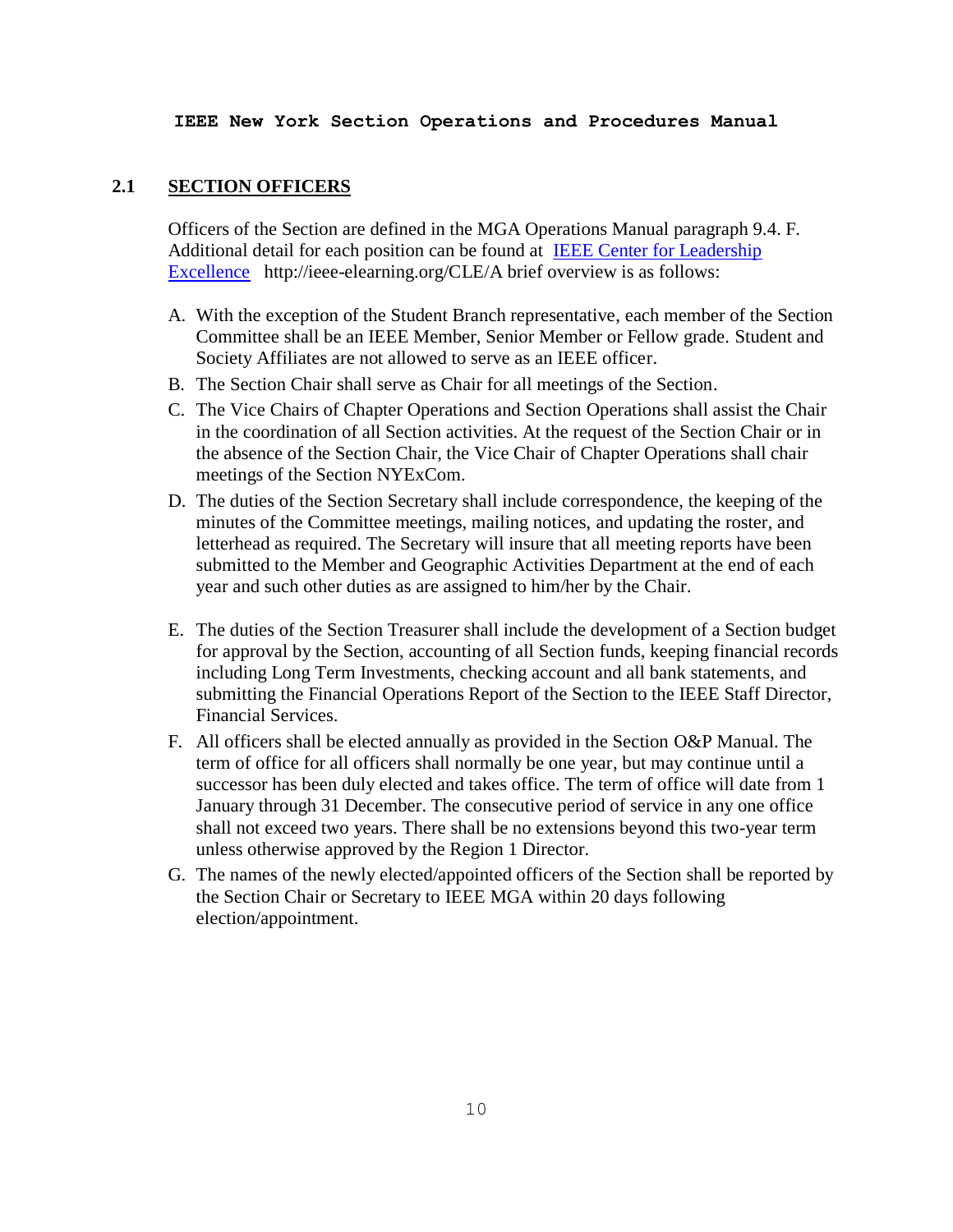## 2.1 SECTION OFFICERS

Officers of the Section are defined in the MGA Operations Manual paragraph 9.4. F. Additional detail for each position can be found at [IEEE Center for Leadership Excellence](http://ieee-elearning.org/CLE/) http://ieee-elearning.org/CLE/A brief overview is as follows:

A. With the exception of the Student Branch representative, each member of the Section Committee shall be an IEEE Member, Senior Member or Fellow grade. Student and Society Affiliates are not allowed to serve as an IEEE officer.

B. The Section Chair shall serve as Chair for all meetings of the Section.

C. The Vice Chairs of Chapter Operations and Section Operations shall assist the Chair in the coordination of all Section activities. At the request of the Section Chair or in the absence of the Section Chair, the Vice Chair of Chapter Operations shall chair meetings of the Section NYExCom.

D. The duties of the Section Secretary shall include correspondence, the keeping of the minutes of the Committee meetings, mailing notices, and updating the roster, and letterhead as required. The Secretary will insure that all meeting reports have been submitted to the Member and Geographic Activities Department at the end of each year and such other duties as are assigned to him/her by the Chair.

E. The duties of the Section Treasurer shall include the development of a Section budget for approval by the Section, accounting of all Section funds, keeping financial records including Long Term Investments, checking account and all bank statements, and submitting the Financial Operations Report of the Section to the IEEE Staff Director, Financial Services.

F. All officers shall be elected annually as provided in the Section O&P Manual. The term of office for all officers shall normally be one year, but may continue until a successor has been duly elected and takes office. The term of office will date from 1 January through 31 December. The consecutive period of service in any one office shall not exceed two years. There shall be no extensions beyond this two-year term unless otherwise approved by the Region 1 Director.

G. The names of the newly elected/appointed officers of the Section shall be reported by the Section Chair or Secretary to IEEE MGA within 20 days following election/appointment.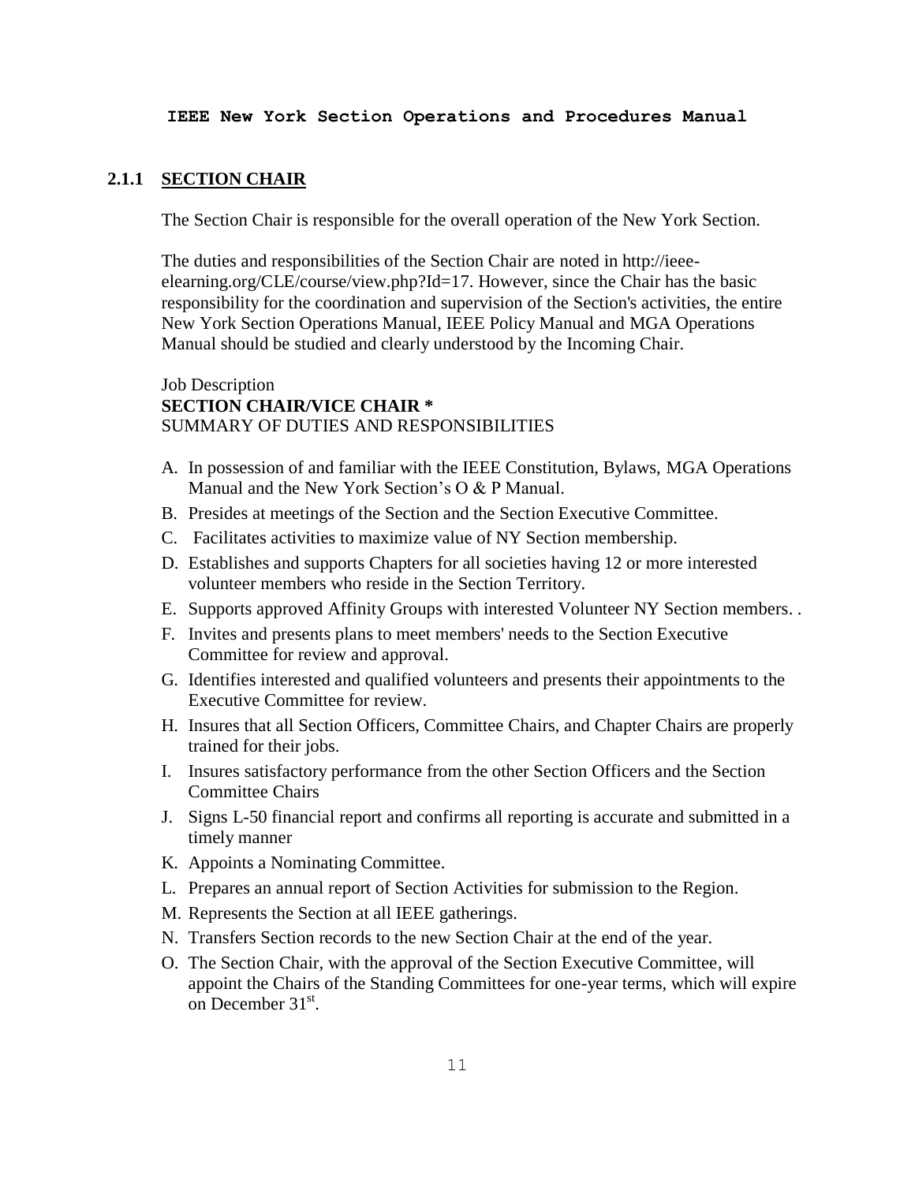### 2.1.1 SECTION CHAIR

The Section Chair is responsible for the overall operation of the New York Section.

The duties and responsibilities of the Section Chair are noted in http://ieee-elearning.org/CLE/course/view.php?Id=17. However, since the Chair has the basic responsibility for the coordination and supervision of the Section's activities, the entire New York Section Operations Manual, IEEE Policy Manual and MGA Operations Manual should be studied and clearly understood by the Incoming Chair.

Job Description
**SECTION CHAIR/VICE CHAIR ***
SUMMARY OF DUTIES AND RESPONSIBILITIES

A. In possession of and familiar with the IEEE Constitution, Bylaws, MGA Operations Manual and the New York Section's O & P Manual.
B. Presides at meetings of the Section and the Section Executive Committee.
C. Facilitates activities to maximize value of NY Section membership.
D. Establishes and supports Chapters for all societies having 12 or more interested volunteer members who reside in the Section Territory.
E. Supports approved Affinity Groups with interested Volunteer NY Section members. .
F. Invites and presents plans to meet members' needs to the Section Executive Committee for review and approval.
G. Identifies interested and qualified volunteers and presents their appointments to the Executive Committee for review.
H. Insures that all Section Officers, Committee Chairs, and Chapter Chairs are properly trained for their jobs.
I. Insures satisfactory performance from the other Section Officers and the Section Committee Chairs
J. Signs L-50 financial report and confirms all reporting is accurate and submitted in a timely manner
K. Appoints a Nominating Committee.
L. Prepares an annual report of Section Activities for submission to the Region.
M. Represents the Section at all IEEE gatherings.
N. Transfers Section records to the new Section Chair at the end of the year.
O. The Section Chair, with the approval of the Section Executive Committee, will appoint the Chairs of the Standing Committees for one-year terms, which will expire on December 31st.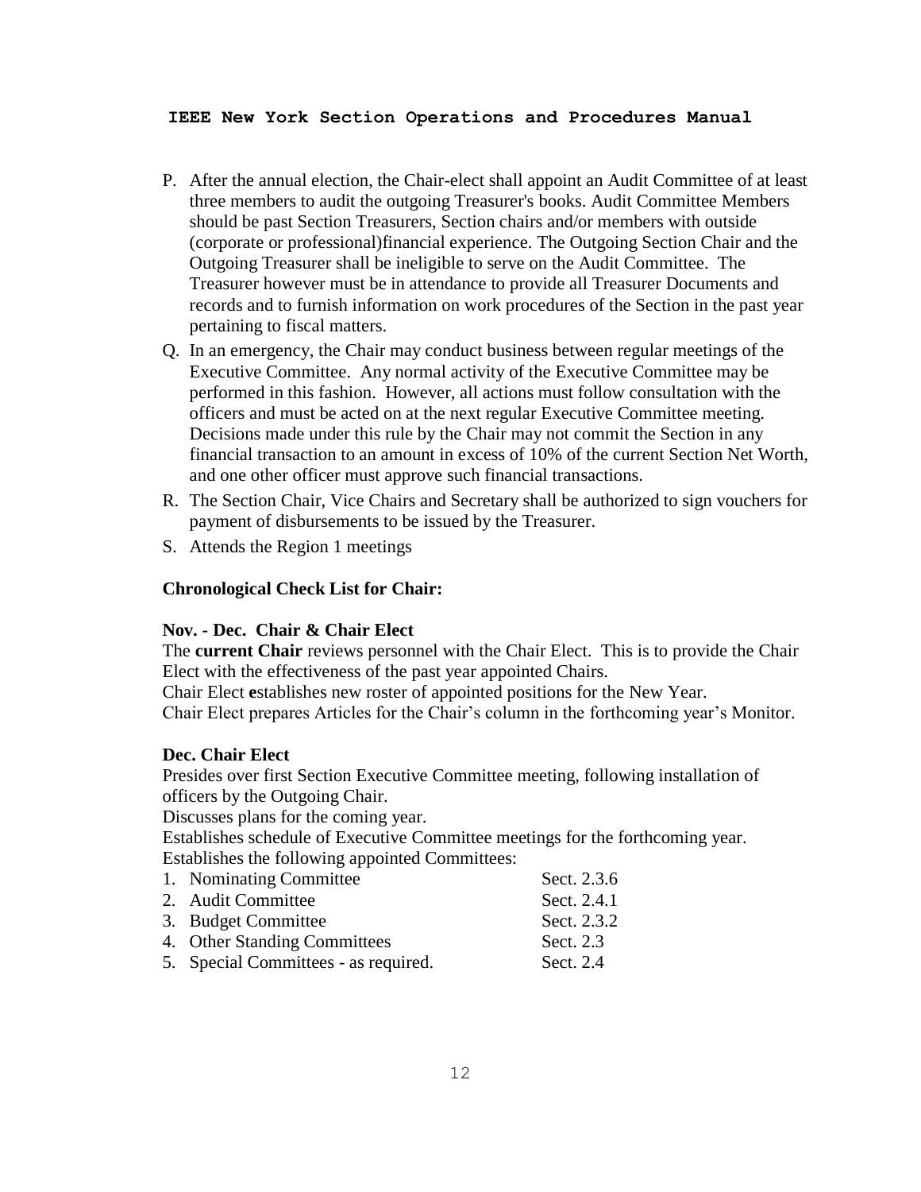P. After the annual election, the Chair-elect shall appoint an Audit Committee of at least three members to audit the outgoing Treasurer's books. Audit Committee Members should be past Section Treasurers, Section chairs and/or members with outside (corporate or professional)financial experience. The Outgoing Section Chair and the Outgoing Treasurer shall be ineligible to serve on the Audit Committee. The Treasurer however must be in attendance to provide all Treasurer Documents and records and to furnish information on work procedures of the Section in the past year pertaining to fiscal matters.

Q. In an emergency, the Chair may conduct business between regular meetings of the Executive Committee. Any normal activity of the Executive Committee may be performed in this fashion. However, all actions must follow consultation with the officers and must be acted on at the next regular Executive Committee meeting. Decisions made under this rule by the Chair may not commit the Section in any financial transaction to an amount in excess of 10% of the current Section Net Worth, and one other officer must approve such financial transactions.

R. The Section Chair, Vice Chairs and Secretary shall be authorized to sign vouchers for payment of disbursements to be issued by the Treasurer.

S. Attends the Region 1 meetings

**Chronological Check List for Chair:**

**Nov. - Dec. Chair & Chair Elect**

The **current Chair** reviews personnel with the Chair Elect. This is to provide the Chair Elect with the effectiveness of the past year appointed Chairs.
Chair Elect **e**stablishes new roster of appointed positions for the New Year.
Chair Elect prepares Articles for the Chair's column in the forthcoming year's Monitor.

**Dec. Chair Elect**

Presides over first Section Executive Committee meeting, following installation of officers by the Outgoing Chair.
Discusses plans for the coming year.
Establishes schedule of Executive Committee meetings for the forthcoming year.
Establishes the following appointed Committees:

1. Nominating Committee — Sect. 2.3.6
2. Audit Committee — Sect. 2.4.1
3. Budget Committee — Sect. 2.3.2
4. Other Standing Committees — Sect. 2.3
5. Special Committees - as required. — Sect. 2.4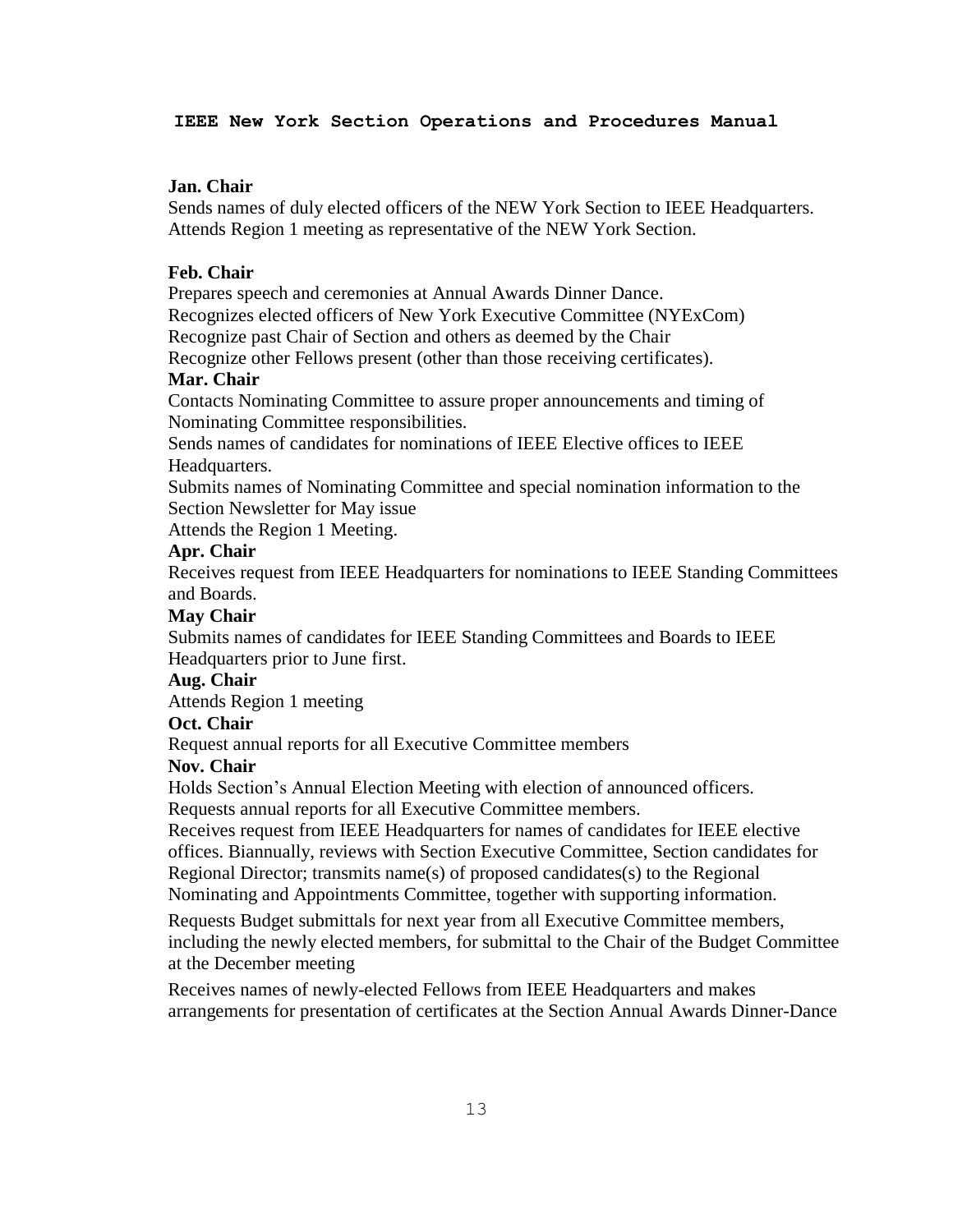**Jan. Chair**

Sends names of duly elected officers of the NEW York Section to IEEE Headquarters.
Attends Region 1 meeting as representative of the NEW York Section.

**Feb. Chair**

Prepares speech and ceremonies at Annual Awards Dinner Dance.
Recognizes elected officers of New York Executive Committee (NYExCom)
Recognize past Chair of Section and others as deemed by the Chair
Recognize other Fellows present (other than those receiving certificates).

**Mar. Chair**

Contacts Nominating Committee to assure proper announcements and timing of Nominating Committee responsibilities.
Sends names of candidates for nominations of IEEE Elective offices to IEEE Headquarters.
Submits names of Nominating Committee and special nomination information to the Section Newsletter for May issue
Attends the Region 1 Meeting.

**Apr. Chair**

Receives request from IEEE Headquarters for nominations to IEEE Standing Committees and Boards.

**May Chair**

Submits names of candidates for IEEE Standing Committees and Boards to IEEE Headquarters prior to June first.

**Aug. Chair**

Attends Region 1 meeting

**Oct. Chair**

Request annual reports for all Executive Committee members

**Nov. Chair**

Holds Section's Annual Election Meeting with election of announced officers.
Requests annual reports for all Executive Committee members.
Receives request from IEEE Headquarters for names of candidates for IEEE elective offices. Biannually, reviews with Section Executive Committee, Section candidates for Regional Director; transmits name(s) of proposed candidates(s) to the Regional Nominating and Appointments Committee, together with supporting information.

Requests Budget submittals for next year from all Executive Committee members, including the newly elected members, for submittal to the Chair of the Budget Committee at the December meeting

Receives names of newly-elected Fellows from IEEE Headquarters and makes arrangements for presentation of certificates at the Section Annual Awards Dinner-Dance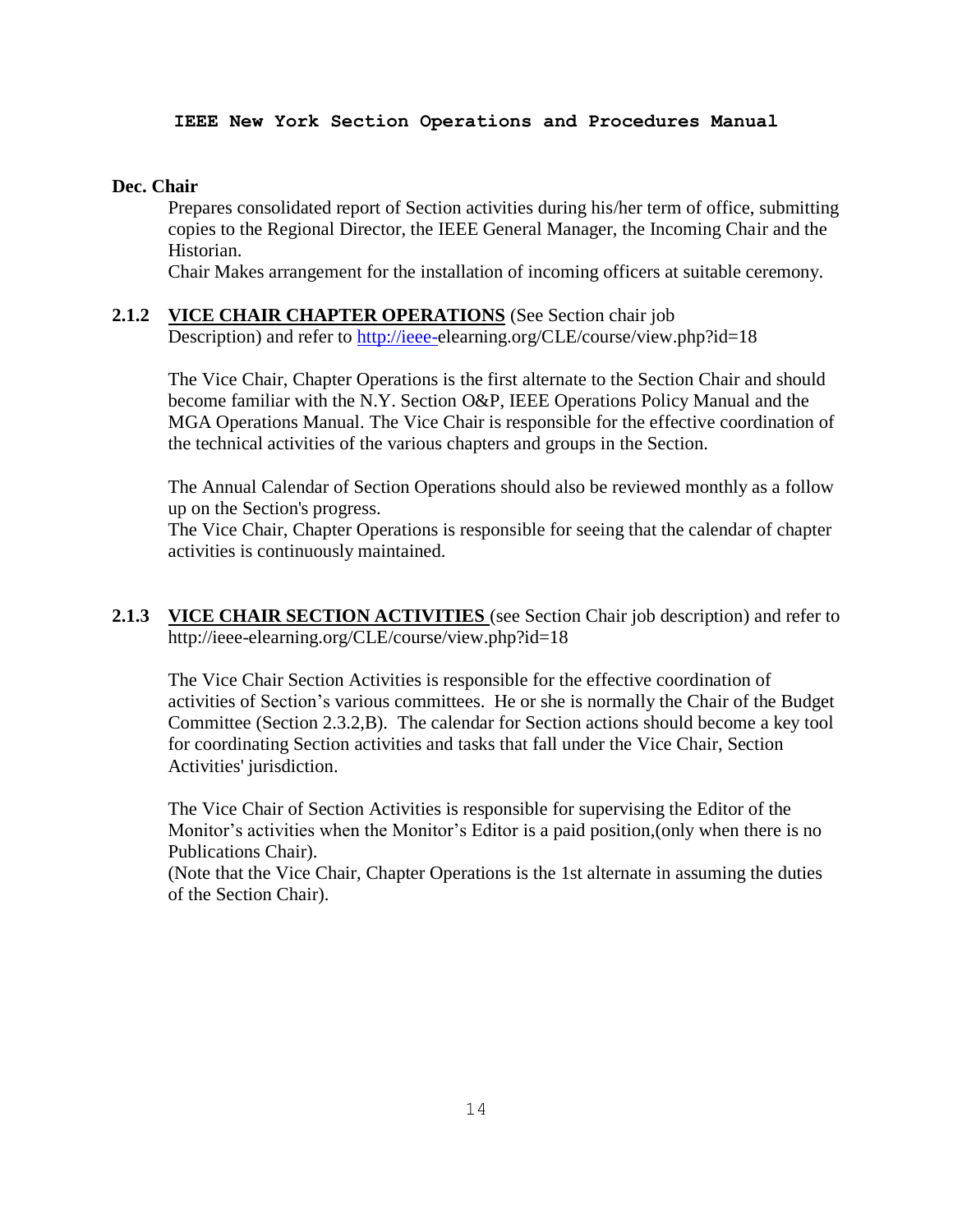**Dec. Chair**

Prepares consolidated report of Section activities during his/her term of office, submitting copies to the Regional Director, the IEEE General Manager, the Incoming Chair and the Historian.

Chair Makes arrangement for the installation of incoming officers at suitable ceremony.

### 2.1.2 **VICE CHAIR CHAPTER OPERATIONS** (See Section chair job Description) and refer to http://ieee-elearning.org/CLE/course/view.php?id=18

The Vice Chair, Chapter Operations is the first alternate to the Section Chair and should become familiar with the N.Y. Section O&P, IEEE Operations Policy Manual and the MGA Operations Manual. The Vice Chair is responsible for the effective coordination of the technical activities of the various chapters and groups in the Section.

The Annual Calendar of Section Operations should also be reviewed monthly as a follow up on the Section's progress.

The Vice Chair, Chapter Operations is responsible for seeing that the calendar of chapter activities is continuously maintained.

### 2.1.3 **VICE CHAIR SECTION ACTIVITIES** (see Section Chair job description) and refer to http://ieee-elearning.org/CLE/course/view.php?id=18

The Vice Chair Section Activities is responsible for the effective coordination of activities of Section's various committees. He or she is normally the Chair of the Budget Committee (Section 2.3.2,B). The calendar for Section actions should become a key tool for coordinating Section activities and tasks that fall under the Vice Chair, Section Activities' jurisdiction.

The Vice Chair of Section Activities is responsible for supervising the Editor of the Monitor's activities when the Monitor's Editor is a paid position,(only when there is no Publications Chair).

(Note that the Vice Chair, Chapter Operations is the 1st alternate in assuming the duties of the Section Chair).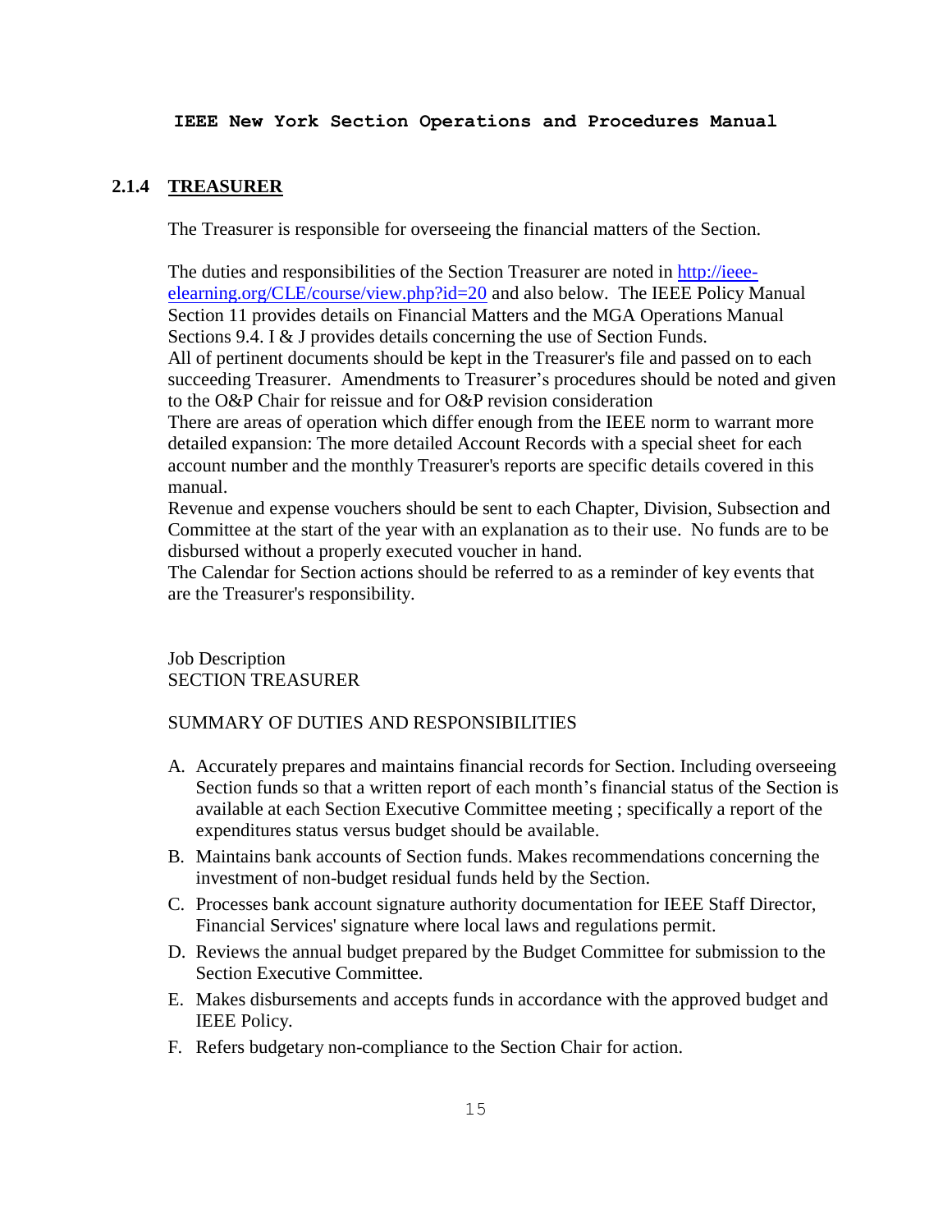### 2.1.4 TREASURER

The Treasurer is responsible for overseeing the financial matters of the Section.

The duties and responsibilities of the Section Treasurer are noted in [http://ieee-elearning.org/CLE/course/view.php?id=20](http://ieee-elearning.org/CLE/course/view.php?id=20) and also below. The IEEE Policy Manual Section 11 provides details on Financial Matters and the MGA Operations Manual Sections 9.4. I & J provides details concerning the use of Section Funds.
All of pertinent documents should be kept in the Treasurer's file and passed on to each succeeding Treasurer. Amendments to Treasurer's procedures should be noted and given to the O&P Chair for reissue and for O&P revision consideration
There are areas of operation which differ enough from the IEEE norm to warrant more detailed expansion: The more detailed Account Records with a special sheet for each account number and the monthly Treasurer's reports are specific details covered in this manual.
Revenue and expense vouchers should be sent to each Chapter, Division, Subsection and Committee at the start of the year with an explanation as to their use. No funds are to be disbursed without a properly executed voucher in hand.
The Calendar for Section actions should be referred to as a reminder of key events that are the Treasurer's responsibility.

Job Description
SECTION TREASURER

SUMMARY OF DUTIES AND RESPONSIBILITIES

A. Accurately prepares and maintains financial records for Section. Including overseeing Section funds so that a written report of each month's financial status of the Section is available at each Section Executive Committee meeting ; specifically a report of the expenditures status versus budget should be available.
B. Maintains bank accounts of Section funds. Makes recommendations concerning the investment of non-budget residual funds held by the Section.
C. Processes bank account signature authority documentation for IEEE Staff Director, Financial Services' signature where local laws and regulations permit.
D. Reviews the annual budget prepared by the Budget Committee for submission to the Section Executive Committee.
E. Makes disbursements and accepts funds in accordance with the approved budget and IEEE Policy.
F. Refers budgetary non-compliance to the Section Chair for action.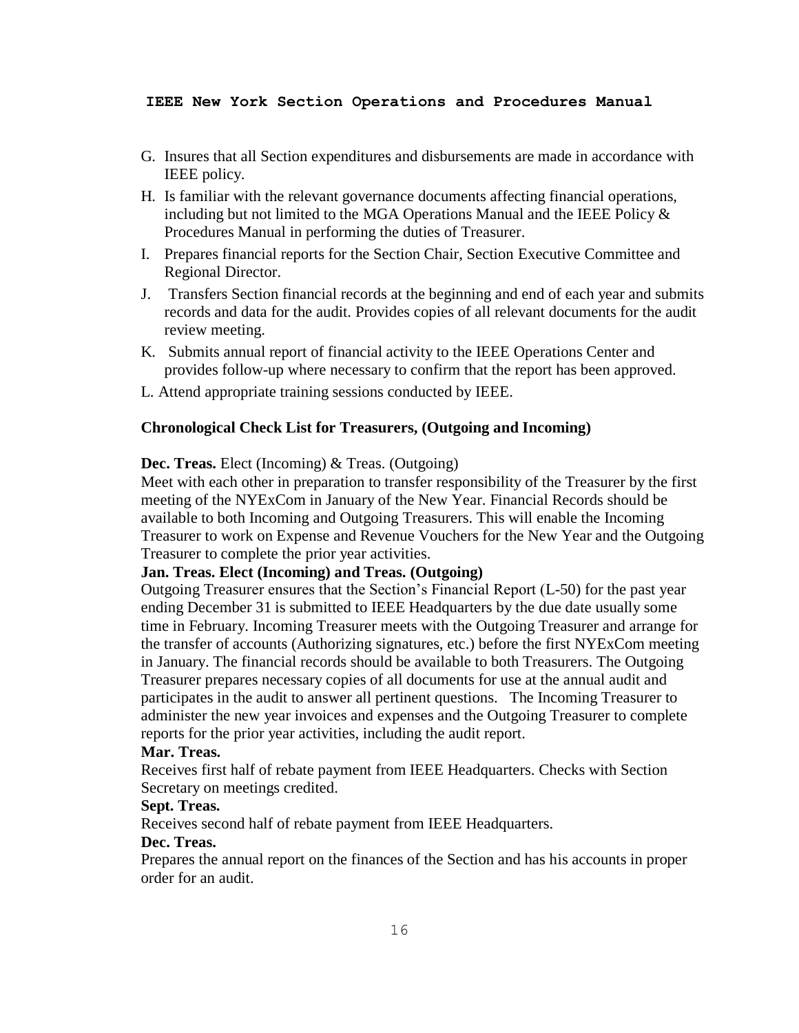G. Insures that all Section expenditures and disbursements are made in accordance with IEEE policy.

H. Is familiar with the relevant governance documents affecting financial operations, including but not limited to the MGA Operations Manual and the IEEE Policy & Procedures Manual in performing the duties of Treasurer.

I. Prepares financial reports for the Section Chair, Section Executive Committee and Regional Director.

J. Transfers Section financial records at the beginning and end of each year and submits records and data for the audit. Provides copies of all relevant documents for the audit review meeting.

K. Submits annual report of financial activity to the IEEE Operations Center and provides follow-up where necessary to confirm that the report has been approved.

L. Attend appropriate training sessions conducted by IEEE.

**Chronological Check List for Treasurers, (Outgoing and Incoming)**

**Dec. Treas.** Elect (Incoming) & Treas. (Outgoing)

Meet with each other in preparation to transfer responsibility of the Treasurer by the first meeting of the NYExCom in January of the New Year. Financial Records should be available to both Incoming and Outgoing Treasurers. This will enable the Incoming Treasurer to work on Expense and Revenue Vouchers for the New Year and the Outgoing Treasurer to complete the prior year activities.

**Jan. Treas. Elect (Incoming) and Treas. (Outgoing)**

Outgoing Treasurer ensures that the Section's Financial Report (L-50) for the past year ending December 31 is submitted to IEEE Headquarters by the due date usually some time in February. Incoming Treasurer meets with the Outgoing Treasurer and arrange for the transfer of accounts (Authorizing signatures, etc.) before the first NYExCom meeting in January. The financial records should be available to both Treasurers. The Outgoing Treasurer prepares necessary copies of all documents for use at the annual audit and participates in the audit to answer all pertinent questions. The Incoming Treasurer to administer the new year invoices and expenses and the Outgoing Treasurer to complete reports for the prior year activities, including the audit report.

**Mar. Treas.**

Receives first half of rebate payment from IEEE Headquarters. Checks with Section Secretary on meetings credited.

**Sept. Treas.**

Receives second half of rebate payment from IEEE Headquarters.

**Dec. Treas.**

Prepares the annual report on the finances of the Section and has his accounts in proper order for an audit.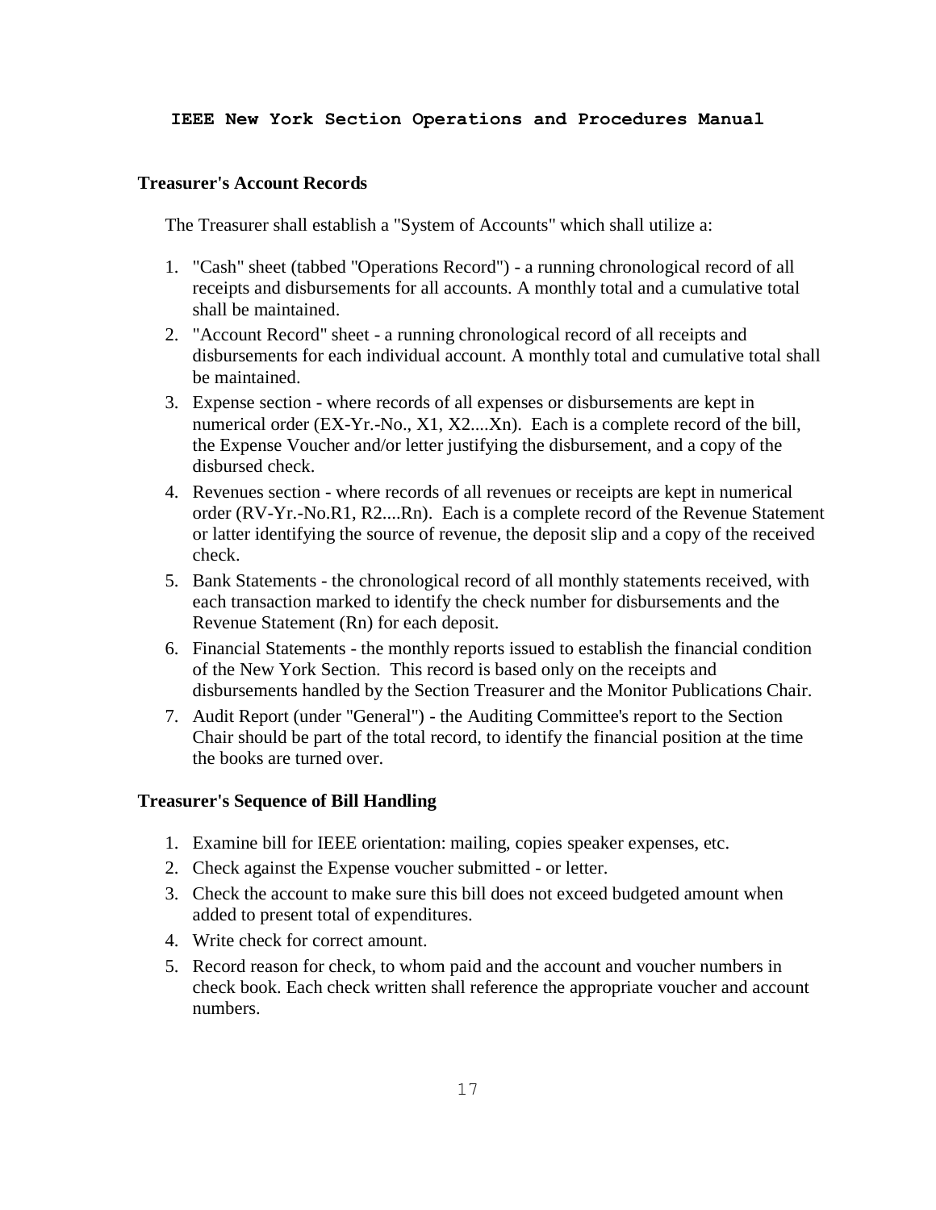## Treasurer's Account Records

The Treasurer shall establish a "System of Accounts" which shall utilize a:

1. "Cash" sheet (tabbed "Operations Record") - a running chronological record of all receipts and disbursements for all accounts. A monthly total and a cumulative total shall be maintained.
2. "Account Record" sheet - a running chronological record of all receipts and disbursements for each individual account. A monthly total and cumulative total shall be maintained.
3. Expense section - where records of all expenses or disbursements are kept in numerical order (EX-Yr.-No., X1, X2....Xn). Each is a complete record of the bill, the Expense Voucher and/or letter justifying the disbursement, and a copy of the disbursed check.
4. Revenues section - where records of all revenues or receipts are kept in numerical order (RV-Yr.-No.R1, R2....Rn). Each is a complete record of the Revenue Statement or latter identifying the source of revenue, the deposit slip and a copy of the received check.
5. Bank Statements - the chronological record of all monthly statements received, with each transaction marked to identify the check number for disbursements and the Revenue Statement (Rn) for each deposit.
6. Financial Statements - the monthly reports issued to establish the financial condition of the New York Section. This record is based only on the receipts and disbursements handled by the Section Treasurer and the Monitor Publications Chair.
7. Audit Report (under "General") - the Auditing Committee's report to the Section Chair should be part of the total record, to identify the financial position at the time the books are turned over.

## Treasurer's Sequence of Bill Handling

1. Examine bill for IEEE orientation: mailing, copies speaker expenses, etc.
2. Check against the Expense voucher submitted - or letter.
3. Check the account to make sure this bill does not exceed budgeted amount when added to present total of expenditures.
4. Write check for correct amount.
5. Record reason for check, to whom paid and the account and voucher numbers in check book. Each check written shall reference the appropriate voucher and account numbers.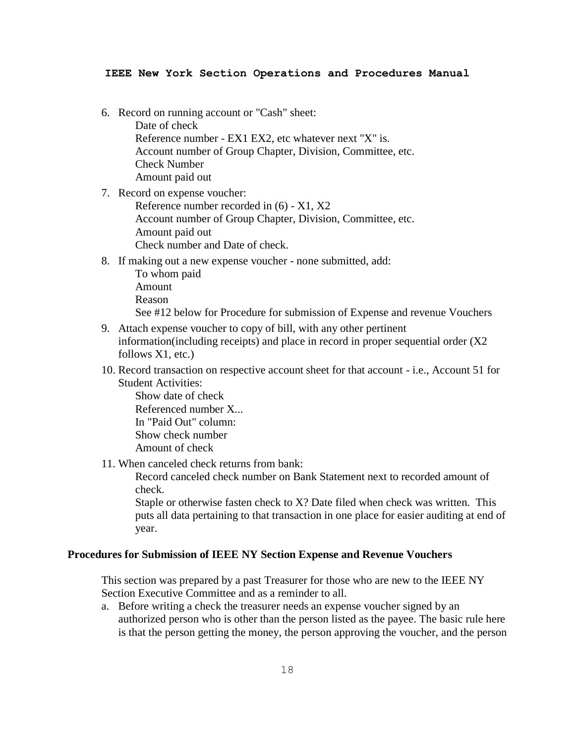6. Record on running account or "Cash" sheet:
   Date of check
   Reference number - EX1 EX2, etc whatever next "X" is.
   Account number of Group Chapter, Division, Committee, etc.
   Check Number
   Amount paid out
7. Record on expense voucher:
   Reference number recorded in (6) - X1, X2
   Account number of Group Chapter, Division, Committee, etc.
   Amount paid out
   Check number and Date of check.
8. If making out a new expense voucher - none submitted, add:
   To whom paid
   Amount
   Reason
   See #12 below for Procedure for submission of Expense and revenue Vouchers
9. Attach expense voucher to copy of bill, with any other pertinent information(including receipts) and place in record in proper sequential order (X2 follows X1, etc.)
10. Record transaction on respective account sheet for that account - i.e., Account 51 for Student Activities:
    Show date of check
    Referenced number X...
    In "Paid Out" column:
    Show check number
    Amount of check
11. When canceled check returns from bank:
    Record canceled check number on Bank Statement next to recorded amount of check.
    Staple or otherwise fasten check to X? Date filed when check was written. This puts all data pertaining to that transaction in one place for easier auditing at end of year.

### Procedures for Submission of IEEE NY Section Expense and Revenue Vouchers

This section was prepared by a past Treasurer for those who are new to the IEEE NY Section Executive Committee and as a reminder to all.

a. Before writing a check the treasurer needs an expense voucher signed by an authorized person who is other than the person listed as the payee. The basic rule here is that the person getting the money, the person approving the voucher, and the person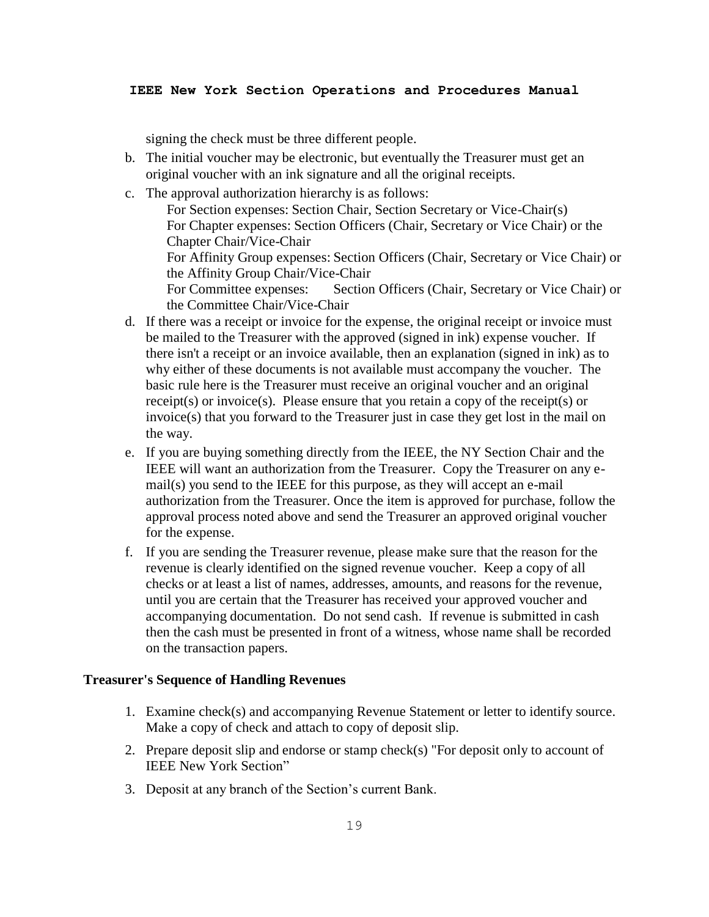signing the check must be three different people.

b. The initial voucher may be electronic, but eventually the Treasurer must get an original voucher with an ink signature and all the original receipts.

c. The approval authorization hierarchy is as follows:
   For Section expenses: Section Chair, Section Secretary or Vice-Chair(s)
   For Chapter expenses: Section Officers (Chair, Secretary or Vice Chair) or the Chapter Chair/Vice-Chair
   For Affinity Group expenses: Section Officers (Chair, Secretary or Vice Chair) or the Affinity Group Chair/Vice-Chair
   For Committee expenses: Section Officers (Chair, Secretary or Vice Chair) or the Committee Chair/Vice-Chair

d. If there was a receipt or invoice for the expense, the original receipt or invoice must be mailed to the Treasurer with the approved (signed in ink) expense voucher. If there isn't a receipt or an invoice available, then an explanation (signed in ink) as to why either of these documents is not available must accompany the voucher. The basic rule here is the Treasurer must receive an original voucher and an original receipt(s) or invoice(s). Please ensure that you retain a copy of the receipt(s) or invoice(s) that you forward to the Treasurer just in case they get lost in the mail on the way.

e. If you are buying something directly from the IEEE, the NY Section Chair and the IEEE will want an authorization from the Treasurer. Copy the Treasurer on any e-mail(s) you send to the IEEE for this purpose, as they will accept an e-mail authorization from the Treasurer. Once the item is approved for purchase, follow the approval process noted above and send the Treasurer an approved original voucher for the expense.

f. If you are sending the Treasurer revenue, please make sure that the reason for the revenue is clearly identified on the signed revenue voucher. Keep a copy of all checks or at least a list of names, addresses, amounts, and reasons for the revenue, until you are certain that the Treasurer has received your approved voucher and accompanying documentation. Do not send cash. If revenue is submitted in cash then the cash must be presented in front of a witness, whose name shall be recorded on the transaction papers.

**Treasurer's Sequence of Handling Revenues**

1. Examine check(s) and accompanying Revenue Statement or letter to identify source. Make a copy of check and attach to copy of deposit slip.
2. Prepare deposit slip and endorse or stamp check(s) "For deposit only to account of IEEE New York Section"
3. Deposit at any branch of the Section's current Bank.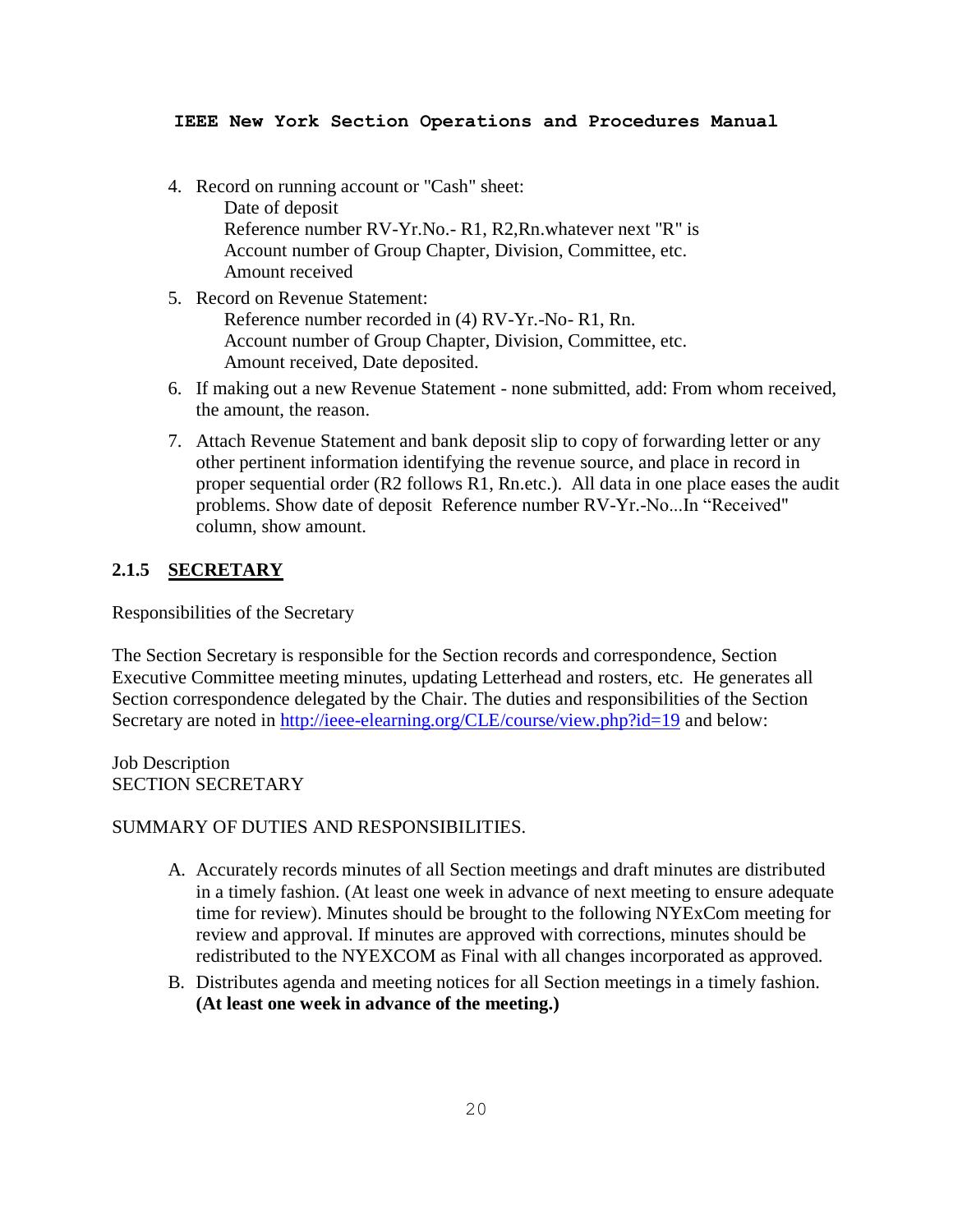4. Record on running account or "Cash" sheet:
   Date of deposit
   Reference number RV-Yr.No.- R1, R2,Rn.whatever next "R" is
   Account number of Group Chapter, Division, Committee, etc.
   Amount received
5. Record on Revenue Statement:
   Reference number recorded in (4) RV-Yr.-No- R1, Rn.
   Account number of Group Chapter, Division, Committee, etc.
   Amount received, Date deposited.
6. If making out a new Revenue Statement - none submitted, add: From whom received, the amount, the reason.
7. Attach Revenue Statement and bank deposit slip to copy of forwarding letter or any other pertinent information identifying the revenue source, and place in record in proper sequential order (R2 follows R1, Rn.etc.). All data in one place eases the audit problems. Show date of deposit Reference number RV-Yr.-No...In "Received" column, show amount.

### 2.1.5 SECRETARY

Responsibilities of the Secretary

The Section Secretary is responsible for the Section records and correspondence, Section Executive Committee meeting minutes, updating Letterhead and rosters, etc. He generates all Section correspondence delegated by the Chair. The duties and responsibilities of the Section Secretary are noted in http://ieee-elearning.org/CLE/course/view.php?id=19 and below:

Job Description
SECTION SECRETARY

SUMMARY OF DUTIES AND RESPONSIBILITIES.

A. Accurately records minutes of all Section meetings and draft minutes are distributed in a timely fashion. (At least one week in advance of next meeting to ensure adequate time for review). Minutes should be brought to the following NYExCom meeting for review and approval. If minutes are approved with corrections, minutes should be redistributed to the NYEXCOM as Final with all changes incorporated as approved.
B. Distributes agenda and meeting notices for all Section meetings in a timely fashion. **(At least one week in advance of the meeting.)**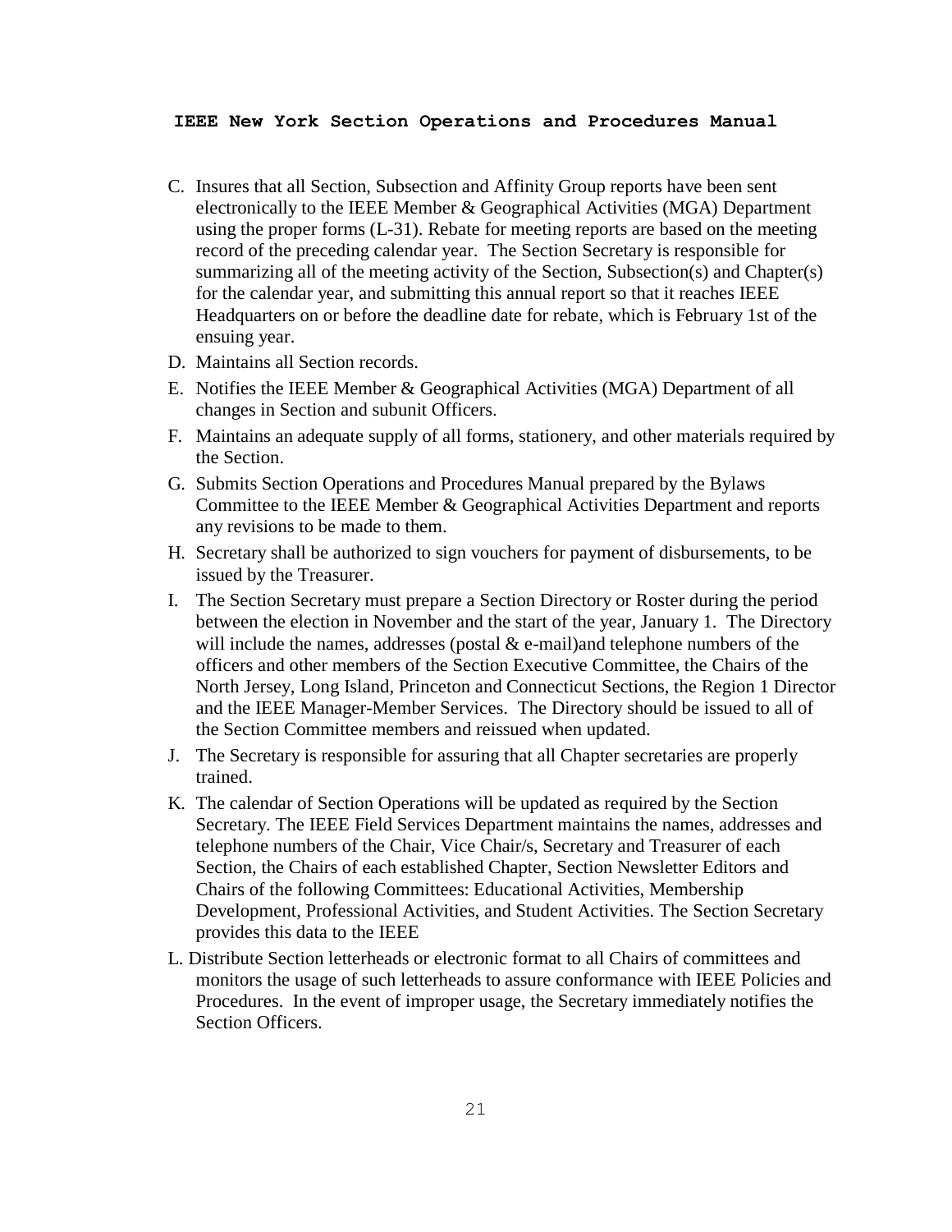C. Insures that all Section, Subsection and Affinity Group reports have been sent electronically to the IEEE Member & Geographical Activities (MGA) Department using the proper forms (L-31). Rebate for meeting reports are based on the meeting record of the preceding calendar year. The Section Secretary is responsible for summarizing all of the meeting activity of the Section, Subsection(s) and Chapter(s) for the calendar year, and submitting this annual report so that it reaches IEEE Headquarters on or before the deadline date for rebate, which is February 1st of the ensuing year.

D. Maintains all Section records.

E. Notifies the IEEE Member & Geographical Activities (MGA) Department of all changes in Section and subunit Officers.

F. Maintains an adequate supply of all forms, stationery, and other materials required by the Section.

G. Submits Section Operations and Procedures Manual prepared by the Bylaws Committee to the IEEE Member & Geographical Activities Department and reports any revisions to be made to them.

H. Secretary shall be authorized to sign vouchers for payment of disbursements, to be issued by the Treasurer.

I. The Section Secretary must prepare a Section Directory or Roster during the period between the election in November and the start of the year, January 1. The Directory will include the names, addresses (postal & e-mail)and telephone numbers of the officers and other members of the Section Executive Committee, the Chairs of the North Jersey, Long Island, Princeton and Connecticut Sections, the Region 1 Director and the IEEE Manager-Member Services. The Directory should be issued to all of the Section Committee members and reissued when updated.

J. The Secretary is responsible for assuring that all Chapter secretaries are properly trained.

K. The calendar of Section Operations will be updated as required by the Section Secretary. The IEEE Field Services Department maintains the names, addresses and telephone numbers of the Chair, Vice Chair/s, Secretary and Treasurer of each Section, the Chairs of each established Chapter, Section Newsletter Editors and Chairs of the following Committees: Educational Activities, Membership Development, Professional Activities, and Student Activities. The Section Secretary provides this data to the IEEE

L. Distribute Section letterheads or electronic format to all Chairs of committees and monitors the usage of such letterheads to assure conformance with IEEE Policies and Procedures. In the event of improper usage, the Secretary immediately notifies the Section Officers.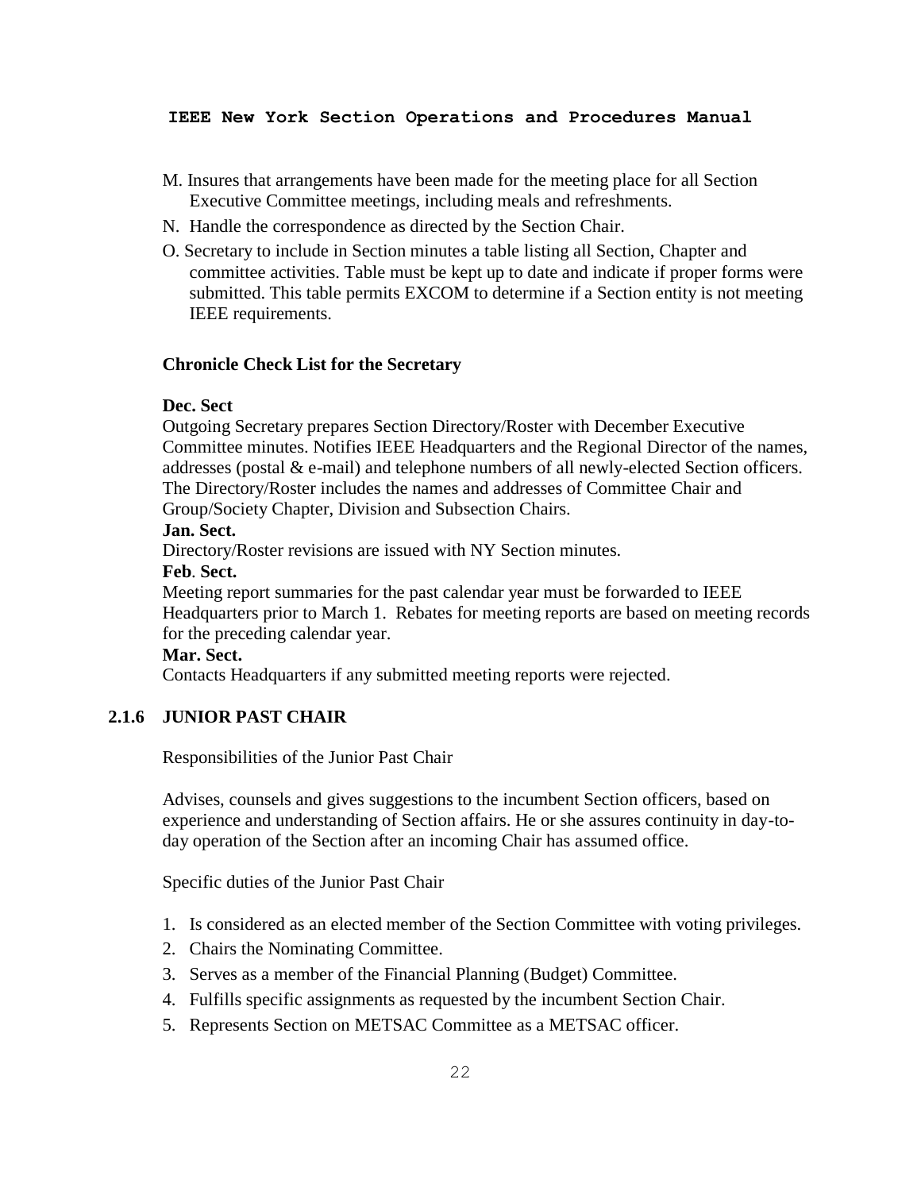M. Insures that arrangements have been made for the meeting place for all Section Executive Committee meetings, including meals and refreshments.

N. Handle the correspondence as directed by the Section Chair.

O. Secretary to include in Section minutes a table listing all Section, Chapter and committee activities. Table must be kept up to date and indicate if proper forms were submitted. This table permits EXCOM to determine if a Section entity is not meeting IEEE requirements.

**Chronicle Check List for the Secretary**

**Dec. Sect**
Outgoing Secretary prepares Section Directory/Roster with December Executive Committee minutes. Notifies IEEE Headquarters and the Regional Director of the names, addresses (postal & e-mail) and telephone numbers of all newly-elected Section officers. The Directory/Roster includes the names and addresses of Committee Chair and Group/Society Chapter, Division and Subsection Chairs.

**Jan. Sect.**
Directory/Roster revisions are issued with NY Section minutes.

**Feb. Sect.**
Meeting report summaries for the past calendar year must be forwarded to IEEE Headquarters prior to March 1. Rebates for meeting reports are based on meeting records for the preceding calendar year.

**Mar. Sect.**
Contacts Headquarters if any submitted meeting reports were rejected.

### 2.1.6 JUNIOR PAST CHAIR

Responsibilities of the Junior Past Chair

Advises, counsels and gives suggestions to the incumbent Section officers, based on experience and understanding of Section affairs. He or she assures continuity in day-to-day operation of the Section after an incoming Chair has assumed office.

Specific duties of the Junior Past Chair

1. Is considered as an elected member of the Section Committee with voting privileges.
2. Chairs the Nominating Committee.
3. Serves as a member of the Financial Planning (Budget) Committee.
4. Fulfills specific assignments as requested by the incumbent Section Chair.
5. Represents Section on METSAC Committee as a METSAC officer.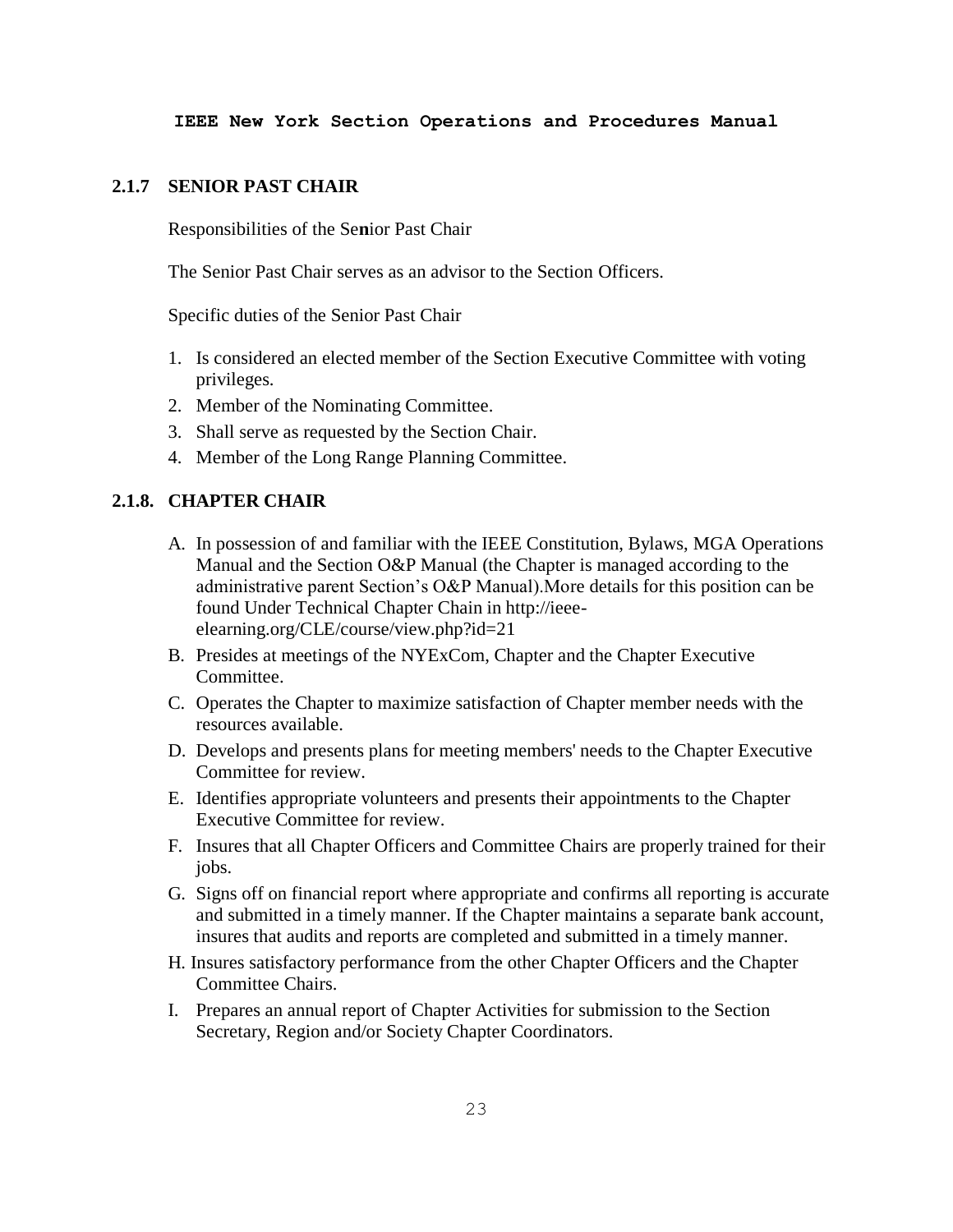## 2.1.7 SENIOR PAST CHAIR

Responsibilities of the Senior Past Chair

The Senior Past Chair serves as an advisor to the Section Officers.

Specific duties of the Senior Past Chair

1. Is considered an elected member of the Section Executive Committee with voting privileges.
2. Member of the Nominating Committee.
3. Shall serve as requested by the Section Chair.
4. Member of the Long Range Planning Committee.

## 2.1.8. CHAPTER CHAIR

A. In possession of and familiar with the IEEE Constitution, Bylaws, MGA Operations Manual and the Section O&P Manual (the Chapter is managed according to the administrative parent Section's O&P Manual).More details for this position can be found Under Technical Chapter Chain in http://ieee-elearning.org/CLE/course/view.php?id=21

B. Presides at meetings of the NYExCom, Chapter and the Chapter Executive Committee.

C. Operates the Chapter to maximize satisfaction of Chapter member needs with the resources available.

D. Develops and presents plans for meeting members' needs to the Chapter Executive Committee for review.

E. Identifies appropriate volunteers and presents their appointments to the Chapter Executive Committee for review.

F. Insures that all Chapter Officers and Committee Chairs are properly trained for their jobs.

G. Signs off on financial report where appropriate and confirms all reporting is accurate and submitted in a timely manner. If the Chapter maintains a separate bank account, insures that audits and reports are completed and submitted in a timely manner.

H. Insures satisfactory performance from the other Chapter Officers and the Chapter Committee Chairs.

I. Prepares an annual report of Chapter Activities for submission to the Section Secretary, Region and/or Society Chapter Coordinators.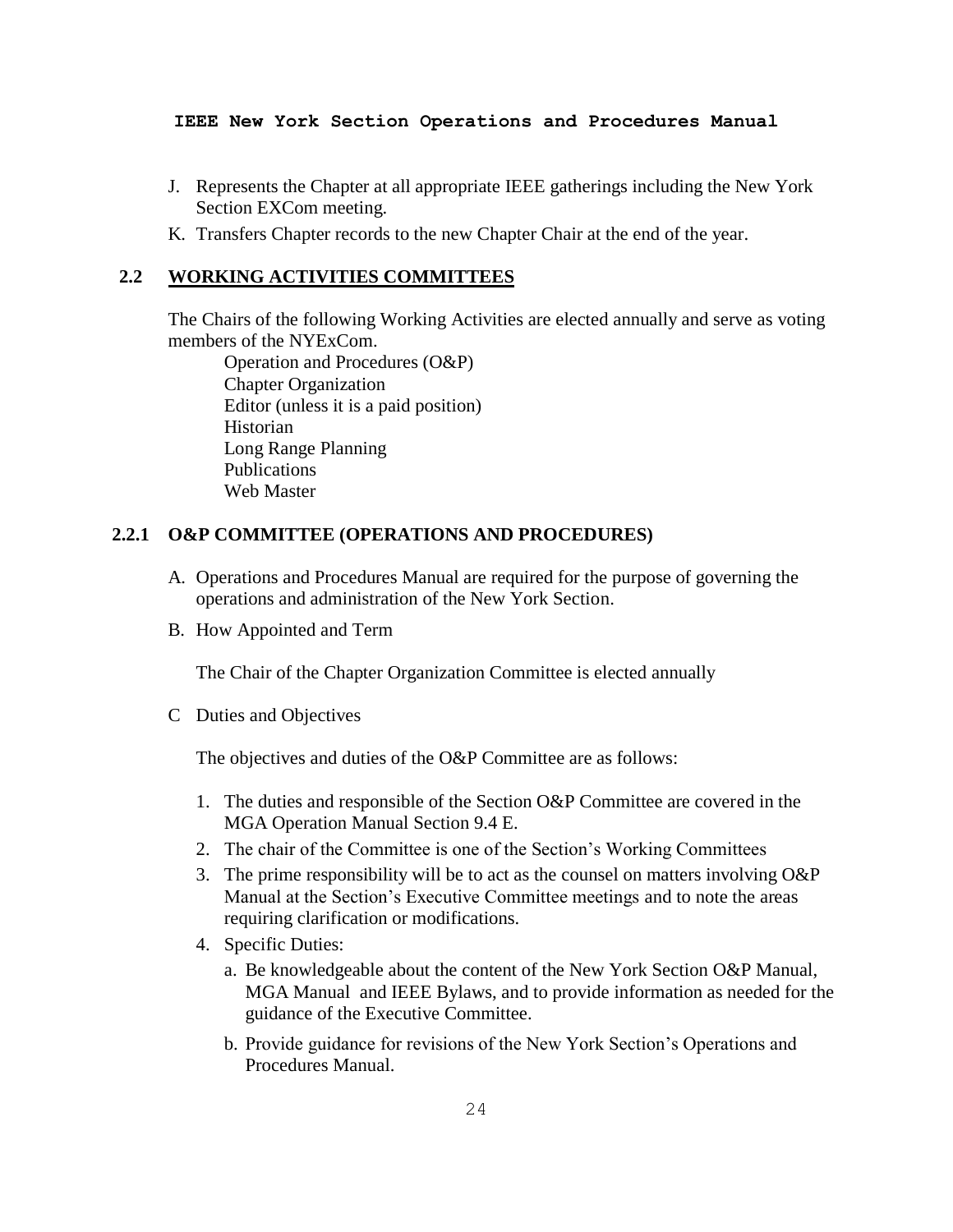J. Represents the Chapter at all appropriate IEEE gatherings including the New York Section EXCom meeting.

K. Transfers Chapter records to the new Chapter Chair at the end of the year.

## 2.2 WORKING ACTIVITIES COMMITTEES

The Chairs of the following Working Activities are elected annually and serve as voting members of the NYExCom.

- Operation and Procedures (O&P)
- Chapter Organization
- Editor (unless it is a paid position)
- Historian
- Long Range Planning
- Publications
- Web Master

### 2.2.1 O&P COMMITTEE (OPERATIONS AND PROCEDURES)

A. Operations and Procedures Manual are required for the purpose of governing the operations and administration of the New York Section.

B. How Appointed and Term

The Chair of the Chapter Organization Committee is elected annually

C Duties and Objectives

The objectives and duties of the O&P Committee are as follows:

1. The duties and responsible of the Section O&P Committee are covered in the MGA Operation Manual Section 9.4 E.
2. The chair of the Committee is one of the Section's Working Committees
3. The prime responsibility will be to act as the counsel on matters involving O&P Manual at the Section's Executive Committee meetings and to note the areas requiring clarification or modifications.
4. Specific Duties:
   a. Be knowledgeable about the content of the New York Section O&P Manual, MGA Manual and IEEE Bylaws, and to provide information as needed for the guidance of the Executive Committee.
   b. Provide guidance for revisions of the New York Section's Operations and Procedures Manual.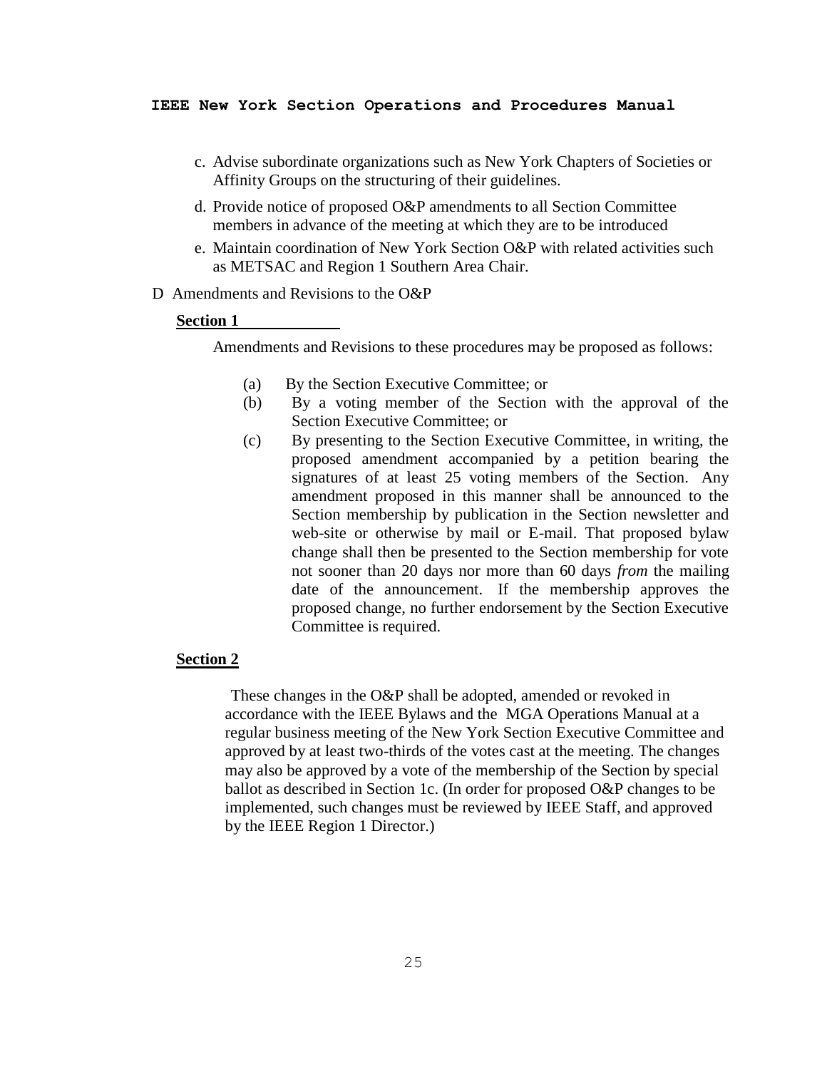c. Advise subordinate organizations such as New York Chapters of Societies or Affinity Groups on the structuring of their guidelines.

d. Provide notice of proposed O&P amendments to all Section Committee members in advance of the meeting at which they are to be introduced

e. Maintain coordination of New York Section O&P with related activities such as METSAC and Region 1 Southern Area Chair.

D Amendments and Revisions to the O&P

**Section 1**

Amendments and Revisions to these procedures may be proposed as follows:

(a) By the Section Executive Committee; or

(b) By a voting member of the Section with the approval of the Section Executive Committee; or

(c) By presenting to the Section Executive Committee, in writing, the proposed amendment accompanied by a petition bearing the signatures of at least 25 voting members of the Section. Any amendment proposed in this manner shall be announced to the Section membership by publication in the Section newsletter and web-site or otherwise by mail or E-mail. That proposed bylaw change shall then be presented to the Section membership for vote not sooner than 20 days nor more than 60 days *from* the mailing date of the announcement. If the membership approves the proposed change, no further endorsement by the Section Executive Committee is required.

**Section 2**

These changes in the O&P shall be adopted, amended or revoked in accordance with the IEEE Bylaws and the MGA Operations Manual at a regular business meeting of the New York Section Executive Committee and approved by at least two-thirds of the votes cast at the meeting. The changes may also be approved by a vote of the membership of the Section by special ballot as described in Section 1c. (In order for proposed O&P changes to be implemented, such changes must be reviewed by IEEE Staff, and approved by the IEEE Region 1 Director.)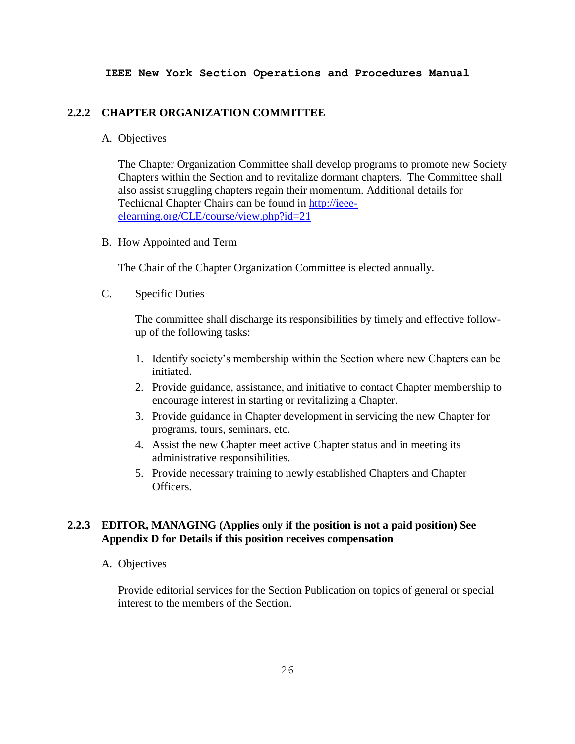### 2.2.2 CHAPTER ORGANIZATION COMMITTEE

A. Objectives

The Chapter Organization Committee shall develop programs to promote new Society Chapters within the Section and to revitalize dormant chapters. The Committee shall also assist struggling chapters regain their momentum. Additional details for Techicnal Chapter Chairs can be found in [http://ieee-elearning.org/CLE/course/view.php?id=21](http://ieee-elearning.org/CLE/course/view.php?id=21)

B. How Appointed and Term

The Chair of the Chapter Organization Committee is elected annually.

C. Specific Duties

The committee shall discharge its responsibilities by timely and effective follow-up of the following tasks:

1. Identify society's membership within the Section where new Chapters can be initiated.
2. Provide guidance, assistance, and initiative to contact Chapter membership to encourage interest in starting or revitalizing a Chapter.
3. Provide guidance in Chapter development in servicing the new Chapter for programs, tours, seminars, etc.
4. Assist the new Chapter meet active Chapter status and in meeting its administrative responsibilities.
5. Provide necessary training to newly established Chapters and Chapter Officers.

### 2.2.3 EDITOR, MANAGING (Applies only if the position is not a paid position) See Appendix D for Details if this position receives compensation

A. Objectives

Provide editorial services for the Section Publication on topics of general or special interest to the members of the Section.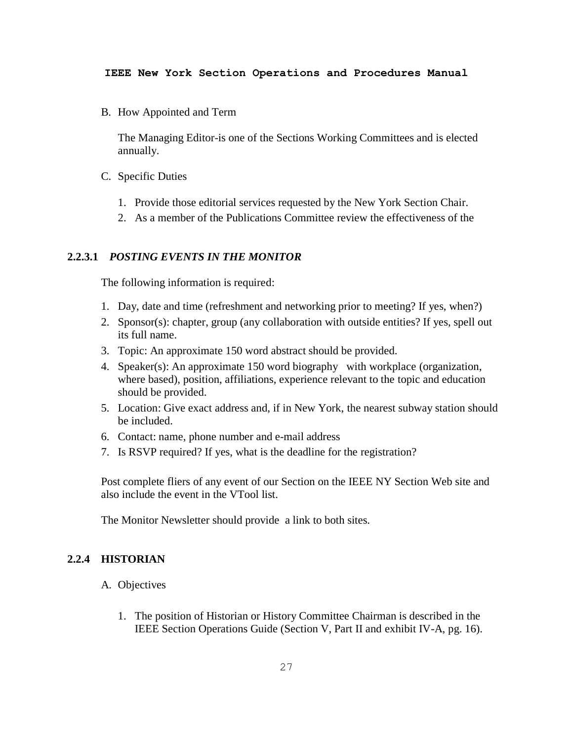B. How Appointed and Term

   The Managing Editor-is one of the Sections Working Committees and is elected annually.

C. Specific Duties

   1. Provide those editorial services requested by the New York Section Chair.
   2. As a member of the Publications Committee review the effectiveness of the

### 2.2.3.1 *POSTING EVENTS IN THE MONITOR*

The following information is required:

1. Day, date and time (refreshment and networking prior to meeting? If yes, when?)
2. Sponsor(s): chapter, group (any collaboration with outside entities? If yes, spell out its full name.
3. Topic: An approximate 150 word abstract should be provided.
4. Speaker(s): An approximate 150 word biography with workplace (organization, where based), position, affiliations, experience relevant to the topic and education should be provided.
5. Location: Give exact address and, if in New York, the nearest subway station should be included.
6. Contact: name, phone number and e-mail address
7. Is RSVP required? If yes, what is the deadline for the registration?

Post complete fliers of any event of our Section on the IEEE NY Section Web site and also include the event in the VTool list.

The Monitor Newsletter should provide a link to both sites.

### 2.2.4 HISTORIAN

A. Objectives

   1. The position of Historian or History Committee Chairman is described in the IEEE Section Operations Guide (Section V, Part II and exhibit IV-A, pg. 16).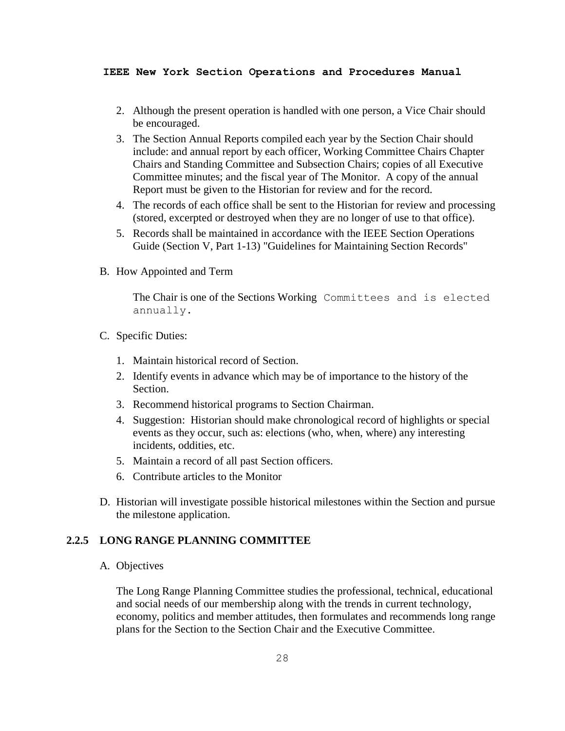2. Although the present operation is handled with one person, a Vice Chair should be encouraged.
3. The Section Annual Reports compiled each year by the Section Chair should include: and annual report by each officer, Working Committee Chairs Chapter Chairs and Standing Committee and Subsection Chairs; copies of all Executive Committee minutes; and the fiscal year of The Monitor. A copy of the annual Report must be given to the Historian for review and for the record.
4. The records of each office shall be sent to the Historian for review and processing (stored, excerpted or destroyed when they are no longer of use to that office).
5. Records shall be maintained in accordance with the IEEE Section Operations Guide (Section V, Part 1-13) "Guidelines for Maintaining Section Records"

B. How Appointed and Term

The Chair is one of the Sections Working Committees and is elected annually.

C. Specific Duties:

1. Maintain historical record of Section.
2. Identify events in advance which may be of importance to the history of the Section.
3. Recommend historical programs to Section Chairman.
4. Suggestion: Historian should make chronological record of highlights or special events as they occur, such as: elections (who, when, where) any interesting incidents, oddities, etc.
5. Maintain a record of all past Section officers.
6. Contribute articles to the Monitor

D. Historian will investigate possible historical milestones within the Section and pursue the milestone application.

### 2.2.5 LONG RANGE PLANNING COMMITTEE

A. Objectives

The Long Range Planning Committee studies the professional, technical, educational and social needs of our membership along with the trends in current technology, economy, politics and member attitudes, then formulates and recommends long range plans for the Section to the Section Chair and the Executive Committee.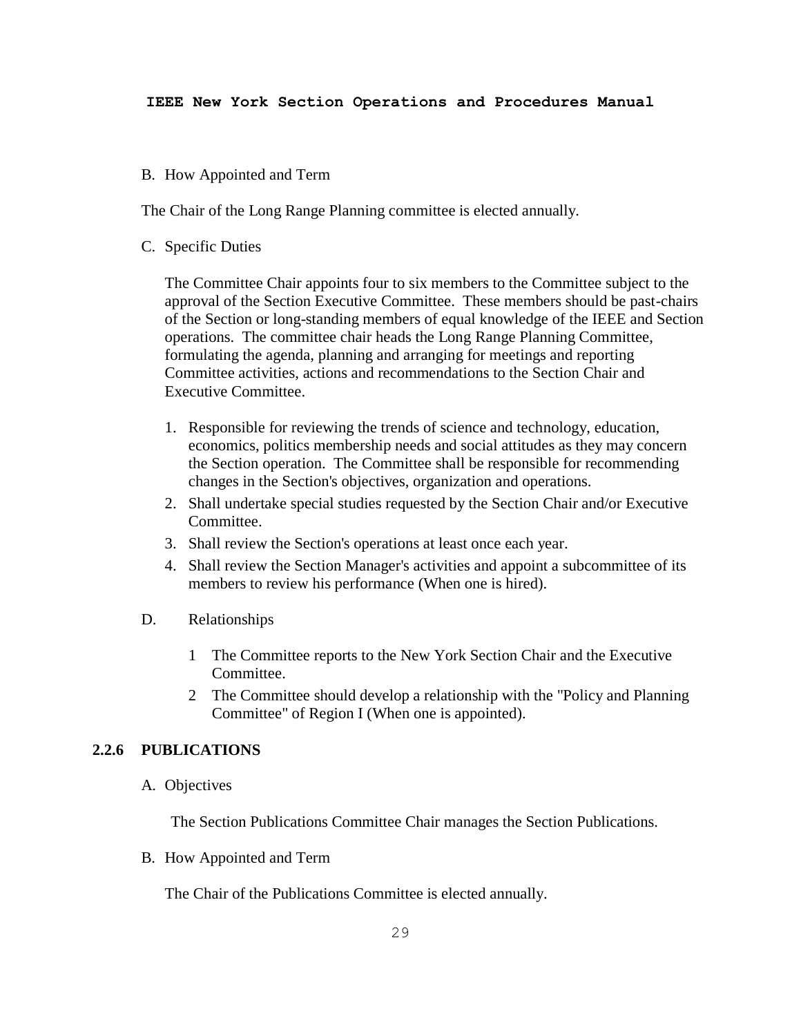B. How Appointed and Term

The Chair of the Long Range Planning committee is elected annually.

C. Specific Duties

The Committee Chair appoints four to six members to the Committee subject to the approval of the Section Executive Committee. These members should be past-chairs of the Section or long-standing members of equal knowledge of the IEEE and Section operations. The committee chair heads the Long Range Planning Committee, formulating the agenda, planning and arranging for meetings and reporting Committee activities, actions and recommendations to the Section Chair and Executive Committee.

1. Responsible for reviewing the trends of science and technology, education, economics, politics membership needs and social attitudes as they may concern the Section operation. The Committee shall be responsible for recommending changes in the Section's objectives, organization and operations.
2. Shall undertake special studies requested by the Section Chair and/or Executive Committee.
3. Shall review the Section's operations at least once each year.
4. Shall review the Section Manager's activities and appoint a subcommittee of its members to review his performance (When one is hired).

D. Relationships

1 The Committee reports to the New York Section Chair and the Executive Committee.

2 The Committee should develop a relationship with the "Policy and Planning Committee" of Region I (When one is appointed).

### 2.2.6 PUBLICATIONS

A. Objectives

The Section Publications Committee Chair manages the Section Publications.

B. How Appointed and Term

The Chair of the Publications Committee is elected annually.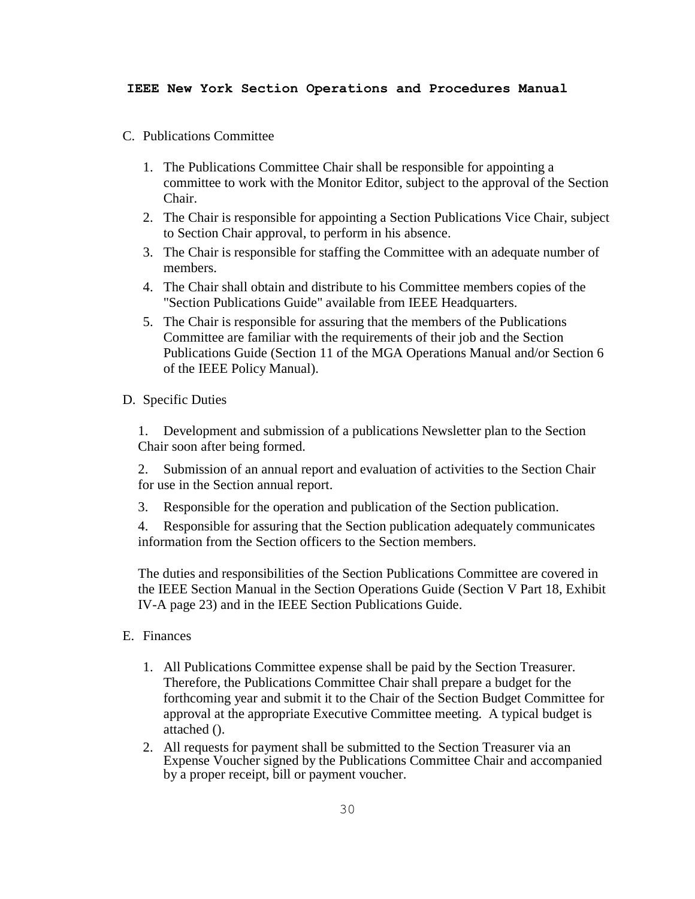C. Publications Committee

1. The Publications Committee Chair shall be responsible for appointing a committee to work with the Monitor Editor, subject to the approval of the Section Chair.
2. The Chair is responsible for appointing a Section Publications Vice Chair, subject to Section Chair approval, to perform in his absence.
3. The Chair is responsible for staffing the Committee with an adequate number of members.
4. The Chair shall obtain and distribute to his Committee members copies of the "Section Publications Guide" available from IEEE Headquarters.
5. The Chair is responsible for assuring that the members of the Publications Committee are familiar with the requirements of their job and the Section Publications Guide (Section 11 of the MGA Operations Manual and/or Section 6 of the IEEE Policy Manual).

D. Specific Duties

1. Development and submission of a publications Newsletter plan to the Section Chair soon after being formed.

2. Submission of an annual report and evaluation of activities to the Section Chair for use in the Section annual report.

3. Responsible for the operation and publication of the Section publication.

4. Responsible for assuring that the Section publication adequately communicates information from the Section officers to the Section members.

The duties and responsibilities of the Section Publications Committee are covered in the IEEE Section Manual in the Section Operations Guide (Section V Part 18, Exhibit IV-A page 23) and in the IEEE Section Publications Guide.

E. Finances

1. All Publications Committee expense shall be paid by the Section Treasurer. Therefore, the Publications Committee Chair shall prepare a budget for the forthcoming year and submit it to the Chair of the Section Budget Committee for approval at the appropriate Executive Committee meeting. A typical budget is attached ().
2. All requests for payment shall be submitted to the Section Treasurer via an Expense Voucher signed by the Publications Committee Chair and accompanied by a proper receipt, bill or payment voucher.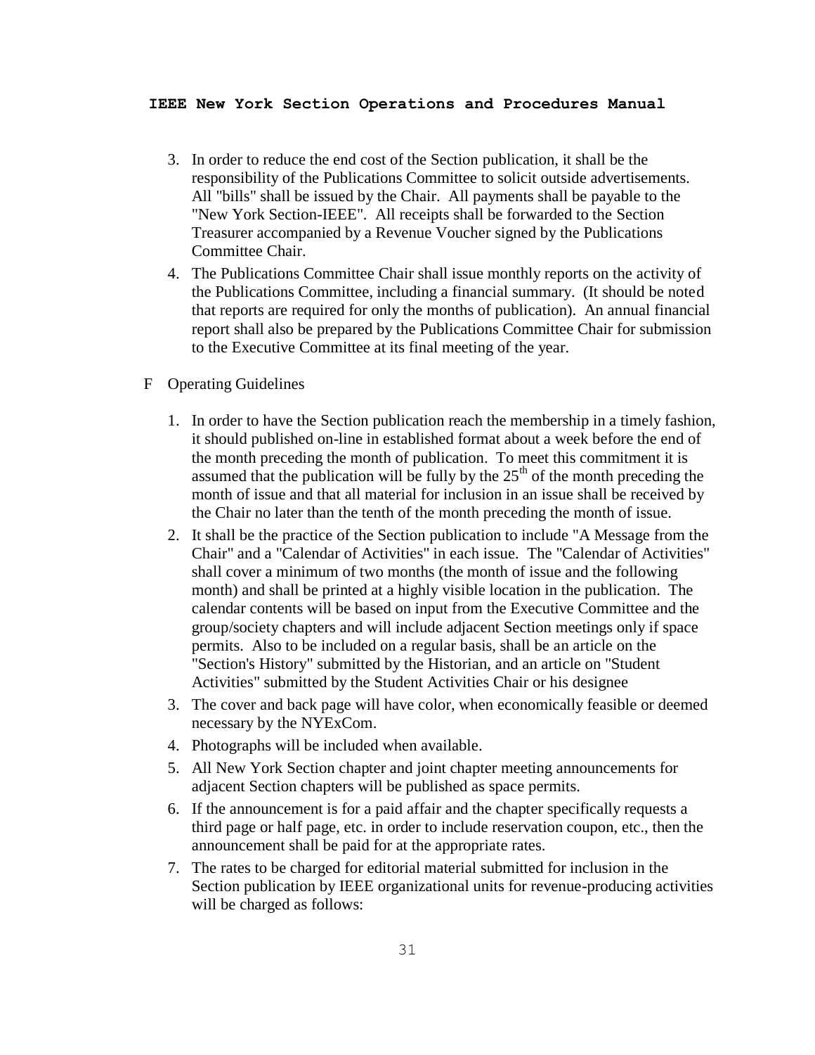3. In order to reduce the end cost of the Section publication, it shall be the responsibility of the Publications Committee to solicit outside advertisements. All "bills" shall be issued by the Chair. All payments shall be payable to the "New York Section-IEEE". All receipts shall be forwarded to the Section Treasurer accompanied by a Revenue Voucher signed by the Publications Committee Chair.
4. The Publications Committee Chair shall issue monthly reports on the activity of the Publications Committee, including a financial summary. (It should be noted that reports are required for only the months of publication). An annual financial report shall also be prepared by the Publications Committee Chair for submission to the Executive Committee at its final meeting of the year.

F Operating Guidelines

1. In order to have the Section publication reach the membership in a timely fashion, it should published on-line in established format about a week before the end of the month preceding the month of publication. To meet this commitment it is assumed that the publication will be fully by the 25th of the month preceding the month of issue and that all material for inclusion in an issue shall be received by the Chair no later than the tenth of the month preceding the month of issue.
2. It shall be the practice of the Section publication to include "A Message from the Chair" and a "Calendar of Activities" in each issue. The "Calendar of Activities" shall cover a minimum of two months (the month of issue and the following month) and shall be printed at a highly visible location in the publication. The calendar contents will be based on input from the Executive Committee and the group/society chapters and will include adjacent Section meetings only if space permits. Also to be included on a regular basis, shall be an article on the "Section's History" submitted by the Historian, and an article on "Student Activities" submitted by the Student Activities Chair or his designee
3. The cover and back page will have color, when economically feasible or deemed necessary by the NYExCom.
4. Photographs will be included when available.
5. All New York Section chapter and joint chapter meeting announcements for adjacent Section chapters will be published as space permits.
6. If the announcement is for a paid affair and the chapter specifically requests a third page or half page, etc. in order to include reservation coupon, etc., then the announcement shall be paid for at the appropriate rates.
7. The rates to be charged for editorial material submitted for inclusion in the Section publication by IEEE organizational units for revenue-producing activities will be charged as follows: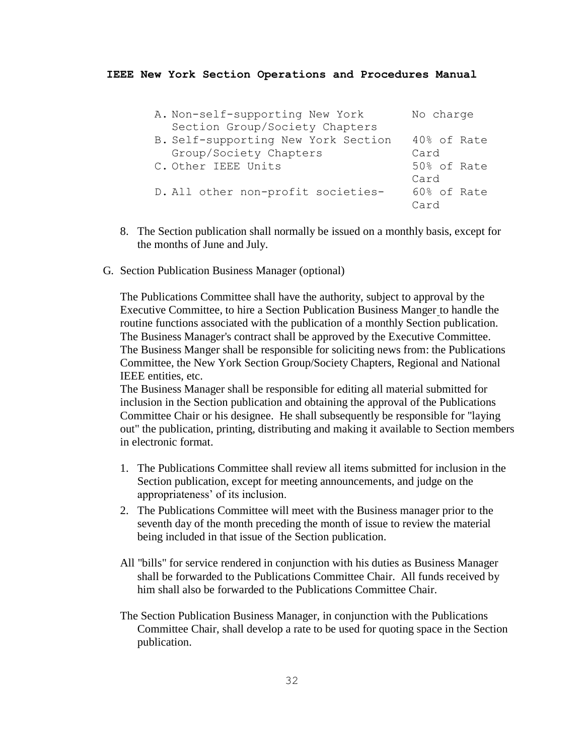| | |
|---|---|
| A. Non-self-supporting New York Section Group/Society Chapters | No charge |
| B. Self-supporting New York Section Group/Society Chapters | 40% of Rate Card |
| C. Other IEEE Units | 50% of Rate Card |
| D. All other non-profit societies- | 60% of Rate Card |

8. The Section publication shall normally be issued on a monthly basis, except for the months of June and July.

G. Section Publication Business Manager (optional)

The Publications Committee shall have the authority, subject to approval by the Executive Committee, to hire a Section Publication Business Manger to handle the routine functions associated with the publication of a monthly Section publication. The Business Manager's contract shall be approved by the Executive Committee. The Business Manger shall be responsible for soliciting news from: the Publications Committee, the New York Section Group/Society Chapters, Regional and National IEEE entities, etc.
The Business Manager shall be responsible for editing all material submitted for inclusion in the Section publication and obtaining the approval of the Publications Committee Chair or his designee. He shall subsequently be responsible for "laying out" the publication, printing, distributing and making it available to Section members in electronic format.

1. The Publications Committee shall review all items submitted for inclusion in the Section publication, except for meeting announcements, and judge on the appropriateness' of its inclusion.
2. The Publications Committee will meet with the Business manager prior to the seventh day of the month preceding the month of issue to review the material being included in that issue of the Section publication.

All "bills" for service rendered in conjunction with his duties as Business Manager shall be forwarded to the Publications Committee Chair. All funds received by him shall also be forwarded to the Publications Committee Chair.

The Section Publication Business Manager, in conjunction with the Publications Committee Chair, shall develop a rate to be used for quoting space in the Section publication.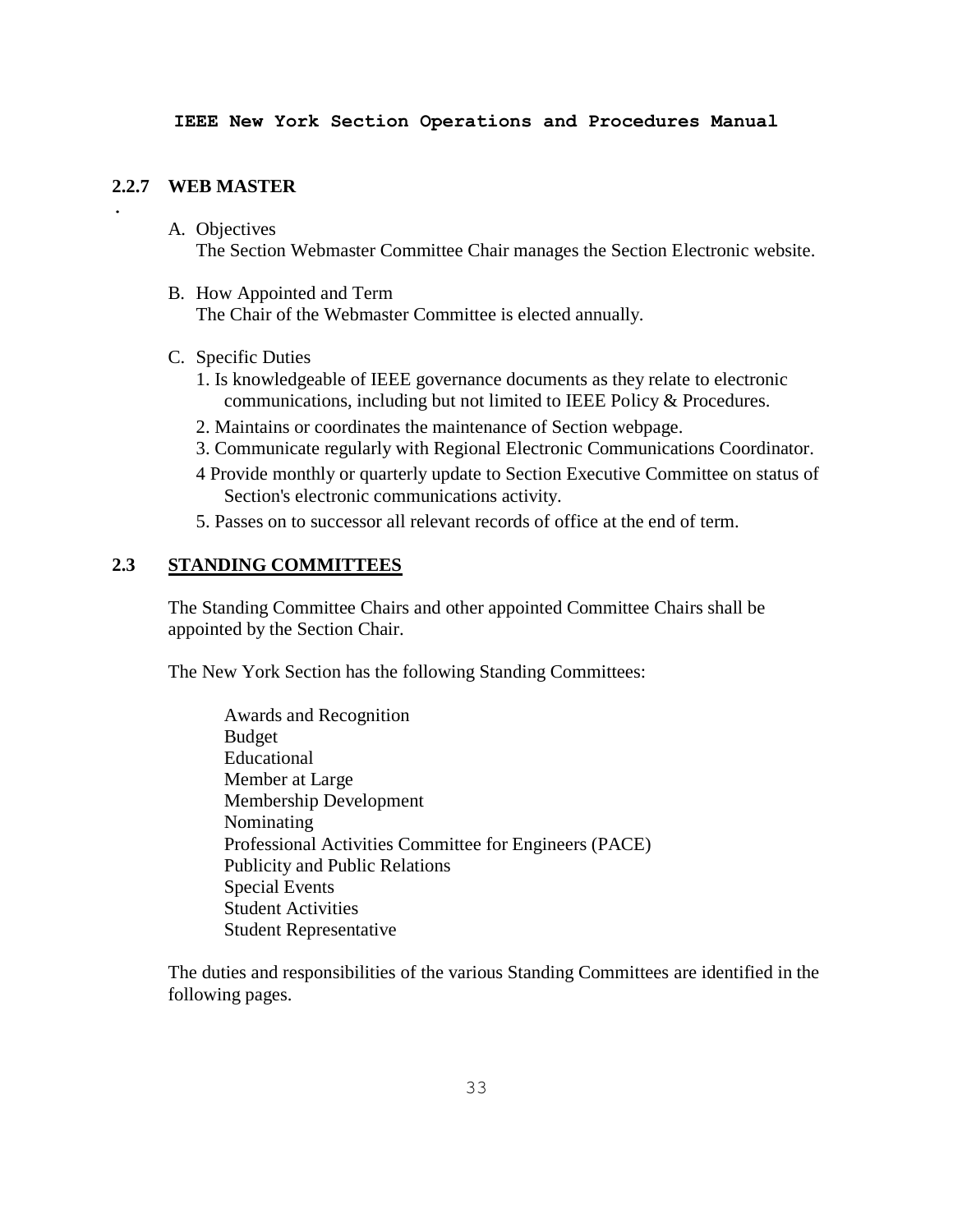### 2.2.7 WEB MASTER

A. Objectives
   The Section Webmaster Committee Chair manages the Section Electronic website.

B. How Appointed and Term
   The Chair of the Webmaster Committee is elected annually.

C. Specific Duties
   1. Is knowledgeable of IEEE governance documents as they relate to electronic communications, including but not limited to IEEE Policy & Procedures.
   2. Maintains or coordinates the maintenance of Section webpage.
   3. Communicate regularly with Regional Electronic Communications Coordinator.
   4 Provide monthly or quarterly update to Section Executive Committee on status of Section's electronic communications activity.
   5. Passes on to successor all relevant records of office at the end of term.

## 2.3 STANDING COMMITTEES

The Standing Committee Chairs and other appointed Committee Chairs shall be appointed by the Section Chair.

The New York Section has the following Standing Committees:

- Awards and Recognition
- Budget
- Educational
- Member at Large
- Membership Development
- Nominating
- Professional Activities Committee for Engineers (PACE)
- Publicity and Public Relations
- Special Events
- Student Activities
- Student Representative

The duties and responsibilities of the various Standing Committees are identified in the following pages.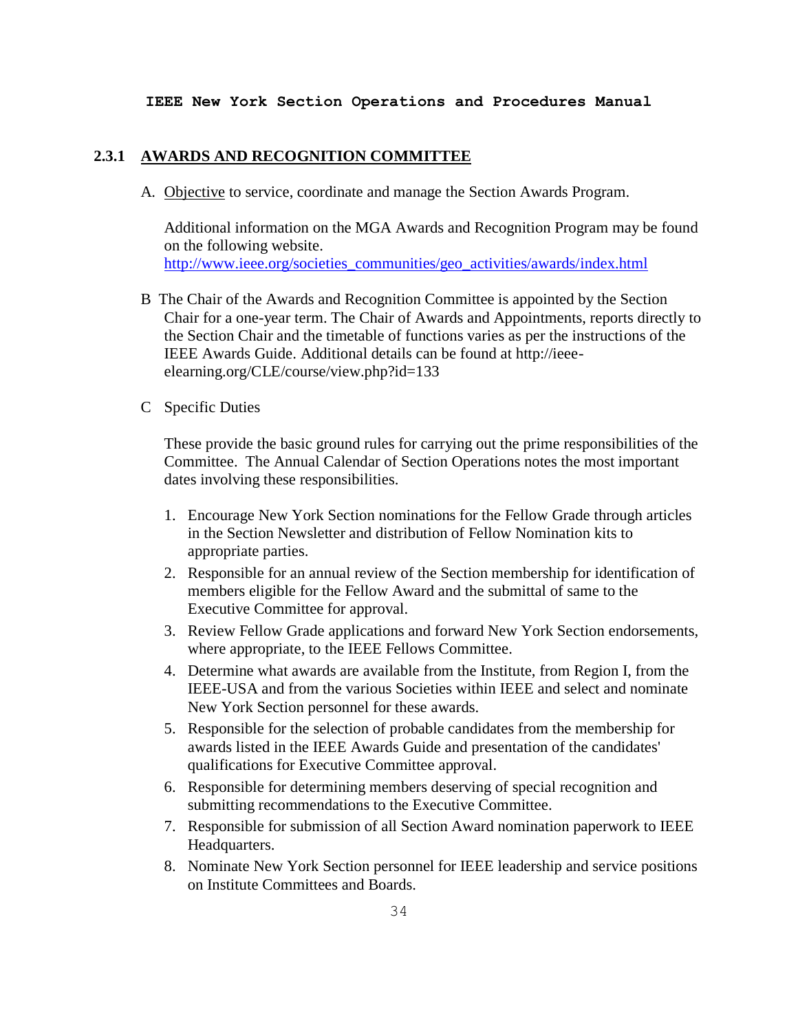### 2.3.1 AWARDS AND RECOGNITION COMMITTEE

A. Objective to service, coordinate and manage the Section Awards Program.

Additional information on the MGA Awards and Recognition Program may be found on the following website. [http://www.ieee.org/societies_communities/geo_activities/awards/index.html](http://www.ieee.org/societies_communities/geo_activities/awards/index.html)

B The Chair of the Awards and Recognition Committee is appointed by the Section Chair for a one-year term. The Chair of Awards and Appointments, reports directly to the Section Chair and the timetable of functions varies as per the instructions of the IEEE Awards Guide. Additional details can be found at http://ieee-elearning.org/CLE/course/view.php?id=133

C Specific Duties

These provide the basic ground rules for carrying out the prime responsibilities of the Committee. The Annual Calendar of Section Operations notes the most important dates involving these responsibilities.

1. Encourage New York Section nominations for the Fellow Grade through articles in the Section Newsletter and distribution of Fellow Nomination kits to appropriate parties.
2. Responsible for an annual review of the Section membership for identification of members eligible for the Fellow Award and the submittal of same to the Executive Committee for approval.
3. Review Fellow Grade applications and forward New York Section endorsements, where appropriate, to the IEEE Fellows Committee.
4. Determine what awards are available from the Institute, from Region I, from the IEEE-USA and from the various Societies within IEEE and select and nominate New York Section personnel for these awards.
5. Responsible for the selection of probable candidates from the membership for awards listed in the IEEE Awards Guide and presentation of the candidates' qualifications for Executive Committee approval.
6. Responsible for determining members deserving of special recognition and submitting recommendations to the Executive Committee.
7. Responsible for submission of all Section Award nomination paperwork to IEEE Headquarters.
8. Nominate New York Section personnel for IEEE leadership and service positions on Institute Committees and Boards.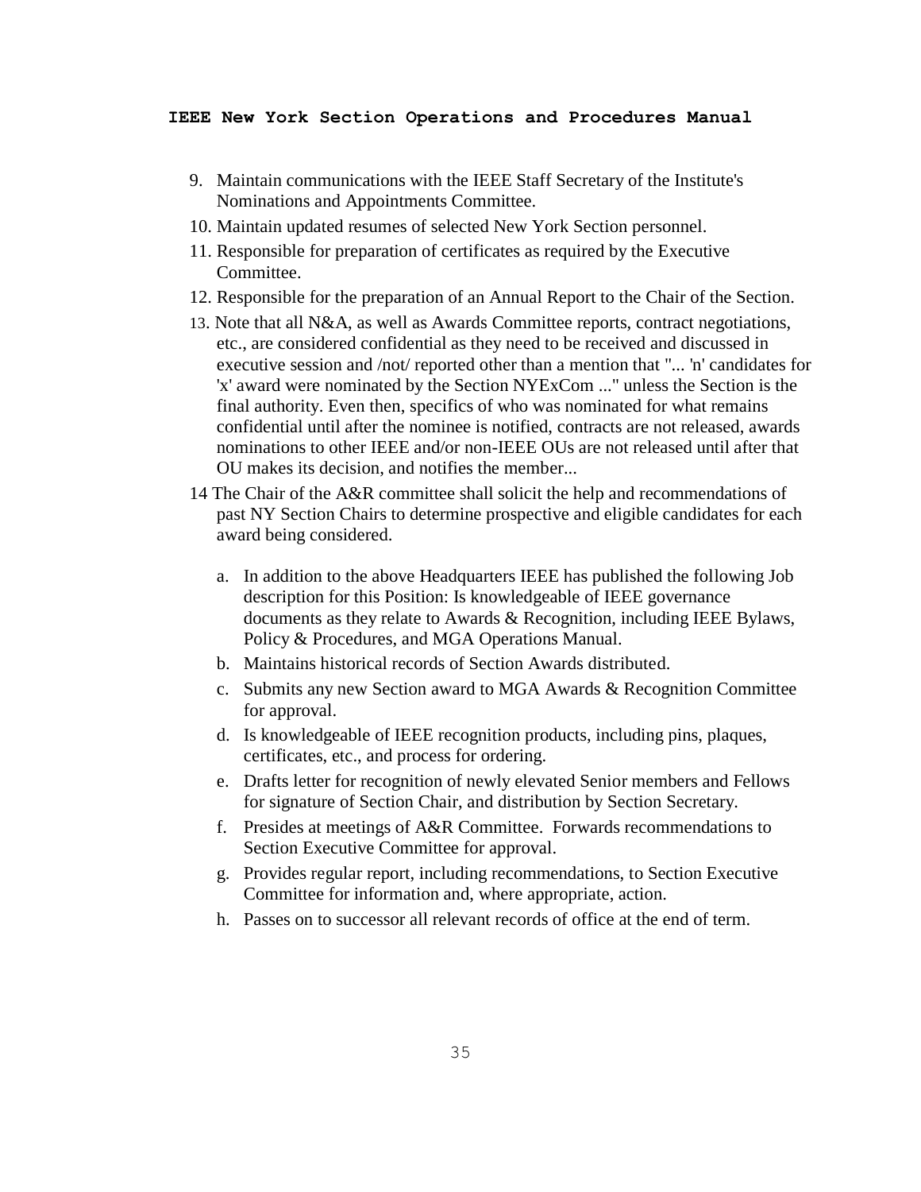9. Maintain communications with the IEEE Staff Secretary of the Institute's Nominations and Appointments Committee.
10. Maintain updated resumes of selected New York Section personnel.
11. Responsible for preparation of certificates as required by the Executive Committee.
12. Responsible for the preparation of an Annual Report to the Chair of the Section.
13. Note that all N&A, as well as Awards Committee reports, contract negotiations, etc., are considered confidential as they need to be received and discussed in executive session and /not/ reported other than a mention that "... 'n' candidates for 'x' award were nominated by the Section NYExCom ..." unless the Section is the final authority. Even then, specifics of who was nominated for what remains confidential until after the nominee is notified, contracts are not released, awards nominations to other IEEE and/or non-IEEE OUs are not released until after that OU makes its decision, and notifies the member...

14 The Chair of the A&R committee shall solicit the help and recommendations of past NY Section Chairs to determine prospective and eligible candidates for each award being considered.

   a. In addition to the above Headquarters IEEE has published the following Job description for this Position: Is knowledgeable of IEEE governance documents as they relate to Awards & Recognition, including IEEE Bylaws, Policy & Procedures, and MGA Operations Manual.
   b. Maintains historical records of Section Awards distributed.
   c. Submits any new Section award to MGA Awards & Recognition Committee for approval.
   d. Is knowledgeable of IEEE recognition products, including pins, plaques, certificates, etc., and process for ordering.
   e. Drafts letter for recognition of newly elevated Senior members and Fellows for signature of Section Chair, and distribution by Section Secretary.
   f. Presides at meetings of A&R Committee. Forwards recommendations to Section Executive Committee for approval.
   g. Provides regular report, including recommendations, to Section Executive Committee for information and, where appropriate, action.
   h. Passes on to successor all relevant records of office at the end of term.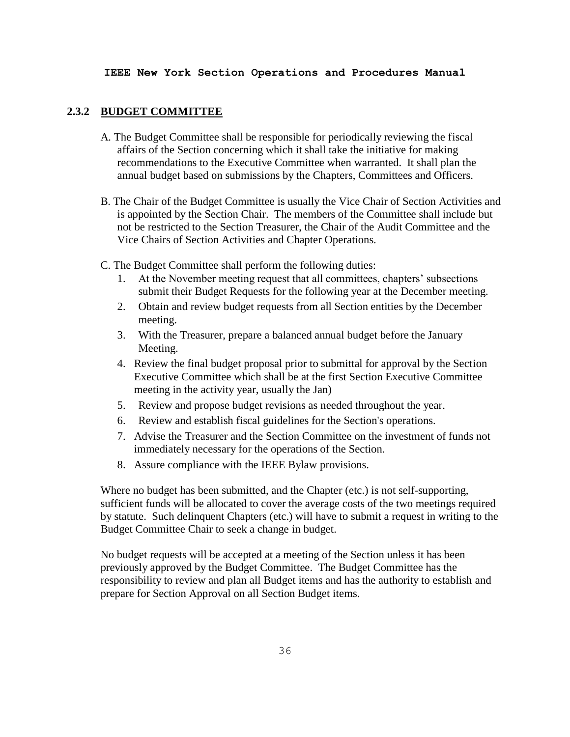### 2.3.2 BUDGET COMMITTEE

A. The Budget Committee shall be responsible for periodically reviewing the fiscal affairs of the Section concerning which it shall take the initiative for making recommendations to the Executive Committee when warranted. It shall plan the annual budget based on submissions by the Chapters, Committees and Officers.

B. The Chair of the Budget Committee is usually the Vice Chair of Section Activities and is appointed by the Section Chair. The members of the Committee shall include but not be restricted to the Section Treasurer, the Chair of the Audit Committee and the Vice Chairs of Section Activities and Chapter Operations.

C. The Budget Committee shall perform the following duties:

1. At the November meeting request that all committees, chapters' subsections submit their Budget Requests for the following year at the December meeting.
2. Obtain and review budget requests from all Section entities by the December meeting.
3. With the Treasurer, prepare a balanced annual budget before the January Meeting.
4. Review the final budget proposal prior to submittal for approval by the Section Executive Committee which shall be at the first Section Executive Committee meeting in the activity year, usually the Jan)
5. Review and propose budget revisions as needed throughout the year.
6. Review and establish fiscal guidelines for the Section's operations.
7. Advise the Treasurer and the Section Committee on the investment of funds not immediately necessary for the operations of the Section.
8. Assure compliance with the IEEE Bylaw provisions.

Where no budget has been submitted, and the Chapter (etc.) is not self-supporting, sufficient funds will be allocated to cover the average costs of the two meetings required by statute. Such delinquent Chapters (etc.) will have to submit a request in writing to the Budget Committee Chair to seek a change in budget.

No budget requests will be accepted at a meeting of the Section unless it has been previously approved by the Budget Committee. The Budget Committee has the responsibility to review and plan all Budget items and has the authority to establish and prepare for Section Approval on all Section Budget items.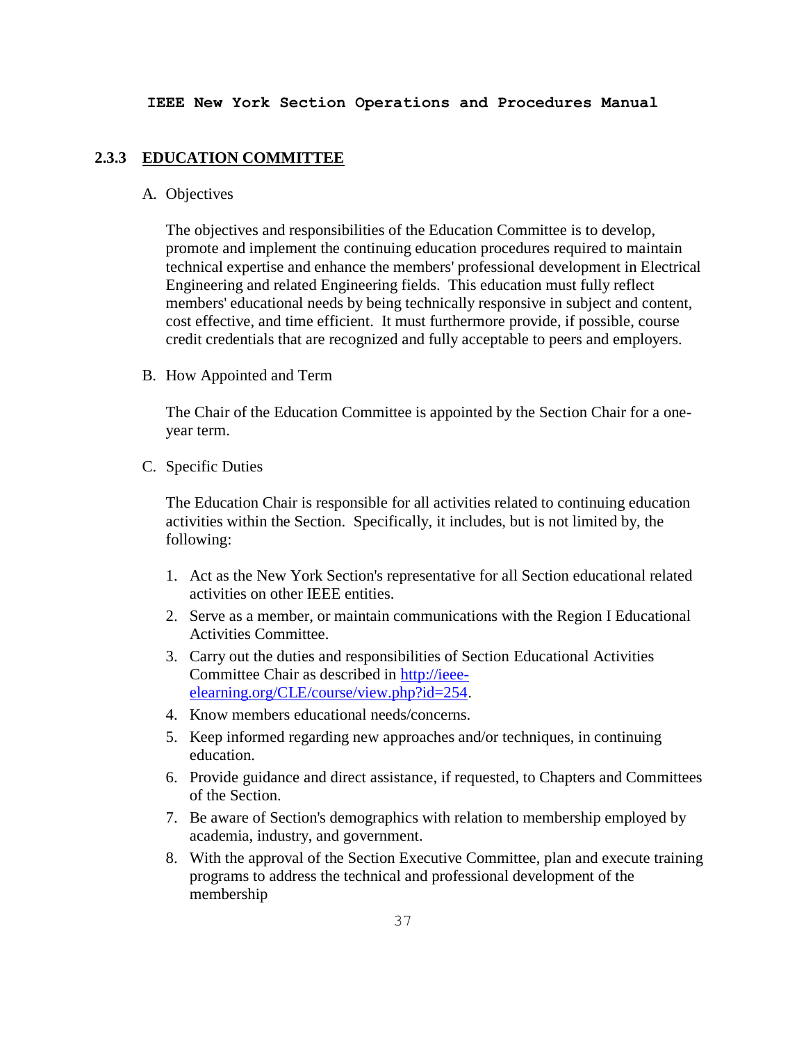### 2.3.3 EDUCATION COMMITTEE

A. Objectives

The objectives and responsibilities of the Education Committee is to develop, promote and implement the continuing education procedures required to maintain technical expertise and enhance the members' professional development in Electrical Engineering and related Engineering fields. This education must fully reflect members' educational needs by being technically responsive in subject and content, cost effective, and time efficient. It must furthermore provide, if possible, course credit credentials that are recognized and fully acceptable to peers and employers.

B. How Appointed and Term

The Chair of the Education Committee is appointed by the Section Chair for a one-year term.

C. Specific Duties

The Education Chair is responsible for all activities related to continuing education activities within the Section. Specifically, it includes, but is not limited by, the following:

1. Act as the New York Section's representative for all Section educational related activities on other IEEE entities.
2. Serve as a member, or maintain communications with the Region I Educational Activities Committee.
3. Carry out the duties and responsibilities of Section Educational Activities Committee Chair as described in [http://ieee-elearning.org/CLE/course/view.php?id=254](http://ieee-elearning.org/CLE/course/view.php?id=254).
4. Know members educational needs/concerns.
5. Keep informed regarding new approaches and/or techniques, in continuing education.
6. Provide guidance and direct assistance, if requested, to Chapters and Committees of the Section.
7. Be aware of Section's demographics with relation to membership employed by academia, industry, and government.
8. With the approval of the Section Executive Committee, plan and execute training programs to address the technical and professional development of the membership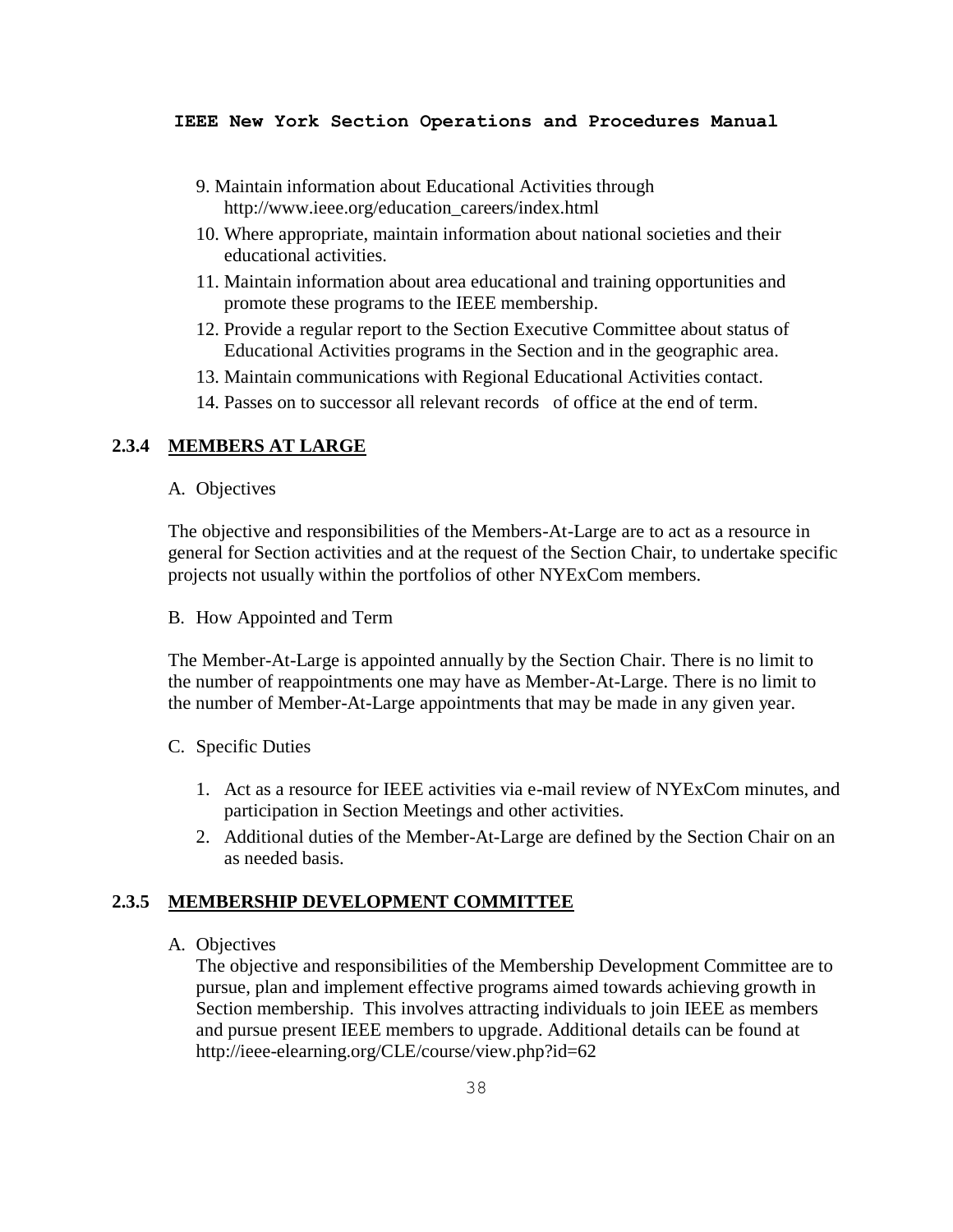9. Maintain information about Educational Activities through http://www.ieee.org/education_careers/index.html
10. Where appropriate, maintain information about national societies and their educational activities.
11. Maintain information about area educational and training opportunities and promote these programs to the IEEE membership.
12. Provide a regular report to the Section Executive Committee about status of Educational Activities programs in the Section and in the geographic area.
13. Maintain communications with Regional Educational Activities contact.
14. Passes on to successor all relevant records of office at the end of term.

### 2.3.4 MEMBERS AT LARGE

A. Objectives

The objective and responsibilities of the Members-At-Large are to act as a resource in general for Section activities and at the request of the Section Chair, to undertake specific projects not usually within the portfolios of other NYExCom members.

B. How Appointed and Term

The Member-At-Large is appointed annually by the Section Chair. There is no limit to the number of reappointments one may have as Member-At-Large. There is no limit to the number of Member-At-Large appointments that may be made in any given year.

C. Specific Duties

1. Act as a resource for IEEE activities via e-mail review of NYExCom minutes, and participation in Section Meetings and other activities.
2. Additional duties of the Member-At-Large are defined by the Section Chair on an as needed basis.

### 2.3.5 MEMBERSHIP DEVELOPMENT COMMITTEE

A. Objectives

The objective and responsibilities of the Membership Development Committee are to pursue, plan and implement effective programs aimed towards achieving growth in Section membership. This involves attracting individuals to join IEEE as members and pursue present IEEE members to upgrade. Additional details can be found at http://ieee-elearning.org/CLE/course/view.php?id=62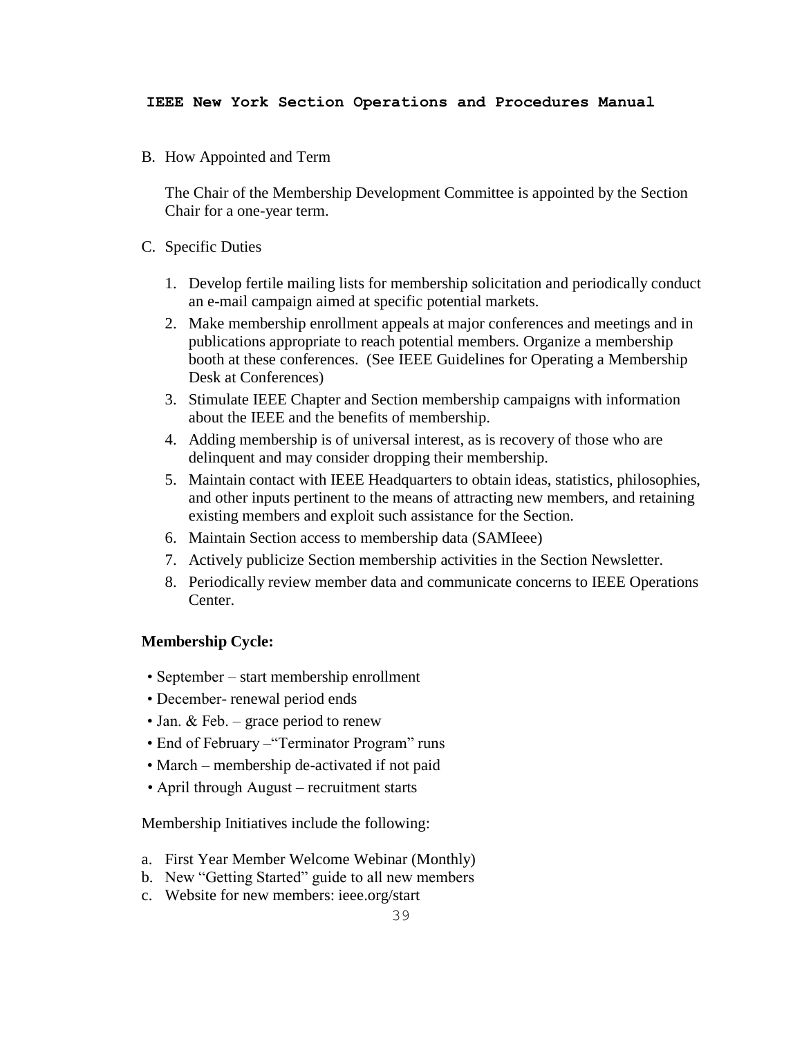B. How Appointed and Term

The Chair of the Membership Development Committee is appointed by the Section Chair for a one-year term.

C. Specific Duties

1. Develop fertile mailing lists for membership solicitation and periodically conduct an e-mail campaign aimed at specific potential markets.
2. Make membership enrollment appeals at major conferences and meetings and in publications appropriate to reach potential members. Organize a membership booth at these conferences. (See IEEE Guidelines for Operating a Membership Desk at Conferences)
3. Stimulate IEEE Chapter and Section membership campaigns with information about the IEEE and the benefits of membership.
4. Adding membership is of universal interest, as is recovery of those who are delinquent and may consider dropping their membership.
5. Maintain contact with IEEE Headquarters to obtain ideas, statistics, philosophies, and other inputs pertinent to the means of attracting new members, and retaining existing members and exploit such assistance for the Section.
6. Maintain Section access to membership data (SAMIeee)
7. Actively publicize Section membership activities in the Section Newsletter.
8. Periodically review member data and communicate concerns to IEEE Operations Center.

**Membership Cycle:**

- September – start membership enrollment
- December- renewal period ends
- Jan. & Feb. – grace period to renew
- End of February –"Terminator Program" runs
- March – membership de-activated if not paid
- April through August – recruitment starts

Membership Initiatives include the following:

a. First Year Member Welcome Webinar (Monthly)
b. New "Getting Started" guide to all new members
c. Website for new members: ieee.org/start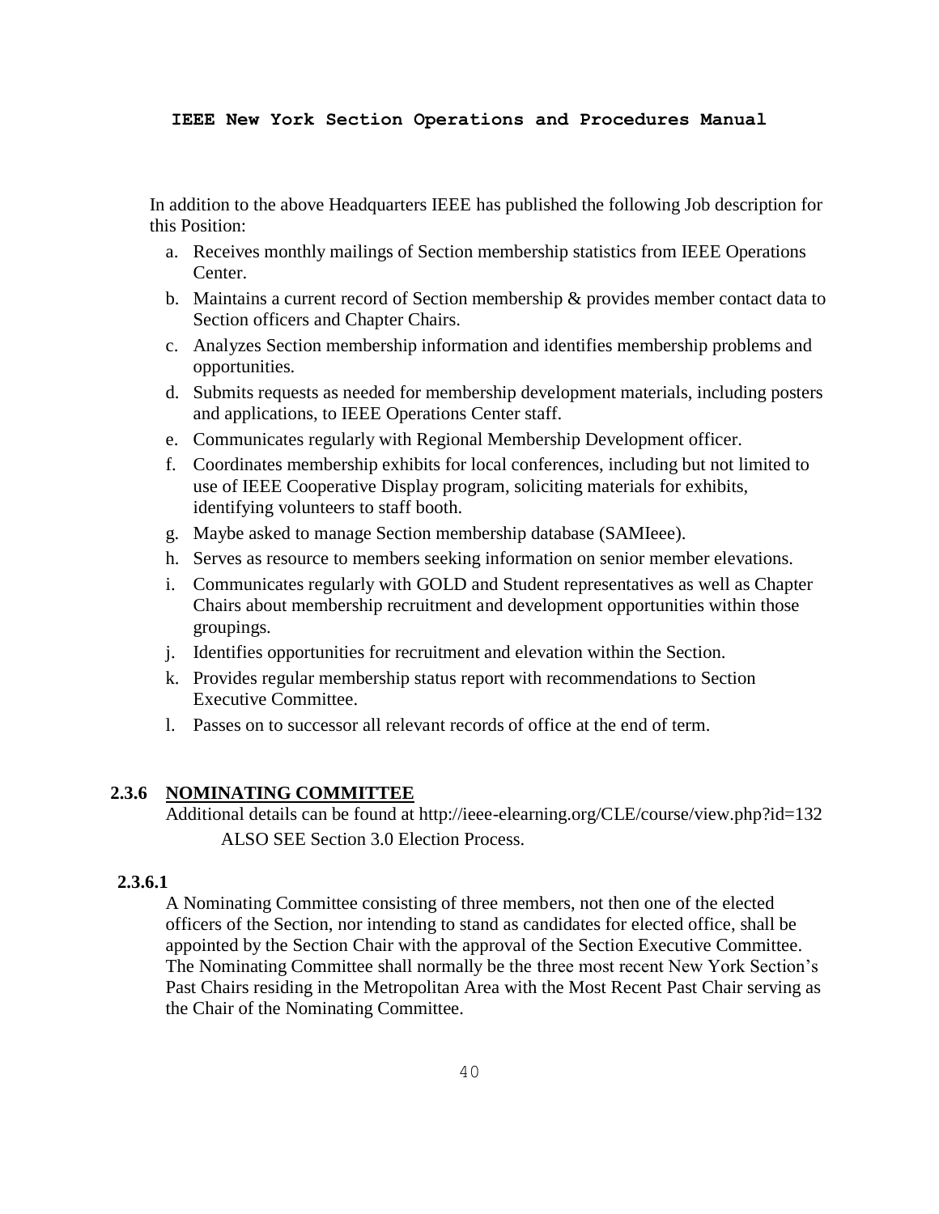In addition to the above Headquarters IEEE has published the following Job description for this Position:

a. Receives monthly mailings of Section membership statistics from IEEE Operations Center.
b. Maintains a current record of Section membership & provides member contact data to Section officers and Chapter Chairs.
c. Analyzes Section membership information and identifies membership problems and opportunities.
d. Submits requests as needed for membership development materials, including posters and applications, to IEEE Operations Center staff.
e. Communicates regularly with Regional Membership Development officer.
f. Coordinates membership exhibits for local conferences, including but not limited to use of IEEE Cooperative Display program, soliciting materials for exhibits, identifying volunteers to staff booth.
g. Maybe asked to manage Section membership database (SAMIeee).
h. Serves as resource to members seeking information on senior member elevations.
i. Communicates regularly with GOLD and Student representatives as well as Chapter Chairs about membership recruitment and development opportunities within those groupings.
j. Identifies opportunities for recruitment and elevation within the Section.
k. Provides regular membership status report with recommendations to Section Executive Committee.
l. Passes on to successor all relevant records of office at the end of term.

### 2.3.6 NOMINATING COMMITTEE

Additional details can be found at http://ieee-elearning.org/CLE/course/view.php?id=132

ALSO SEE Section 3.0 Election Process.

#### 2.3.6.1

A Nominating Committee consisting of three members, not then one of the elected officers of the Section, nor intending to stand as candidates for elected office, shall be appointed by the Section Chair with the approval of the Section Executive Committee. The Nominating Committee shall normally be the three most recent New York Section's Past Chairs residing in the Metropolitan Area with the Most Recent Past Chair serving as the Chair of the Nominating Committee.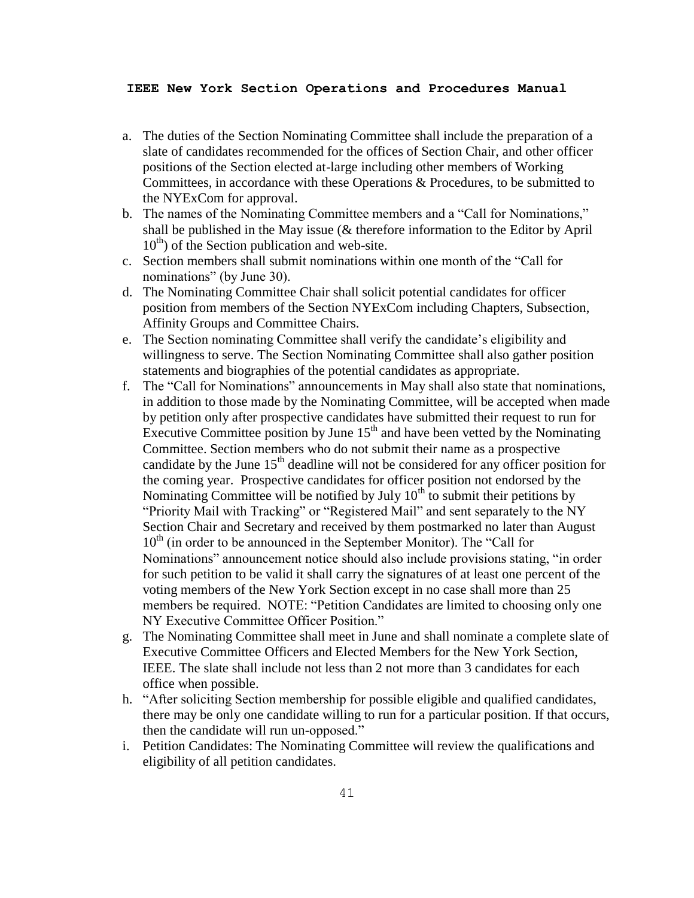a. The duties of the Section Nominating Committee shall include the preparation of a slate of candidates recommended for the offices of Section Chair, and other officer positions of the Section elected at-large including other members of Working Committees, in accordance with these Operations & Procedures, to be submitted to the NYExCom for approval.
b. The names of the Nominating Committee members and a "Call for Nominations," shall be published in the May issue (& therefore information to the Editor by April 10th) of the Section publication and web-site.
c. Section members shall submit nominations within one month of the "Call for nominations" (by June 30).
d. The Nominating Committee Chair shall solicit potential candidates for officer position from members of the Section NYExCom including Chapters, Subsection, Affinity Groups and Committee Chairs.
e. The Section nominating Committee shall verify the candidate's eligibility and willingness to serve. The Section Nominating Committee shall also gather position statements and biographies of the potential candidates as appropriate.
f. The "Call for Nominations" announcements in May shall also state that nominations, in addition to those made by the Nominating Committee, will be accepted when made by petition only after prospective candidates have submitted their request to run for Executive Committee position by June 15th and have been vetted by the Nominating Committee. Section members who do not submit their name as a prospective candidate by the June 15th deadline will not be considered for any officer position for the coming year. Prospective candidates for officer position not endorsed by the Nominating Committee will be notified by July 10th to submit their petitions by "Priority Mail with Tracking" or "Registered Mail" and sent separately to the NY Section Chair and Secretary and received by them postmarked no later than August 10th (in order to be announced in the September Monitor). The "Call for Nominations" announcement notice should also include provisions stating, "in order for such petition to be valid it shall carry the signatures of at least one percent of the voting members of the New York Section except in no case shall more than 25 members be required. NOTE: "Petition Candidates are limited to choosing only one NY Executive Committee Officer Position."
g. The Nominating Committee shall meet in June and shall nominate a complete slate of Executive Committee Officers and Elected Members for the New York Section, IEEE. The slate shall include not less than 2 not more than 3 candidates for each office when possible.
h. "After soliciting Section membership for possible eligible and qualified candidates, there may be only one candidate willing to run for a particular position. If that occurs, then the candidate will run un-opposed."
i. Petition Candidates: The Nominating Committee will review the qualifications and eligibility of all petition candidates.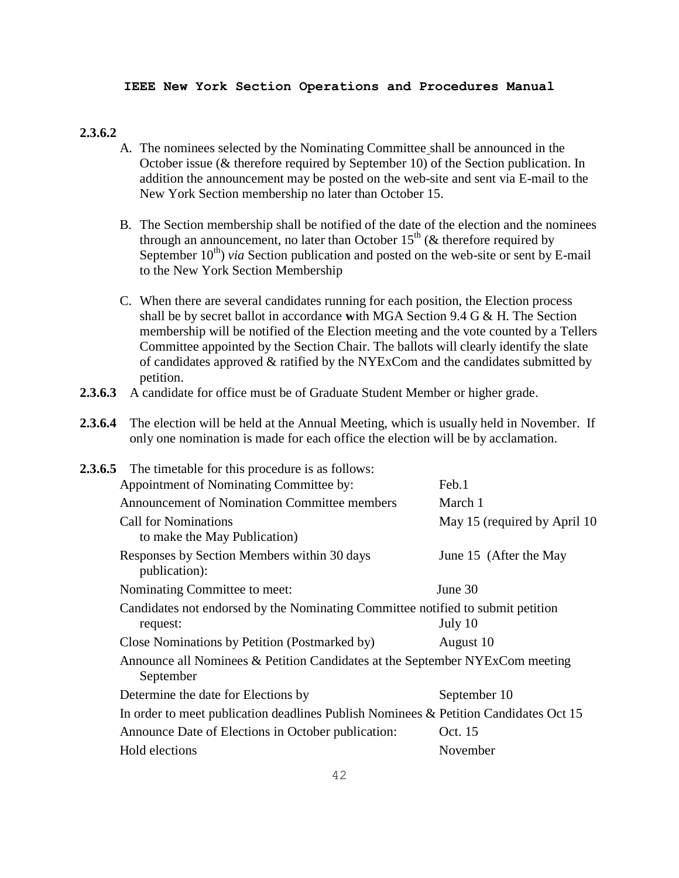**2.3.6.2**

A. The nominees selected by the Nominating Committee shall be announced in the October issue (& therefore required by September 10) of the Section publication. In addition the announcement may be posted on the web-site and sent via E-mail to the New York Section membership no later than October 15.

B. The Section membership shall be notified of the date of the election and the nominees through an announcement, no later than October 15th (& therefore required by September 10th) *via* Section publication and posted on the web-site or sent by E-mail to the New York Section Membership

C. When there are several candidates running for each position, the Election process shall be by secret ballot in accordance with MGA Section 9.4 G & H. The Section membership will be notified of the Election meeting and the vote counted by a Tellers Committee appointed by the Section Chair. The ballots will clearly identify the slate of candidates approved & ratified by the NYExCom and the candidates submitted by petition.

**2.3.6.3** A candidate for office must be of Graduate Student Member or higher grade.

**2.3.6.4** The election will be held at the Annual Meeting, which is usually held in November. If only one nomination is made for each office the election will be by acclamation.

**2.3.6.5** The timetable for this procedure is as follows:

| | |
|---|---|
| Appointment of Nominating Committee by: | Feb.1 |
| Announcement of Nomination Committee members | March 1 |
| Call for Nominations to make the May Publication) | May 15 (required by April 10 |
| Responses by Section Members within 30 days publication): | June 15 (After the May |
| Nominating Committee to meet: | June 30 |
| Candidates not endorsed by the Nominating Committee notified to submit petition request: | July 10 |
| Close Nominations by Petition (Postmarked by) | August 10 |
| Announce all Nominees & Petition Candidates at the September NYExCom meeting | September |
| Determine the date for Elections by | September 10 |
| In order to meet publication deadlines Publish Nominees & Petition Candidates | Oct 15 |
| Announce Date of Elections in October publication: | Oct. 15 |
| Hold elections | November |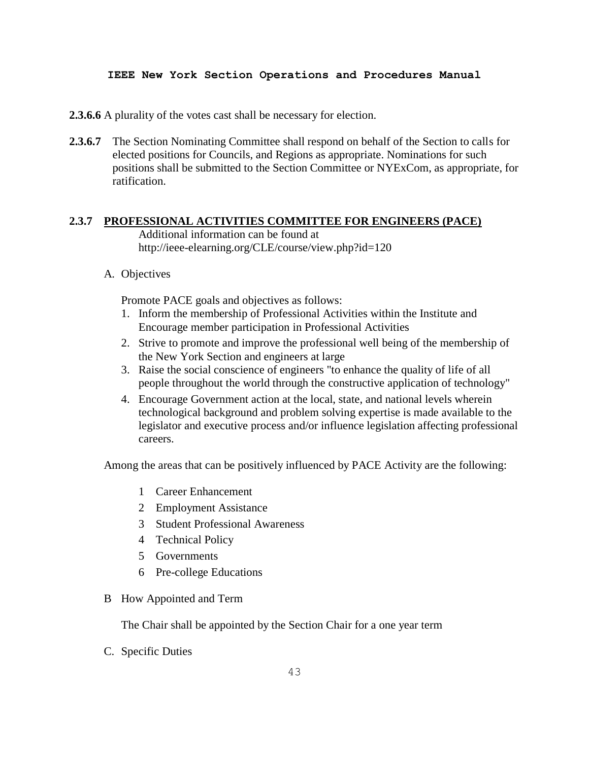**2.3.6.6** A plurality of the votes cast shall be necessary for election.

**2.3.6.7** The Section Nominating Committee shall respond on behalf of the Section to calls for elected positions for Councils, and Regions as appropriate. Nominations for such positions shall be submitted to the Section Committee or NYExCom, as appropriate, for ratification.

### 2.3.7 PROFESSIONAL ACTIVITIES COMMITTEE FOR ENGINEERS (PACE)

Additional information can be found at http://ieee-elearning.org/CLE/course/view.php?id=120

A. Objectives

Promote PACE goals and objectives as follows:

1. Inform the membership of Professional Activities within the Institute and Encourage member participation in Professional Activities
2. Strive to promote and improve the professional well being of the membership of the New York Section and engineers at large
3. Raise the social conscience of engineers "to enhance the quality of life of all people throughout the world through the constructive application of technology"
4. Encourage Government action at the local, state, and national levels wherein technological background and problem solving expertise is made available to the legislator and executive process and/or influence legislation affecting professional careers.

Among the areas that can be positively influenced by PACE Activity are the following:

1 Career Enhancement
2 Employment Assistance
3 Student Professional Awareness
4 Technical Policy
5 Governments
6 Pre-college Educations

B How Appointed and Term

The Chair shall be appointed by the Section Chair for a one year term

C. Specific Duties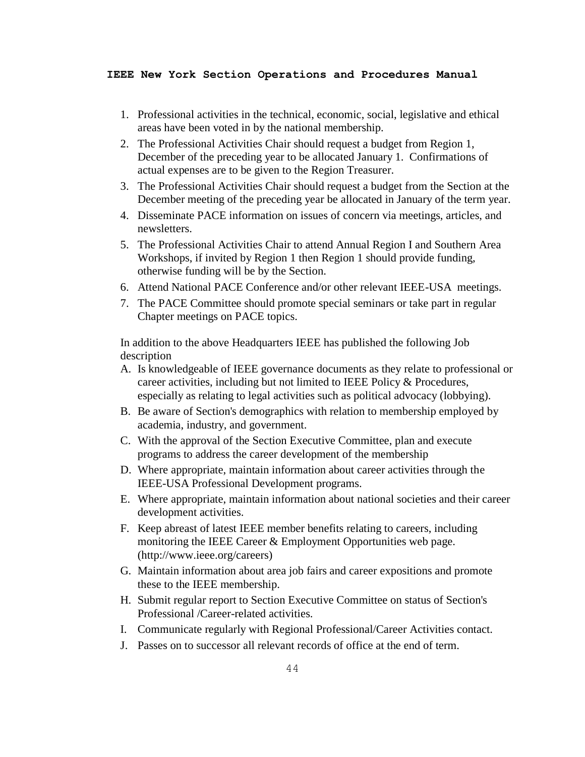1. Professional activities in the technical, economic, social, legislative and ethical areas have been voted in by the national membership.
2. The Professional Activities Chair should request a budget from Region 1, December of the preceding year to be allocated January 1. Confirmations of actual expenses are to be given to the Region Treasurer.
3. The Professional Activities Chair should request a budget from the Section at the December meeting of the preceding year be allocated in January of the term year.
4. Disseminate PACE information on issues of concern via meetings, articles, and newsletters.
5. The Professional Activities Chair to attend Annual Region I and Southern Area Workshops, if invited by Region 1 then Region 1 should provide funding, otherwise funding will be by the Section.
6. Attend National PACE Conference and/or other relevant IEEE-USA meetings.
7. The PACE Committee should promote special seminars or take part in regular Chapter meetings on PACE topics.

In addition to the above Headquarters IEEE has published the following Job description

A. Is knowledgeable of IEEE governance documents as they relate to professional or career activities, including but not limited to IEEE Policy & Procedures, especially as relating to legal activities such as political advocacy (lobbying).
B. Be aware of Section's demographics with relation to membership employed by academia, industry, and government.
C. With the approval of the Section Executive Committee, plan and execute programs to address the career development of the membership
D. Where appropriate, maintain information about career activities through the IEEE-USA Professional Development programs.
E. Where appropriate, maintain information about national societies and their career development activities.
F. Keep abreast of latest IEEE member benefits relating to careers, including monitoring the IEEE Career & Employment Opportunities web page. (http://www.ieee.org/careers)
G. Maintain information about area job fairs and career expositions and promote these to the IEEE membership.
H. Submit regular report to Section Executive Committee on status of Section's Professional /Career-related activities.
I. Communicate regularly with Regional Professional/Career Activities contact.
J. Passes on to successor all relevant records of office at the end of term.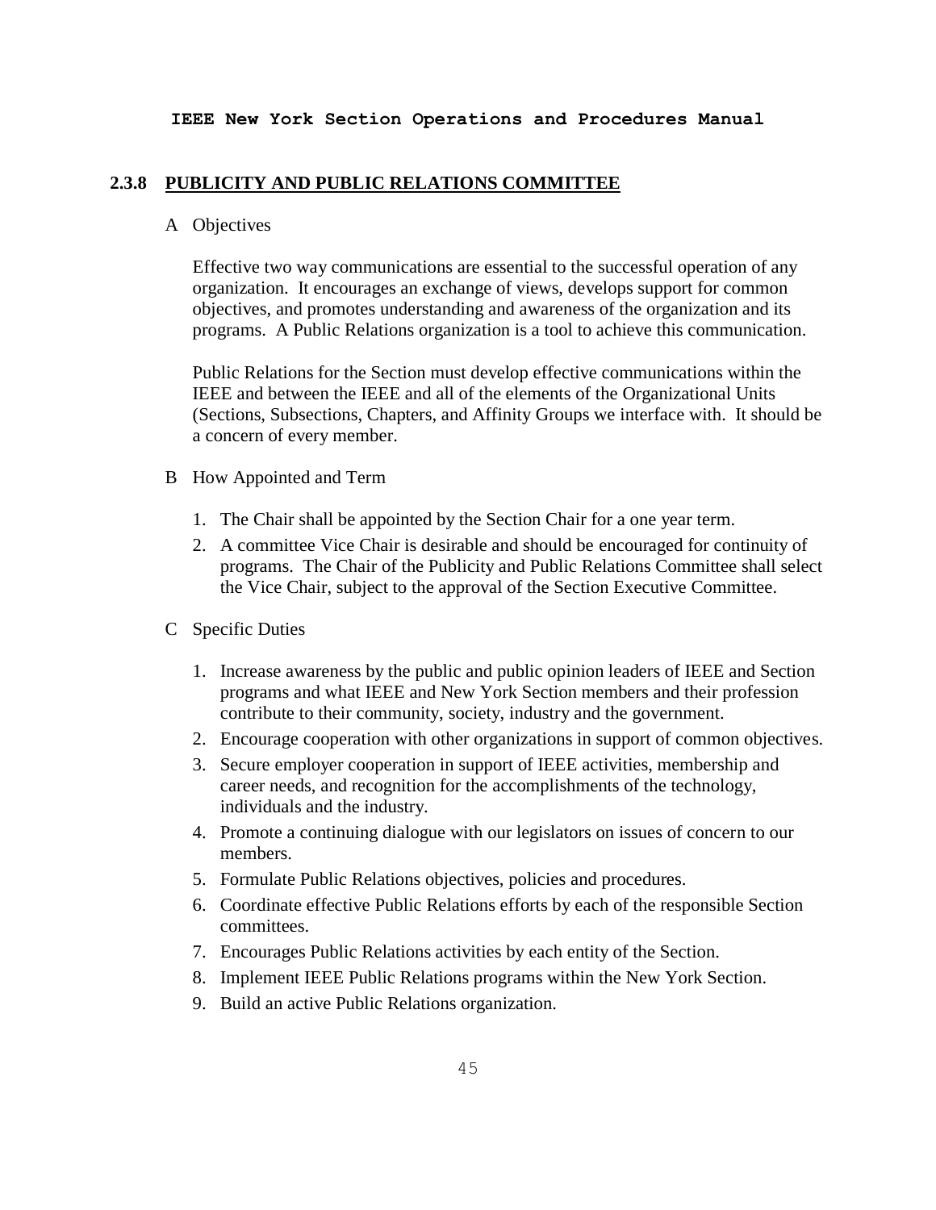### 2.3.8 PUBLICITY AND PUBLIC RELATIONS COMMITTEE

A Objectives

Effective two way communications are essential to the successful operation of any organization. It encourages an exchange of views, develops support for common objectives, and promotes understanding and awareness of the organization and its programs. A Public Relations organization is a tool to achieve this communication.

Public Relations for the Section must develop effective communications within the IEEE and between the IEEE and all of the elements of the Organizational Units (Sections, Subsections, Chapters, and Affinity Groups we interface with. It should be a concern of every member.

B How Appointed and Term

1. The Chair shall be appointed by the Section Chair for a one year term.
2. A committee Vice Chair is desirable and should be encouraged for continuity of programs. The Chair of the Publicity and Public Relations Committee shall select the Vice Chair, subject to the approval of the Section Executive Committee.

C Specific Duties

1. Increase awareness by the public and public opinion leaders of IEEE and Section programs and what IEEE and New York Section members and their profession contribute to their community, society, industry and the government.
2. Encourage cooperation with other organizations in support of common objectives.
3. Secure employer cooperation in support of IEEE activities, membership and career needs, and recognition for the accomplishments of the technology, individuals and the industry.
4. Promote a continuing dialogue with our legislators on issues of concern to our members.
5. Formulate Public Relations objectives, policies and procedures.
6. Coordinate effective Public Relations efforts by each of the responsible Section committees.
7. Encourages Public Relations activities by each entity of the Section.
8. Implement IEEE Public Relations programs within the New York Section.
9. Build an active Public Relations organization.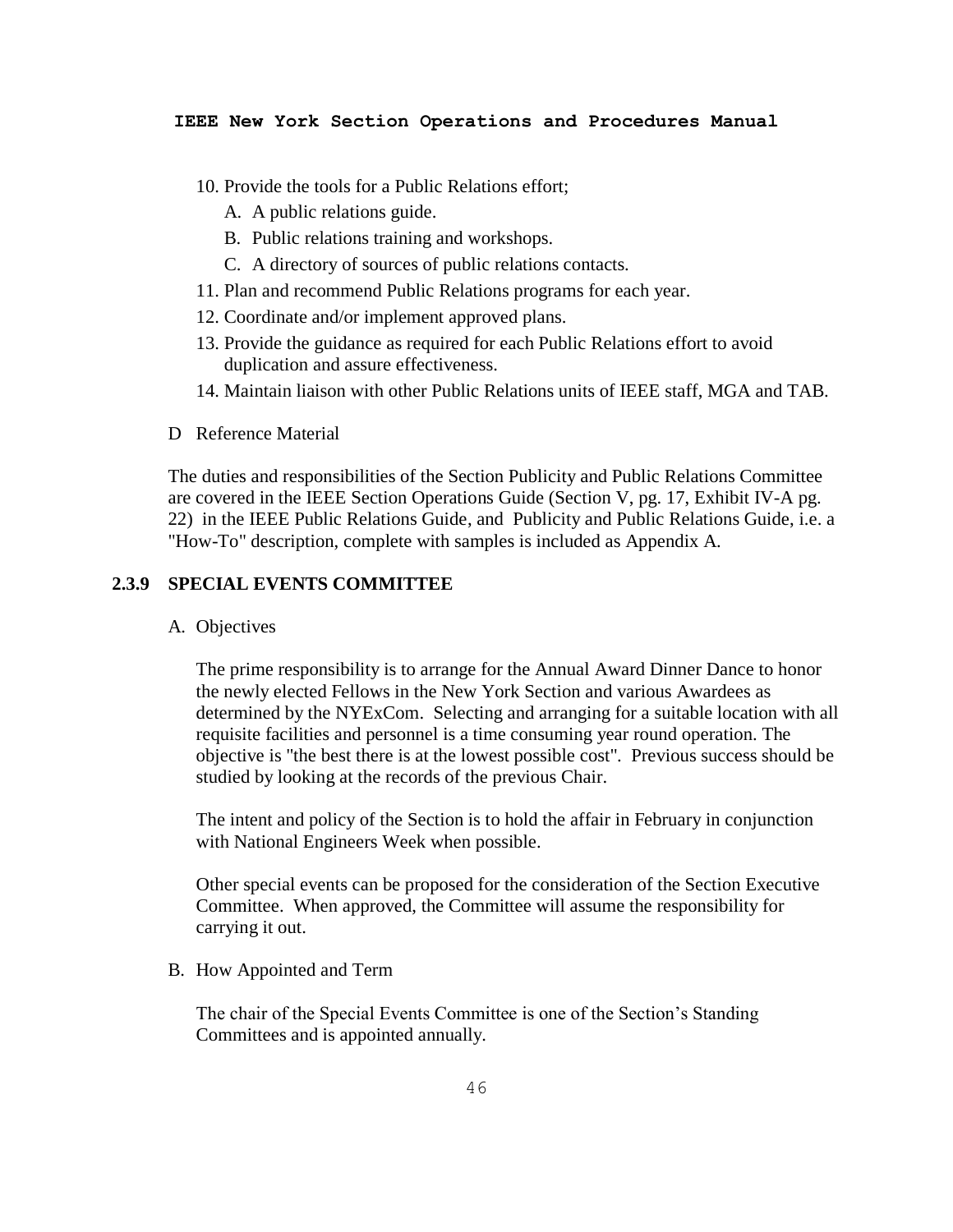10. Provide the tools for a Public Relations effort;
    A. A public relations guide.
    B. Public relations training and workshops.
    C. A directory of sources of public relations contacts.
11. Plan and recommend Public Relations programs for each year.
12. Coordinate and/or implement approved plans.
13. Provide the guidance as required for each Public Relations effort to avoid duplication and assure effectiveness.
14. Maintain liaison with other Public Relations units of IEEE staff, MGA and TAB.

D Reference Material

The duties and responsibilities of the Section Publicity and Public Relations Committee are covered in the IEEE Section Operations Guide (Section V, pg. 17, Exhibit IV-A pg. 22) in the IEEE Public Relations Guide, and Publicity and Public Relations Guide, i.e. a "How-To" description, complete with samples is included as Appendix A.

### 2.3.9 SPECIAL EVENTS COMMITTEE

A. Objectives

The prime responsibility is to arrange for the Annual Award Dinner Dance to honor the newly elected Fellows in the New York Section and various Awardees as determined by the NYExCom. Selecting and arranging for a suitable location with all requisite facilities and personnel is a time consuming year round operation. The objective is "the best there is at the lowest possible cost". Previous success should be studied by looking at the records of the previous Chair.

The intent and policy of the Section is to hold the affair in February in conjunction with National Engineers Week when possible.

Other special events can be proposed for the consideration of the Section Executive Committee. When approved, the Committee will assume the responsibility for carrying it out.

B. How Appointed and Term

The chair of the Special Events Committee is one of the Section's Standing Committees and is appointed annually.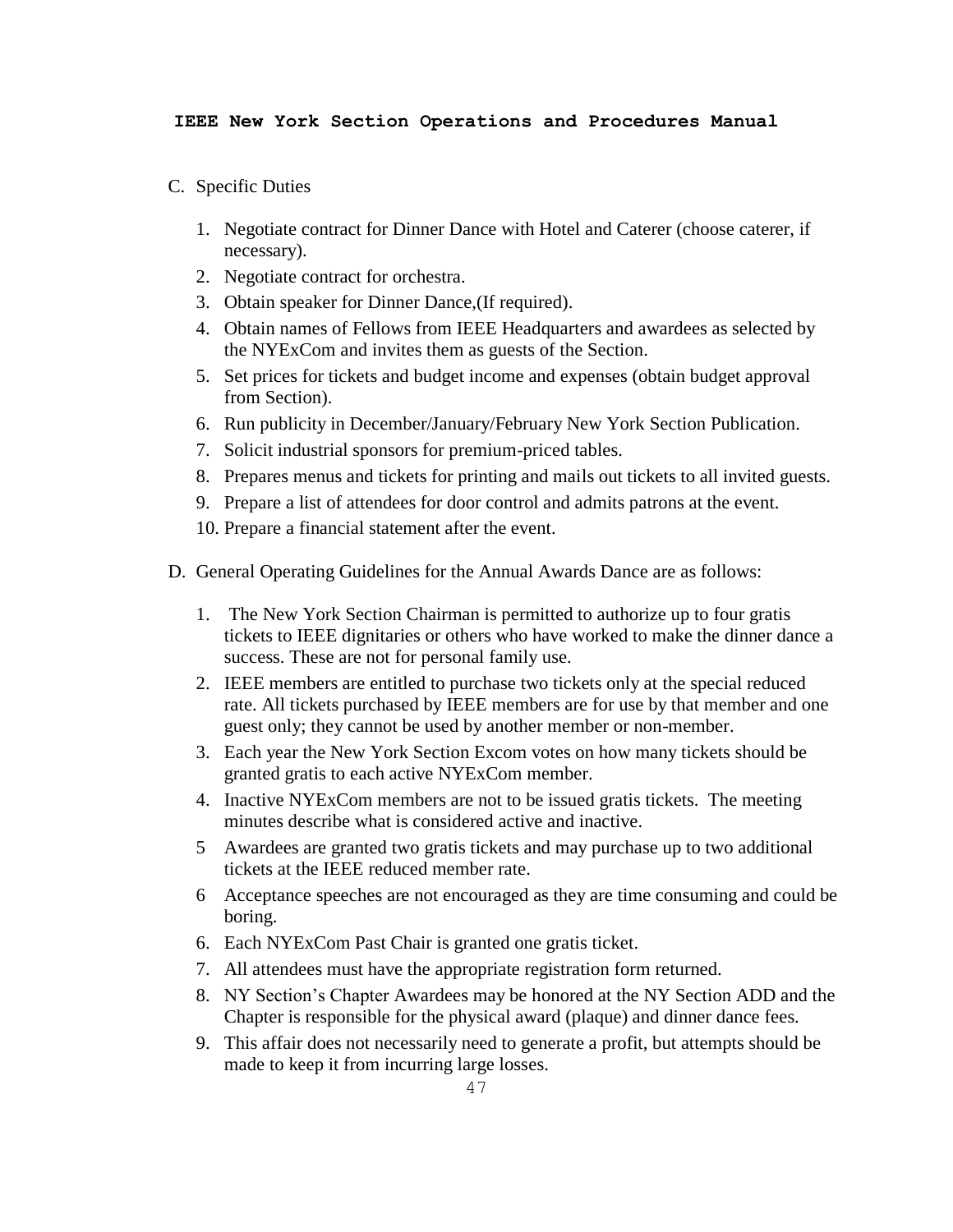C. Specific Duties

1. Negotiate contract for Dinner Dance with Hotel and Caterer (choose caterer, if necessary).
2. Negotiate contract for orchestra.
3. Obtain speaker for Dinner Dance,(If required).
4. Obtain names of Fellows from IEEE Headquarters and awardees as selected by the NYExCom and invites them as guests of the Section.
5. Set prices for tickets and budget income and expenses (obtain budget approval from Section).
6. Run publicity in December/January/February New York Section Publication.
7. Solicit industrial sponsors for premium-priced tables.
8. Prepares menus and tickets for printing and mails out tickets to all invited guests.
9. Prepare a list of attendees for door control and admits patrons at the event.
10. Prepare a financial statement after the event.

D. General Operating Guidelines for the Annual Awards Dance are as follows:

1. The New York Section Chairman is permitted to authorize up to four gratis tickets to IEEE dignitaries or others who have worked to make the dinner dance a success. These are not for personal family use.
2. IEEE members are entitled to purchase two tickets only at the special reduced rate. All tickets purchased by IEEE members are for use by that member and one guest only; they cannot be used by another member or non-member.
3. Each year the New York Section Excom votes on how many tickets should be granted gratis to each active NYExCom member.
4. Inactive NYExCom members are not to be issued gratis tickets. The meeting minutes describe what is considered active and inactive.
5 Awardees are granted two gratis tickets and may purchase up to two additional tickets at the IEEE reduced member rate.
6 Acceptance speeches are not encouraged as they are time consuming and could be boring.
6. Each NYExCom Past Chair is granted one gratis ticket.
7. All attendees must have the appropriate registration form returned.
8. NY Section's Chapter Awardees may be honored at the NY Section ADD and the Chapter is responsible for the physical award (plaque) and dinner dance fees.
9. This affair does not necessarily need to generate a profit, but attempts should be made to keep it from incurring large losses.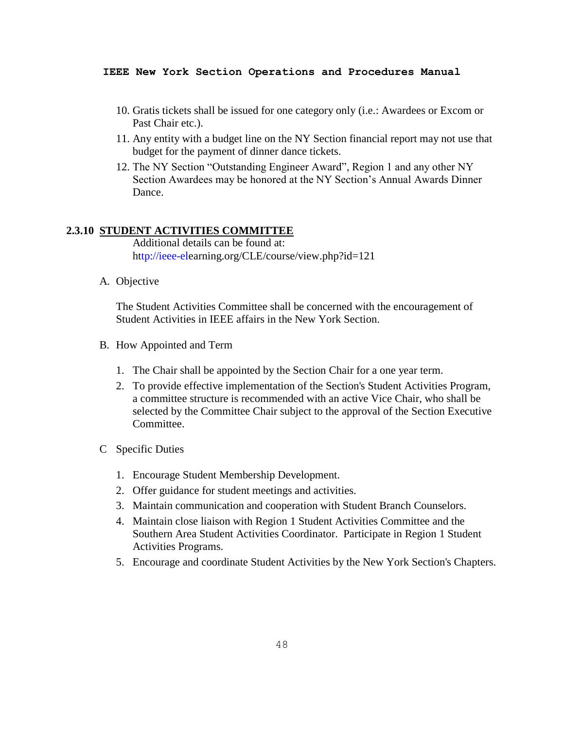10. Gratis tickets shall be issued for one category only (i.e.: Awardees or Excom or Past Chair etc.).
11. Any entity with a budget line on the NY Section financial report may not use that budget for the payment of dinner dance tickets.
12. The NY Section "Outstanding Engineer Award", Region 1 and any other NY Section Awardees may be honored at the NY Section's Annual Awards Dinner Dance.

### 2.3.10 STUDENT ACTIVITIES COMMITTEE

Additional details can be found at: http://ieee-elearning.org/CLE/course/view.php?id=121

A. Objective

The Student Activities Committee shall be concerned with the encouragement of Student Activities in IEEE affairs in the New York Section.

B. How Appointed and Term

1. The Chair shall be appointed by the Section Chair for a one year term.
2. To provide effective implementation of the Section's Student Activities Program, a committee structure is recommended with an active Vice Chair, who shall be selected by the Committee Chair subject to the approval of the Section Executive Committee.

C Specific Duties

1. Encourage Student Membership Development.
2. Offer guidance for student meetings and activities.
3. Maintain communication and cooperation with Student Branch Counselors.
4. Maintain close liaison with Region 1 Student Activities Committee and the Southern Area Student Activities Coordinator. Participate in Region 1 Student Activities Programs.
5. Encourage and coordinate Student Activities by the New York Section's Chapters.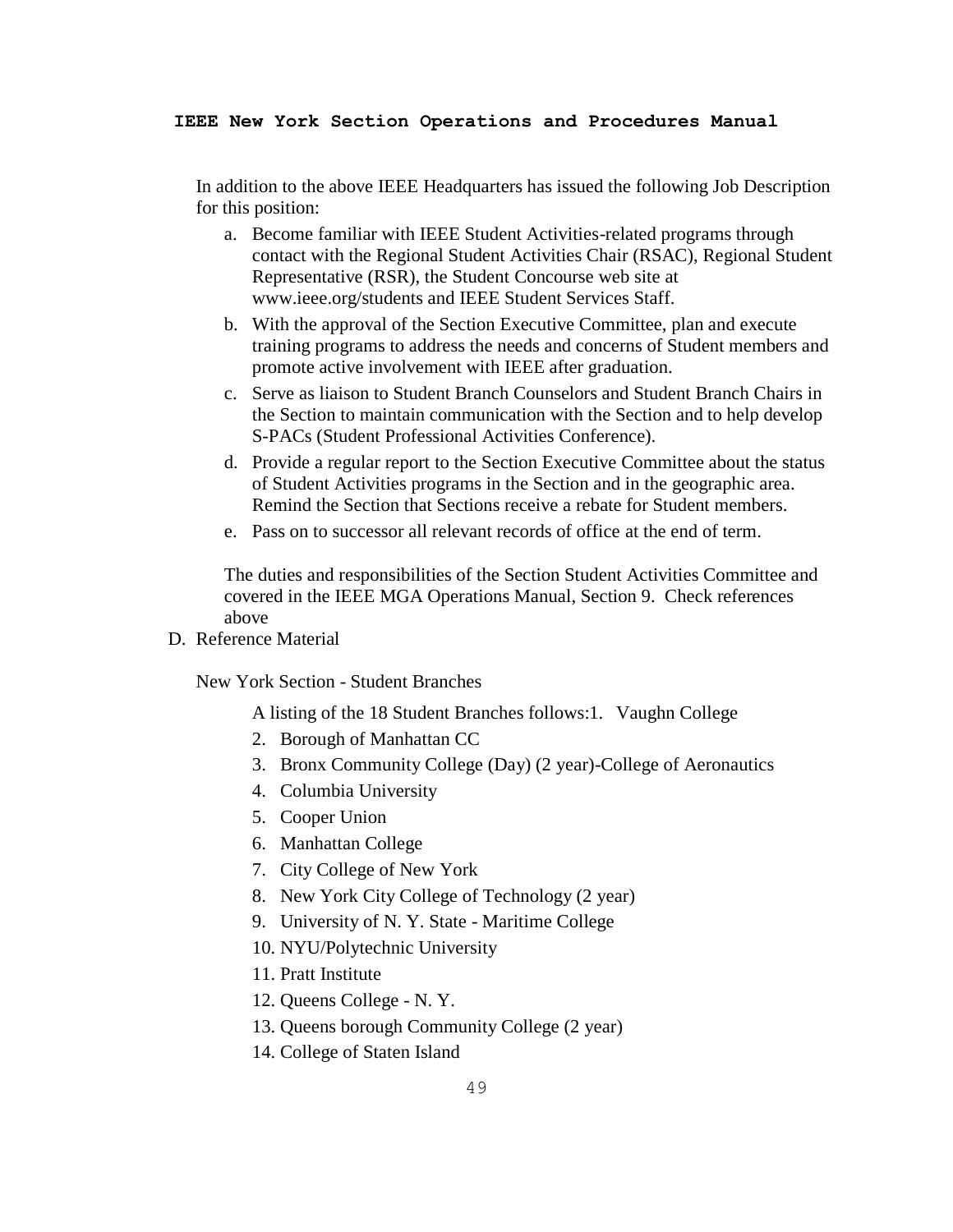In addition to the above IEEE Headquarters has issued the following Job Description for this position:

a. Become familiar with IEEE Student Activities-related programs through contact with the Regional Student Activities Chair (RSAC), Regional Student Representative (RSR), the Student Concourse web site at www.ieee.org/students and IEEE Student Services Staff.
b. With the approval of the Section Executive Committee, plan and execute training programs to address the needs and concerns of Student members and promote active involvement with IEEE after graduation.
c. Serve as liaison to Student Branch Counselors and Student Branch Chairs in the Section to maintain communication with the Section and to help develop S-PACs (Student Professional Activities Conference).
d. Provide a regular report to the Section Executive Committee about the status of Student Activities programs in the Section and in the geographic area. Remind the Section that Sections receive a rebate for Student members.
e. Pass on to successor all relevant records of office at the end of term.

The duties and responsibilities of the Section Student Activities Committee and covered in the IEEE MGA Operations Manual, Section 9. Check references above

D. Reference Material

New York Section - Student Branches

A listing of the 18 Student Branches follows:

1. Vaughn College
2. Borough of Manhattan CC
3. Bronx Community College (Day) (2 year)-College of Aeronautics
4. Columbia University
5. Cooper Union
6. Manhattan College
7. City College of New York
8. New York City College of Technology (2 year)
9. University of N. Y. State - Maritime College
10. NYU/Polytechnic University
11. Pratt Institute
12. Queens College - N. Y.
13. Queens borough Community College (2 year)
14. College of Staten Island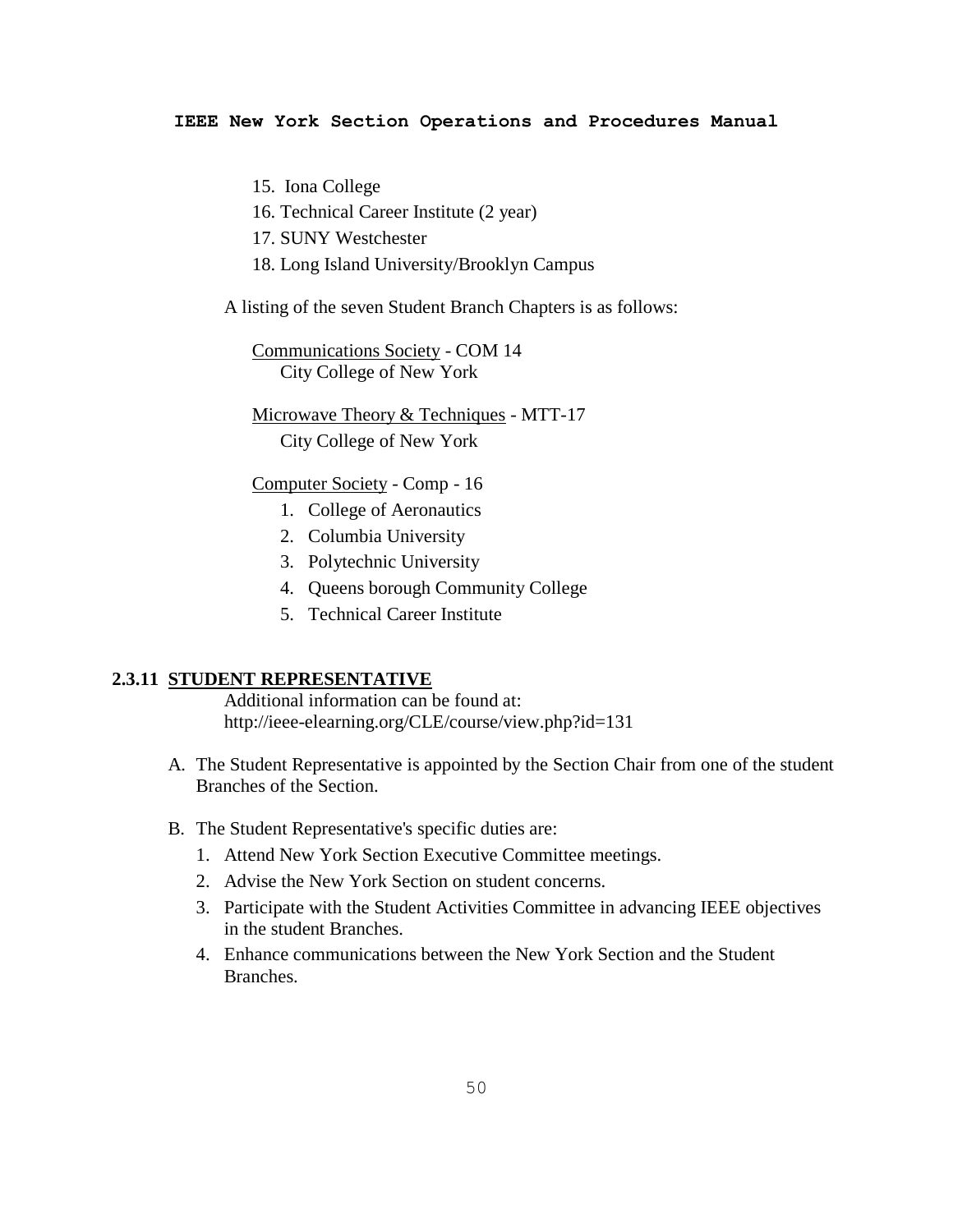15. Iona College
16. Technical Career Institute (2 year)
17. SUNY Westchester
18. Long Island University/Brooklyn Campus

A listing of the seven Student Branch Chapters is as follows:

Communications Society - COM 14
City College of New York

Microwave Theory & Techniques - MTT-17
City College of New York

Computer Society - Comp - 16

1. College of Aeronautics
2. Columbia University
3. Polytechnic University
4. Queens borough Community College
5. Technical Career Institute

### 2.3.11 STUDENT REPRESENTATIVE

Additional information can be found at:
http://ieee-elearning.org/CLE/course/view.php?id=131

A. The Student Representative is appointed by the Section Chair from one of the student Branches of the Section.

B. The Student Representative's specific duties are:
   1. Attend New York Section Executive Committee meetings.
   2. Advise the New York Section on student concerns.
   3. Participate with the Student Activities Committee in advancing IEEE objectives in the student Branches.
   4. Enhance communications between the New York Section and the Student Branches.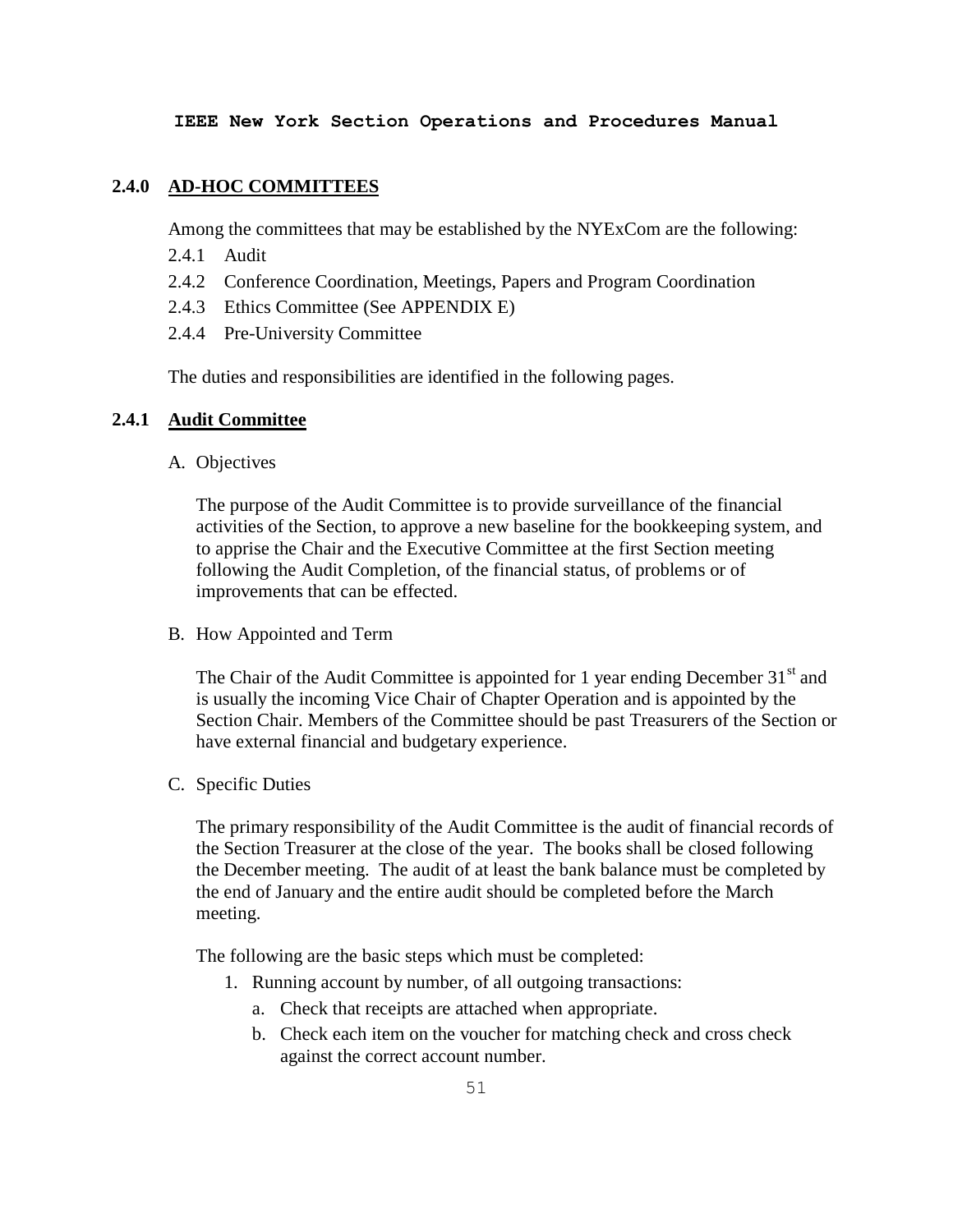## 2.4.0 AD-HOC COMMITTEES

Among the committees that may be established by the NYExCom are the following:

2.4.1 Audit

2.4.2 Conference Coordination, Meetings, Papers and Program Coordination

2.4.3 Ethics Committee (See APPENDIX E)

2.4.4 Pre-University Committee

The duties and responsibilities are identified in the following pages.

## 2.4.1 Audit Committee

A. Objectives

The purpose of the Audit Committee is to provide surveillance of the financial activities of the Section, to approve a new baseline for the bookkeeping system, and to apprise the Chair and the Executive Committee at the first Section meeting following the Audit Completion, of the financial status, of problems or of improvements that can be effected.

B. How Appointed and Term

The Chair of the Audit Committee is appointed for 1 year ending December 31st and is usually the incoming Vice Chair of Chapter Operation and is appointed by the Section Chair. Members of the Committee should be past Treasurers of the Section or have external financial and budgetary experience.

C. Specific Duties

The primary responsibility of the Audit Committee is the audit of financial records of the Section Treasurer at the close of the year. The books shall be closed following the December meeting. The audit of at least the bank balance must be completed by the end of January and the entire audit should be completed before the March meeting.

The following are the basic steps which must be completed:

1. Running account by number, of all outgoing transactions:
   a. Check that receipts are attached when appropriate.
   b. Check each item on the voucher for matching check and cross check against the correct account number.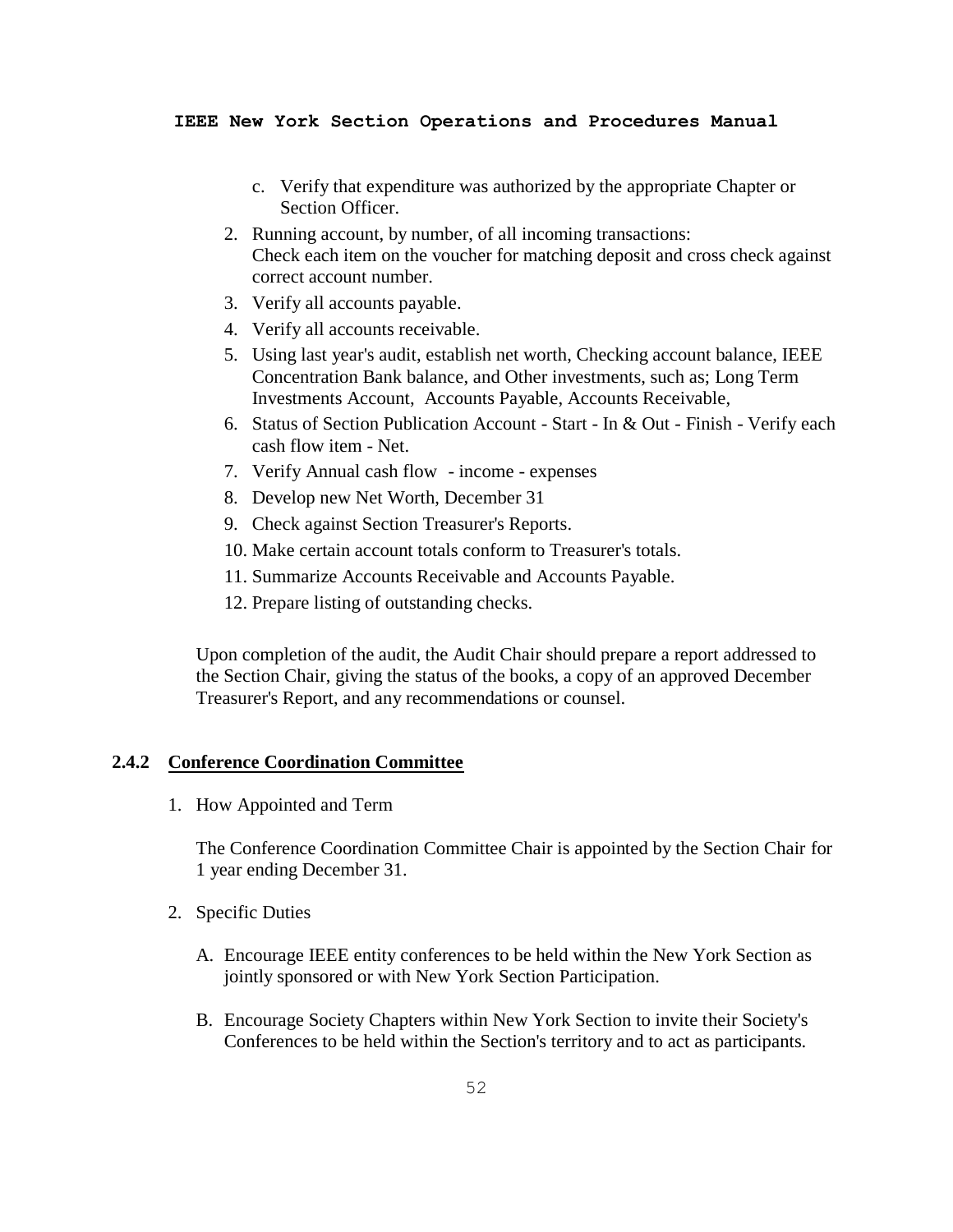c. Verify that expenditure was authorized by the appropriate Chapter or Section Officer.

2. Running account, by number, of all incoming transactions:
   Check each item on the voucher for matching deposit and cross check against correct account number.
3. Verify all accounts payable.
4. Verify all accounts receivable.
5. Using last year's audit, establish net worth, Checking account balance, IEEE Concentration Bank balance, and Other investments, such as; Long Term Investments Account, Accounts Payable, Accounts Receivable,
6. Status of Section Publication Account - Start - In & Out - Finish - Verify each cash flow item - Net.
7. Verify Annual cash flow - income - expenses
8. Develop new Net Worth, December 31
9. Check against Section Treasurer's Reports.
10. Make certain account totals conform to Treasurer's totals.
11. Summarize Accounts Receivable and Accounts Payable.
12. Prepare listing of outstanding checks.

Upon completion of the audit, the Audit Chair should prepare a report addressed to the Section Chair, giving the status of the books, a copy of an approved December Treasurer's Report, and any recommendations or counsel.

### 2.4.2 Conference Coordination Committee

1. How Appointed and Term

   The Conference Coordination Committee Chair is appointed by the Section Chair for 1 year ending December 31.

2. Specific Duties

   A. Encourage IEEE entity conferences to be held within the New York Section as jointly sponsored or with New York Section Participation.

   B. Encourage Society Chapters within New York Section to invite their Society's Conferences to be held within the Section's territory and to act as participants.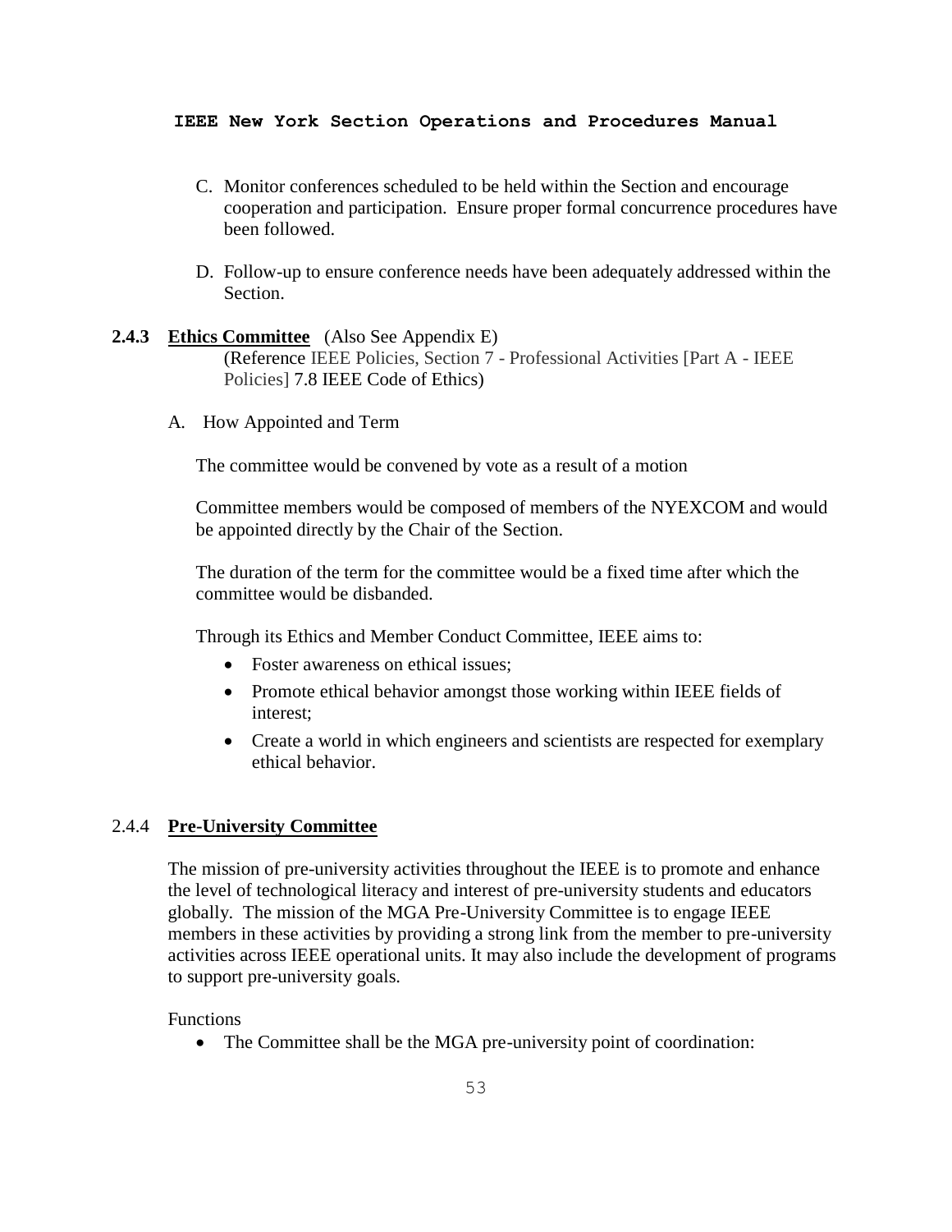C. Monitor conferences scheduled to be held within the Section and encourage cooperation and participation. Ensure proper formal concurrence procedures have been followed.

D. Follow-up to ensure conference needs have been adequately addressed within the Section.

### 2.4.3 **Ethics Committee** (Also See Appendix E)

(Reference IEEE Policies, Section 7 - Professional Activities [Part A - IEEE Policies] 7.8 IEEE Code of Ethics)

A. How Appointed and Term

The committee would be convened by vote as a result of a motion

Committee members would be composed of members of the NYEXCOM and would be appointed directly by the Chair of the Section.

The duration of the term for the committee would be a fixed time after which the committee would be disbanded.

Through its Ethics and Member Conduct Committee, IEEE aims to:

- Foster awareness on ethical issues;
- Promote ethical behavior amongst those working within IEEE fields of interest;
- Create a world in which engineers and scientists are respected for exemplary ethical behavior.

### 2.4.4 **Pre-University Committee**

The mission of pre-university activities throughout the IEEE is to promote and enhance the level of technological literacy and interest of pre-university students and educators globally. The mission of the MGA Pre-University Committee is to engage IEEE members in these activities by providing a strong link from the member to pre-university activities across IEEE operational units. It may also include the development of programs to support pre-university goals.

Functions

- The Committee shall be the MGA pre-university point of coordination: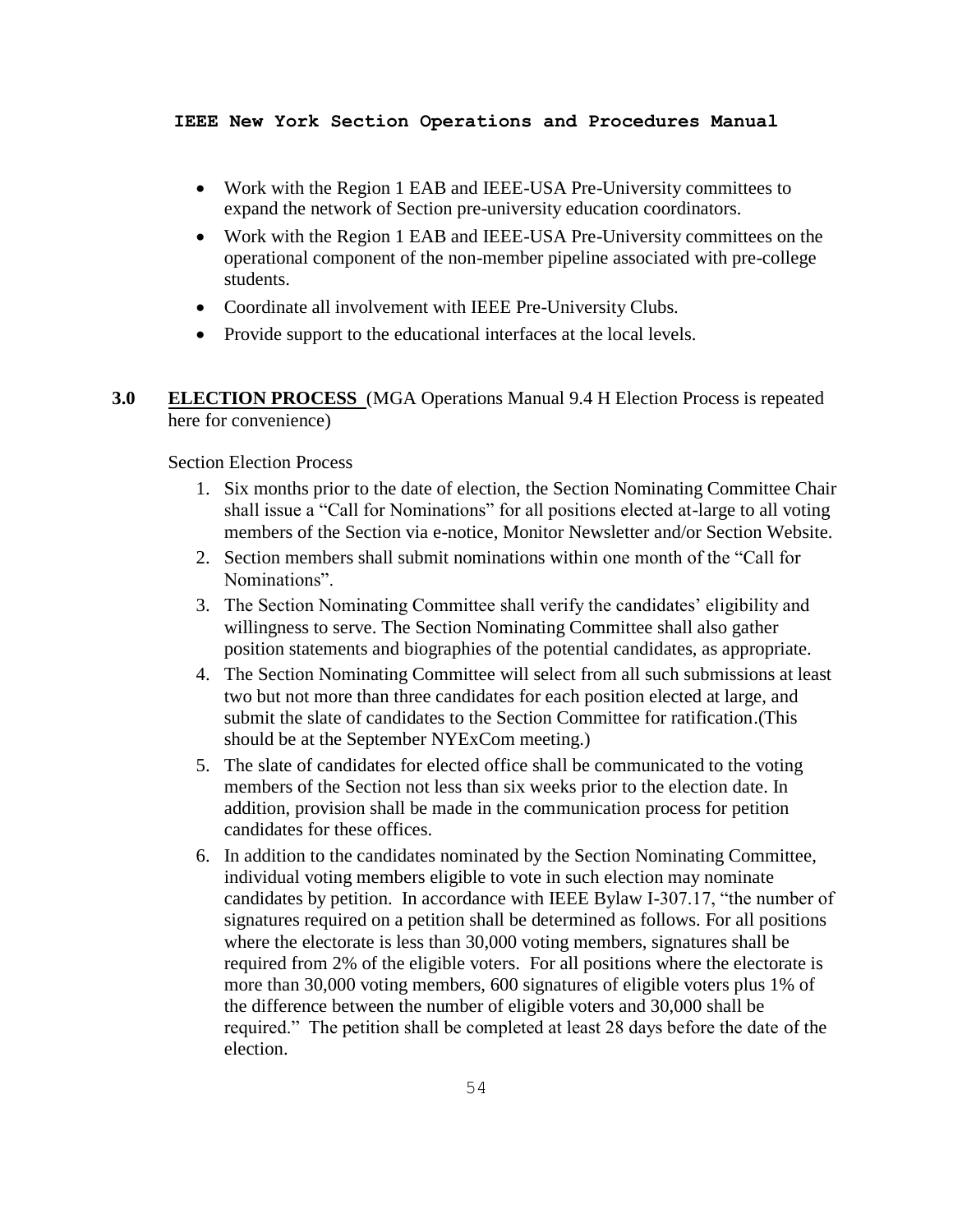- Work with the Region 1 EAB and IEEE-USA Pre-University committees to expand the network of Section pre-university education coordinators.
- Work with the Region 1 EAB and IEEE-USA Pre-University committees on the operational component of the non-member pipeline associated with pre-college students.
- Coordinate all involvement with IEEE Pre-University Clubs.
- Provide support to the educational interfaces at the local levels.

## 3.0 ELECTION PROCESS (MGA Operations Manual 9.4 H Election Process is repeated here for convenience)

Section Election Process

1. Six months prior to the date of election, the Section Nominating Committee Chair shall issue a "Call for Nominations" for all positions elected at-large to all voting members of the Section via e-notice, Monitor Newsletter and/or Section Website.
2. Section members shall submit nominations within one month of the "Call for Nominations".
3. The Section Nominating Committee shall verify the candidates' eligibility and willingness to serve. The Section Nominating Committee shall also gather position statements and biographies of the potential candidates, as appropriate.
4. The Section Nominating Committee will select from all such submissions at least two but not more than three candidates for each position elected at large, and submit the slate of candidates to the Section Committee for ratification.(This should be at the September NYExCom meeting.)
5. The slate of candidates for elected office shall be communicated to the voting members of the Section not less than six weeks prior to the election date. In addition, provision shall be made in the communication process for petition candidates for these offices.
6. In addition to the candidates nominated by the Section Nominating Committee, individual voting members eligible to vote in such election may nominate candidates by petition. In accordance with IEEE Bylaw I-307.17, "the number of signatures required on a petition shall be determined as follows. For all positions where the electorate is less than 30,000 voting members, signatures shall be required from 2% of the eligible voters. For all positions where the electorate is more than 30,000 voting members, 600 signatures of eligible voters plus 1% of the difference between the number of eligible voters and 30,000 shall be required." The petition shall be completed at least 28 days before the date of the election.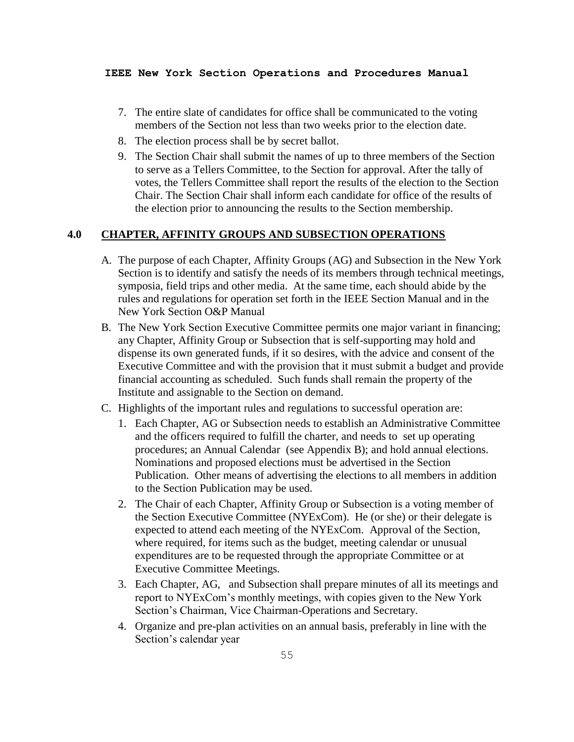7. The entire slate of candidates for office shall be communicated to the voting members of the Section not less than two weeks prior to the election date.
8. The election process shall be by secret ballot.
9. The Section Chair shall submit the names of up to three members of the Section to serve as a Tellers Committee, to the Section for approval. After the tally of votes, the Tellers Committee shall report the results of the election to the Section Chair. The Section Chair shall inform each candidate for office of the results of the election prior to announcing the results to the Section membership.

## 4.0 CHAPTER, AFFINITY GROUPS AND SUBSECTION OPERATIONS

A. The purpose of each Chapter, Affinity Groups (AG) and Subsection in the New York Section is to identify and satisfy the needs of its members through technical meetings, symposia, field trips and other media. At the same time, each should abide by the rules and regulations for operation set forth in the IEEE Section Manual and in the New York Section O&P Manual

B. The New York Section Executive Committee permits one major variant in financing; any Chapter, Affinity Group or Subsection that is self-supporting may hold and dispense its own generated funds, if it so desires, with the advice and consent of the Executive Committee and with the provision that it must submit a budget and provide financial accounting as scheduled. Such funds shall remain the property of the Institute and assignable to the Section on demand.

C. Highlights of the important rules and regulations to successful operation are:

   1. Each Chapter, AG or Subsection needs to establish an Administrative Committee and the officers required to fulfill the charter, and needs to set up operating procedures; an Annual Calendar (see Appendix B); and hold annual elections. Nominations and proposed elections must be advertised in the Section Publication. Other means of advertising the elections to all members in addition to the Section Publication may be used.
   2. The Chair of each Chapter, Affinity Group or Subsection is a voting member of the Section Executive Committee (NYExCom). He (or she) or their delegate is expected to attend each meeting of the NYExCom. Approval of the Section, where required, for items such as the budget, meeting calendar or unusual expenditures are to be requested through the appropriate Committee or at Executive Committee Meetings.
   3. Each Chapter, AG, and Subsection shall prepare minutes of all its meetings and report to NYExCom's monthly meetings, with copies given to the New York Section's Chairman, Vice Chairman-Operations and Secretary.
   4. Organize and pre-plan activities on an annual basis, preferably in line with the Section's calendar year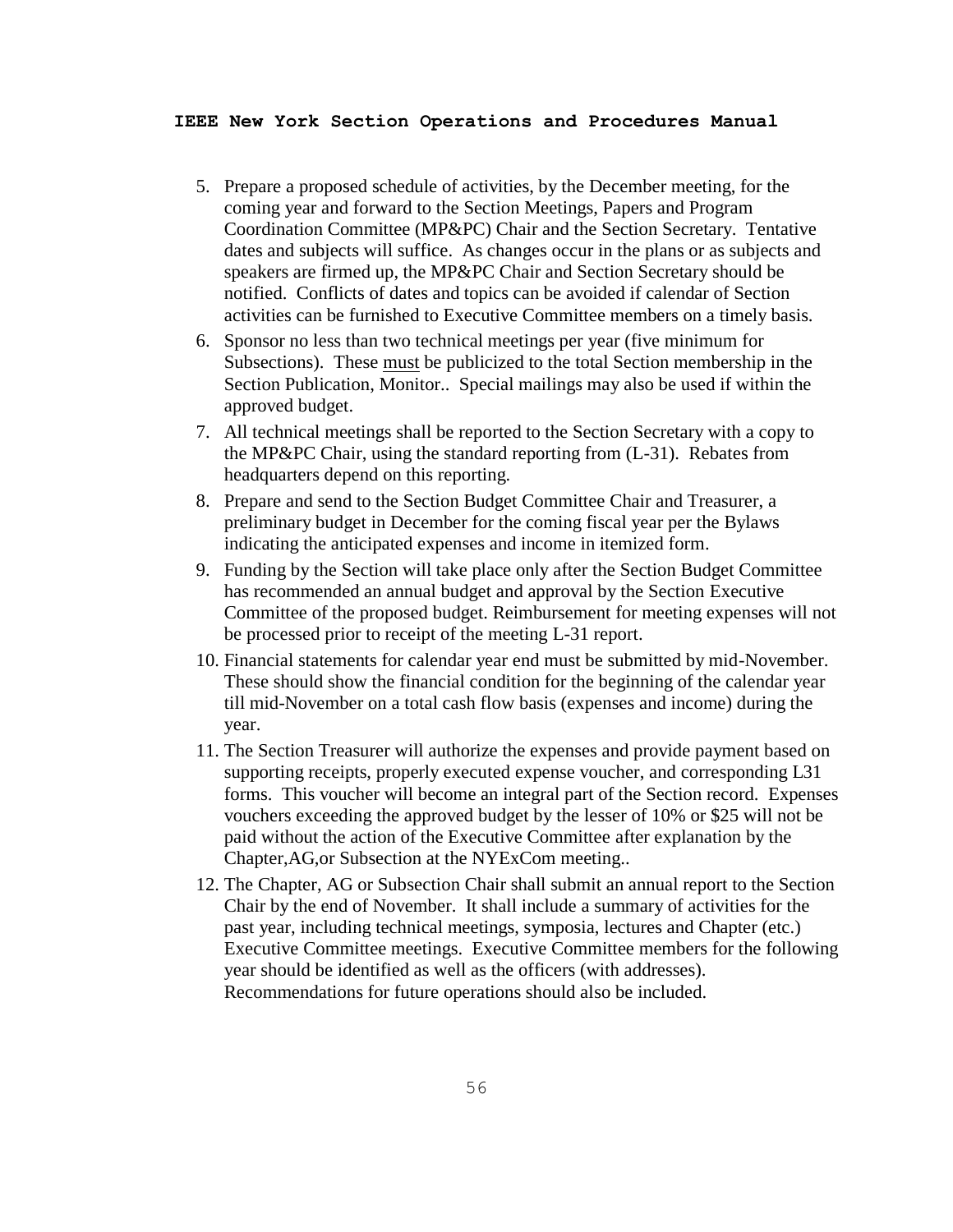5. Prepare a proposed schedule of activities, by the December meeting, for the coming year and forward to the Section Meetings, Papers and Program Coordination Committee (MP&PC) Chair and the Section Secretary. Tentative dates and subjects will suffice. As changes occur in the plans or as subjects and speakers are firmed up, the MP&PC Chair and Section Secretary should be notified. Conflicts of dates and topics can be avoided if calendar of Section activities can be furnished to Executive Committee members on a timely basis.
6. Sponsor no less than two technical meetings per year (five minimum for Subsections). These <u>must</u> be publicized to the total Section membership in the Section Publication, Monitor.. Special mailings may also be used if within the approved budget.
7. All technical meetings shall be reported to the Section Secretary with a copy to the MP&PC Chair, using the standard reporting from (L-31). Rebates from headquarters depend on this reporting.
8. Prepare and send to the Section Budget Committee Chair and Treasurer, a preliminary budget in December for the coming fiscal year per the Bylaws indicating the anticipated expenses and income in itemized form.
9. Funding by the Section will take place only after the Section Budget Committee has recommended an annual budget and approval by the Section Executive Committee of the proposed budget. Reimbursement for meeting expenses will not be processed prior to receipt of the meeting L-31 report.
10. Financial statements for calendar year end must be submitted by mid-November. These should show the financial condition for the beginning of the calendar year till mid-November on a total cash flow basis (expenses and income) during the year.
11. The Section Treasurer will authorize the expenses and provide payment based on supporting receipts, properly executed expense voucher, and corresponding L31 forms. This voucher will become an integral part of the Section record. Expenses vouchers exceeding the approved budget by the lesser of 10% or $25 will not be paid without the action of the Executive Committee after explanation by the Chapter,AG,or Subsection at the NYExCom meeting..
12. The Chapter, AG or Subsection Chair shall submit an annual report to the Section Chair by the end of November. It shall include a summary of activities for the past year, including technical meetings, symposia, lectures and Chapter (etc.) Executive Committee meetings. Executive Committee members for the following year should be identified as well as the officers (with addresses). Recommendations for future operations should also be included.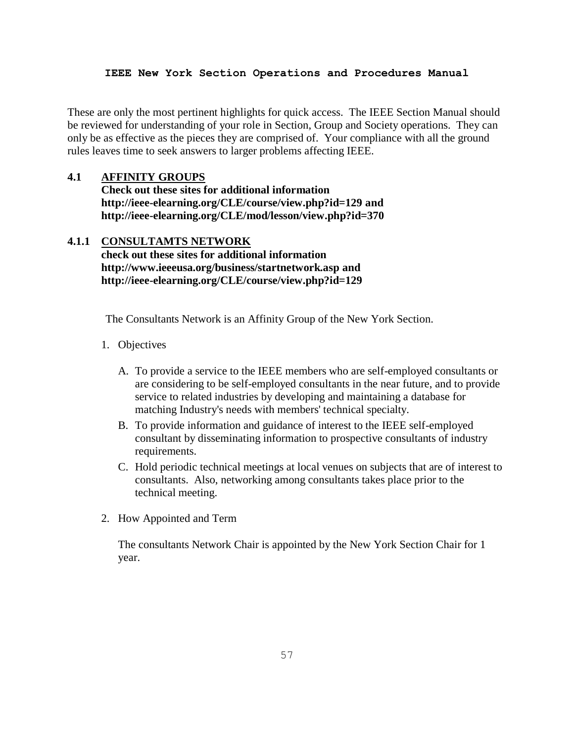**IEEE New York Section Operations and Procedures Manual**

These are only the most pertinent highlights for quick access. The IEEE Section Manual should be reviewed for understanding of your role in Section, Group and Society operations. They can only be as effective as the pieces they are comprised of. Your compliance with all the ground rules leaves time to seek answers to larger problems affecting IEEE.

## 4.1 AFFINITY GROUPS

**Check out these sites for additional information**
**http://ieee-elearning.org/CLE/course/view.php?id=129 and**
**http://ieee-elearning.org/CLE/mod/lesson/view.php?id=370**

### 4.1.1 CONSULTAMTS NETWORK

**check out these sites for additional information**
**http://www.ieeeusa.org/business/startnetwork.asp and**
**http://ieee-elearning.org/CLE/course/view.php?id=129**

The Consultants Network is an Affinity Group of the New York Section.

1. Objectives

   A. To provide a service to the IEEE members who are self-employed consultants or are considering to be self-employed consultants in the near future, and to provide service to related industries by developing and maintaining a database for matching Industry's needs with members' technical specialty.

   B. To provide information and guidance of interest to the IEEE self-employed consultant by disseminating information to prospective consultants of industry requirements.

   C. Hold periodic technical meetings at local venues on subjects that are of interest to consultants. Also, networking among consultants takes place prior to the technical meeting.

2. How Appointed and Term

   The consultants Network Chair is appointed by the New York Section Chair for 1 year.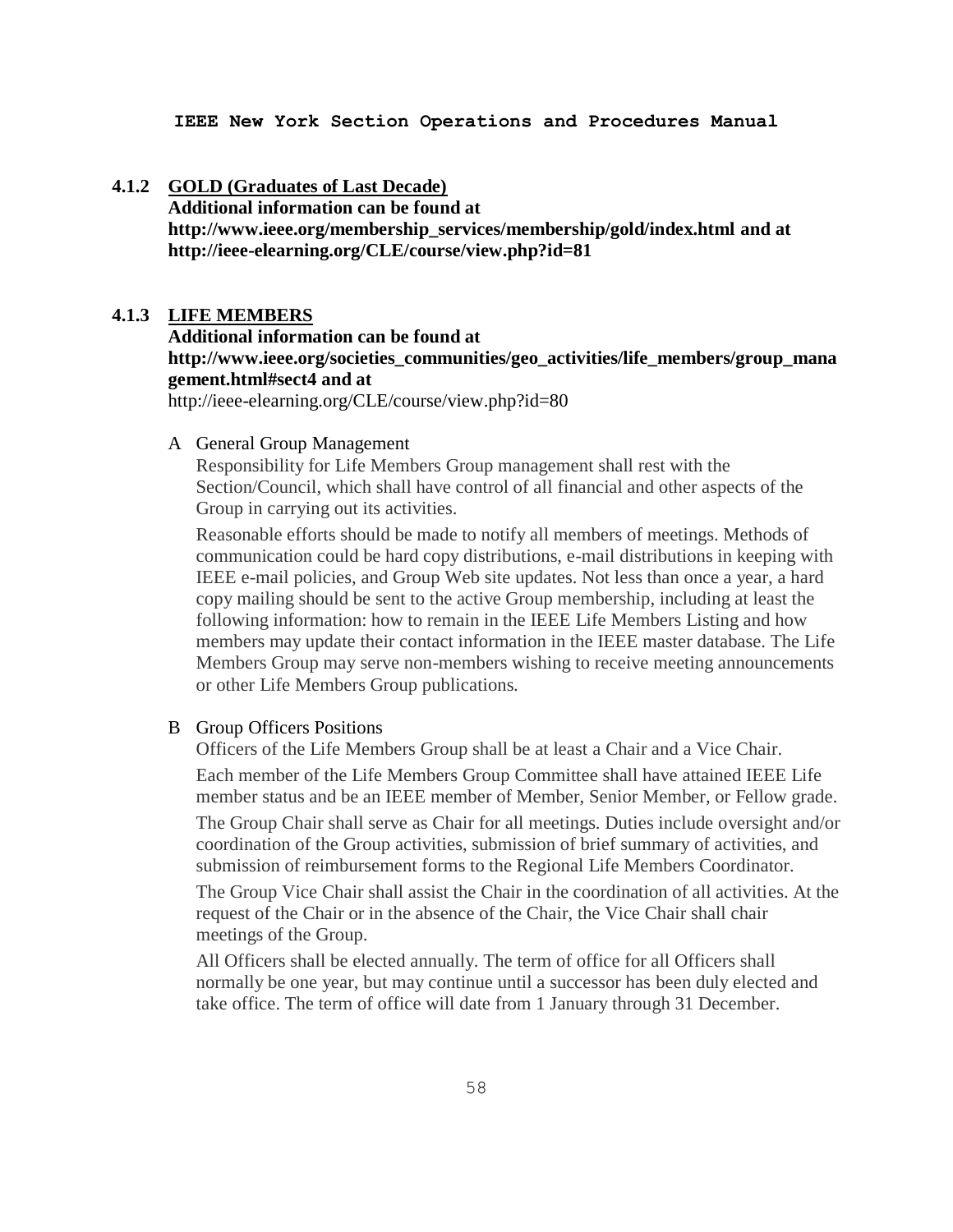### 4.1.2 GOLD (Graduates of Last Decade)

**Additional information can be found at http://www.ieee.org/membership_services/membership/gold/index.html and at http://ieee-elearning.org/CLE/course/view.php?id=81**

### 4.1.3 LIFE MEMBERS

**Additional information can be found at http://www.ieee.org/societies_communities/geo_activities/life_members/group_management.html#sect4 and at**
http://ieee-elearning.org/CLE/course/view.php?id=80

A General Group Management

Responsibility for Life Members Group management shall rest with the Section/Council, which shall have control of all financial and other aspects of the Group in carrying out its activities.

Reasonable efforts should be made to notify all members of meetings. Methods of communication could be hard copy distributions, e-mail distributions in keeping with IEEE e-mail policies, and Group Web site updates. Not less than once a year, a hard copy mailing should be sent to the active Group membership, including at least the following information: how to remain in the IEEE Life Members Listing and how members may update their contact information in the IEEE master database. The Life Members Group may serve non-members wishing to receive meeting announcements or other Life Members Group publications.

B Group Officers Positions

Officers of the Life Members Group shall be at least a Chair and a Vice Chair.

Each member of the Life Members Group Committee shall have attained IEEE Life member status and be an IEEE member of Member, Senior Member, or Fellow grade.

The Group Chair shall serve as Chair for all meetings. Duties include oversight and/or coordination of the Group activities, submission of brief summary of activities, and submission of reimbursement forms to the Regional Life Members Coordinator.

The Group Vice Chair shall assist the Chair in the coordination of all activities. At the request of the Chair or in the absence of the Chair, the Vice Chair shall chair meetings of the Group.

All Officers shall be elected annually. The term of office for all Officers shall normally be one year, but may continue until a successor has been duly elected and take office. The term of office will date from 1 January through 31 December.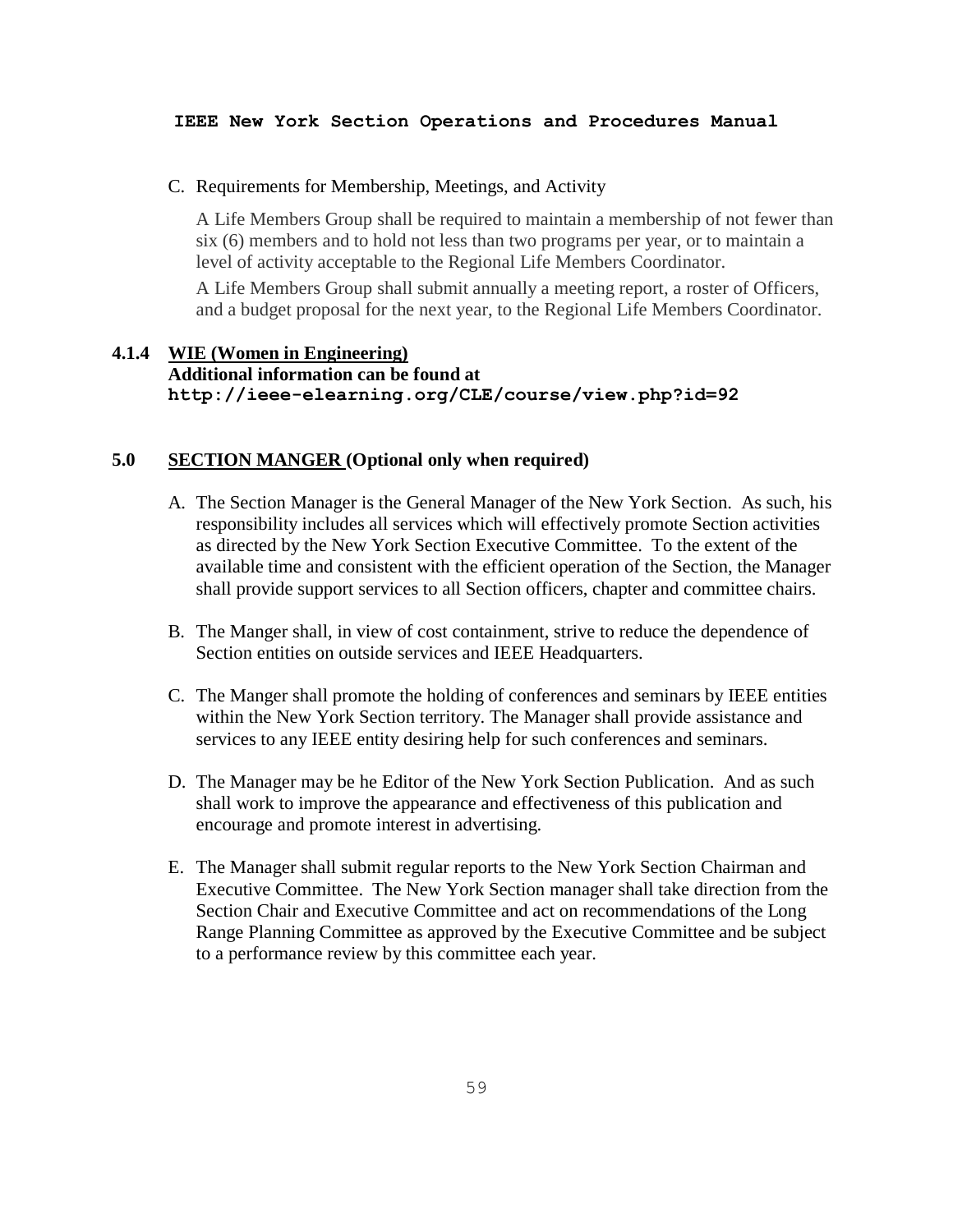C. Requirements for Membership, Meetings, and Activity

A Life Members Group shall be required to maintain a membership of not fewer than six (6) members and to hold not less than two programs per year, or to maintain a level of activity acceptable to the Regional Life Members Coordinator.

A Life Members Group shall submit annually a meeting report, a roster of Officers, and a budget proposal for the next year, to the Regional Life Members Coordinator.

### 4.1.4 WIE (Women in Engineering)

**Additional information can be found at**
**http://ieee-elearning.org/CLE/course/view.php?id=92**

## 5.0 SECTION MANGER (Optional only when required)

A. The Section Manager is the General Manager of the New York Section. As such, his responsibility includes all services which will effectively promote Section activities as directed by the New York Section Executive Committee. To the extent of the available time and consistent with the efficient operation of the Section, the Manager shall provide support services to all Section officers, chapter and committee chairs.

B. The Manger shall, in view of cost containment, strive to reduce the dependence of Section entities on outside services and IEEE Headquarters.

C. The Manger shall promote the holding of conferences and seminars by IEEE entities within the New York Section territory. The Manager shall provide assistance and services to any IEEE entity desiring help for such conferences and seminars.

D. The Manager may be he Editor of the New York Section Publication. And as such shall work to improve the appearance and effectiveness of this publication and encourage and promote interest in advertising.

E. The Manager shall submit regular reports to the New York Section Chairman and Executive Committee. The New York Section manager shall take direction from the Section Chair and Executive Committee and act on recommendations of the Long Range Planning Committee as approved by the Executive Committee and be subject to a performance review by this committee each year.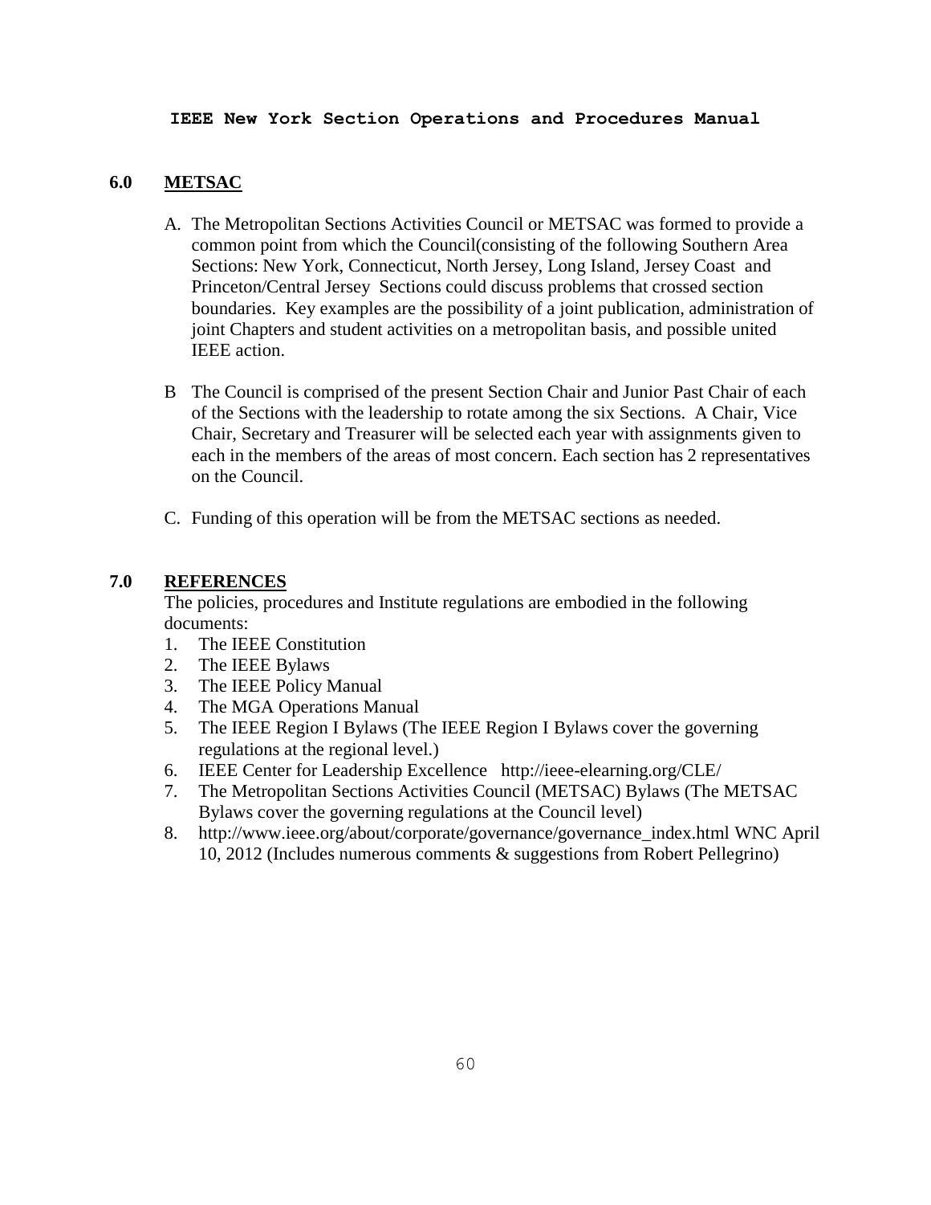## 6.0 METSAC

A. The Metropolitan Sections Activities Council or METSAC was formed to provide a common point from which the Council(consisting of the following Southern Area Sections: New York, Connecticut, North Jersey, Long Island, Jersey Coast and Princeton/Central Jersey Sections could discuss problems that crossed section boundaries. Key examples are the possibility of a joint publication, administration of joint Chapters and student activities on a metropolitan basis, and possible united IEEE action.

B The Council is comprised of the present Section Chair and Junior Past Chair of each of the Sections with the leadership to rotate among the six Sections. A Chair, Vice Chair, Secretary and Treasurer will be selected each year with assignments given to each in the members of the areas of most concern. Each section has 2 representatives on the Council.

C. Funding of this operation will be from the METSAC sections as needed.

## 7.0 REFERENCES

The policies, procedures and Institute regulations are embodied in the following documents:

1. The IEEE Constitution
2. The IEEE Bylaws
3. The IEEE Policy Manual
4. The MGA Operations Manual
5. The IEEE Region I Bylaws (The IEEE Region I Bylaws cover the governing regulations at the regional level.)
6. IEEE Center for Leadership Excellence http://ieee-elearning.org/CLE/
7. The Metropolitan Sections Activities Council (METSAC) Bylaws (The METSAC Bylaws cover the governing regulations at the Council level)
8. http://www.ieee.org/about/corporate/governance/governance_index.html WNC April 10, 2012 (Includes numerous comments & suggestions from Robert Pellegrino)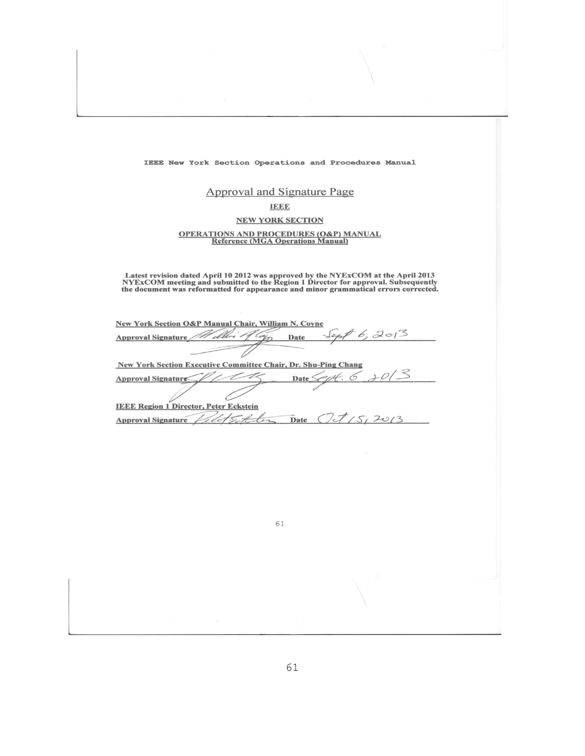IEEE New York Section Operations and Procedures Manual

## Approval and Signature Page

**IEEE**

**NEW YORK SECTION**

**OPERATIONS AND PROCEDURES (O&P) MANUAL**
**Reference (MGA Operations Manual)**

**Latest revision dated April 10 2012 was approved by the NYExCOM at the April 2013 NYExCOM meeting and submitted to the Region 1 Director for approval. Subsequently the document was reformatted for appearance and minor grammatical errors corrected.**

**New York Section O&P Manual Chair, William N. Coyne**

**Approval Signature** _William N. Coyne_ **Date** Sept 6, 2013

**New York Section Executive Committee Chair, Dr. Shu-Ping Chang**

**Approval Signature** _Shu-Ping Chang_ **Date** Sept. 6, 2013

**IEEE Region 1 Director, Peter Eckstein**

**Approval Signature** _Peter Eckstein_ **Date** Oct 15, 2013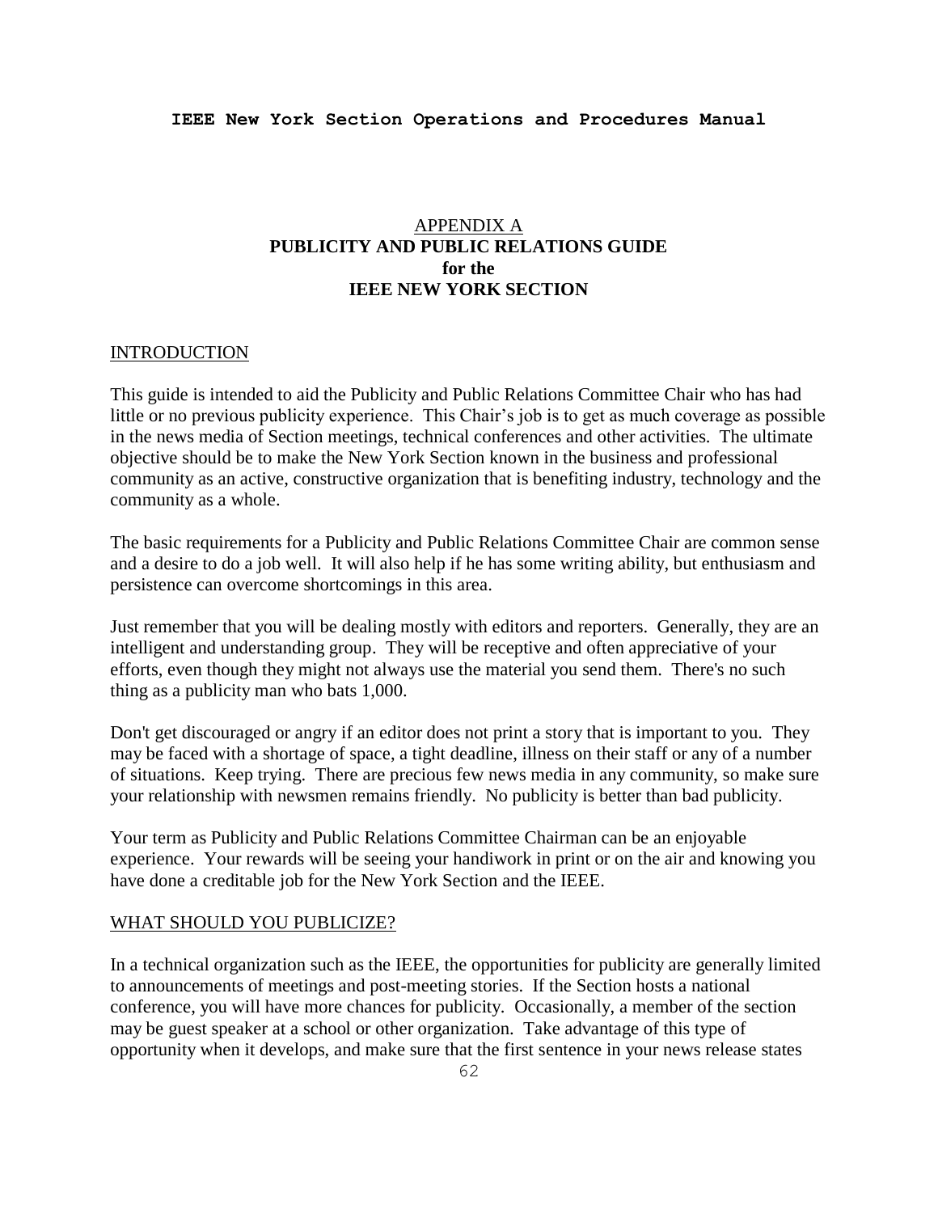## APPENDIX A
## PUBLICITY AND PUBLIC RELATIONS GUIDE
## for the
## IEEE NEW YORK SECTION

### INTRODUCTION

This guide is intended to aid the Publicity and Public Relations Committee Chair who has had little or no previous publicity experience. This Chair's job is to get as much coverage as possible in the news media of Section meetings, technical conferences and other activities. The ultimate objective should be to make the New York Section known in the business and professional community as an active, constructive organization that is benefiting industry, technology and the community as a whole.

The basic requirements for a Publicity and Public Relations Committee Chair are common sense and a desire to do a job well. It will also help if he has some writing ability, but enthusiasm and persistence can overcome shortcomings in this area.

Just remember that you will be dealing mostly with editors and reporters. Generally, they are an intelligent and understanding group. They will be receptive and often appreciative of your efforts, even though they might not always use the material you send them. There's no such thing as a publicity man who bats 1,000.

Don't get discouraged or angry if an editor does not print a story that is important to you. They may be faced with a shortage of space, a tight deadline, illness on their staff or any of a number of situations. Keep trying. There are precious few news media in any community, so make sure your relationship with newsmen remains friendly. No publicity is better than bad publicity.

Your term as Publicity and Public Relations Committee Chairman can be an enjoyable experience. Your rewards will be seeing your handiwork in print or on the air and knowing you have done a creditable job for the New York Section and the IEEE.

### WHAT SHOULD YOU PUBLICIZE?

In a technical organization such as the IEEE, the opportunities for publicity are generally limited to announcements of meetings and post-meeting stories. If the Section hosts a national conference, you will have more chances for publicity. Occasionally, a member of the section may be guest speaker at a school or other organization. Take advantage of this type of opportunity when it develops, and make sure that the first sentence in your news release states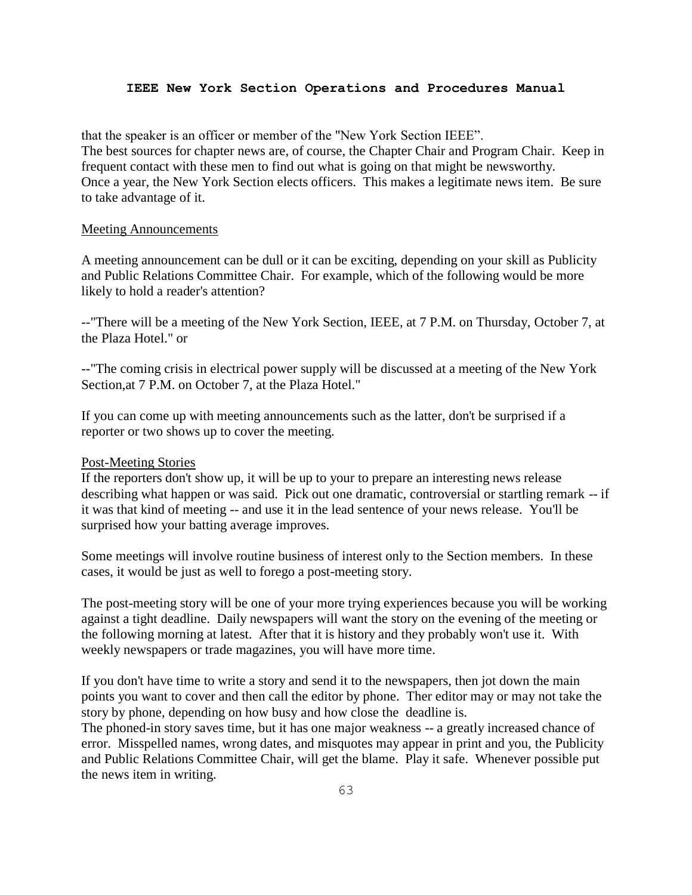that the speaker is an officer or member of the "New York Section IEEE".
The best sources for chapter news are, of course, the Chapter Chair and Program Chair. Keep in frequent contact with these men to find out what is going on that might be newsworthy.
Once a year, the New York Section elects officers. This makes a legitimate news item. Be sure to take advantage of it.

<u>Meeting Announcements</u>

A meeting announcement can be dull or it can be exciting, depending on your skill as Publicity and Public Relations Committee Chair. For example, which of the following would be more likely to hold a reader's attention?

--"There will be a meeting of the New York Section, IEEE, at 7 P.M. on Thursday, October 7, at the Plaza Hotel." or

--"The coming crisis in electrical power supply will be discussed at a meeting of the New York Section,at 7 P.M. on October 7, at the Plaza Hotel."

If you can come up with meeting announcements such as the latter, don't be surprised if a reporter or two shows up to cover the meeting.

<u>Post-Meeting Stories</u>
If the reporters don't show up, it will be up to your to prepare an interesting news release describing what happen or was said. Pick out one dramatic, controversial or startling remark -- if it was that kind of meeting -- and use it in the lead sentence of your news release. You'll be surprised how your batting average improves.

Some meetings will involve routine business of interest only to the Section members. In these cases, it would be just as well to forego a post-meeting story.

The post-meeting story will be one of your more trying experiences because you will be working against a tight deadline. Daily newspapers will want the story on the evening of the meeting or the following morning at latest. After that it is history and they probably won't use it. With weekly newspapers or trade magazines, you will have more time.

If you don't have time to write a story and send it to the newspapers, then jot down the main points you want to cover and then call the editor by phone. Ther editor may or may not take the story by phone, depending on how busy and how close the deadline is.
The phoned-in story saves time, but it has one major weakness -- a greatly increased chance of error. Misspelled names, wrong dates, and misquotes may appear in print and you, the Publicity and Public Relations Committee Chair, will get the blame. Play it safe. Whenever possible put the news item in writing.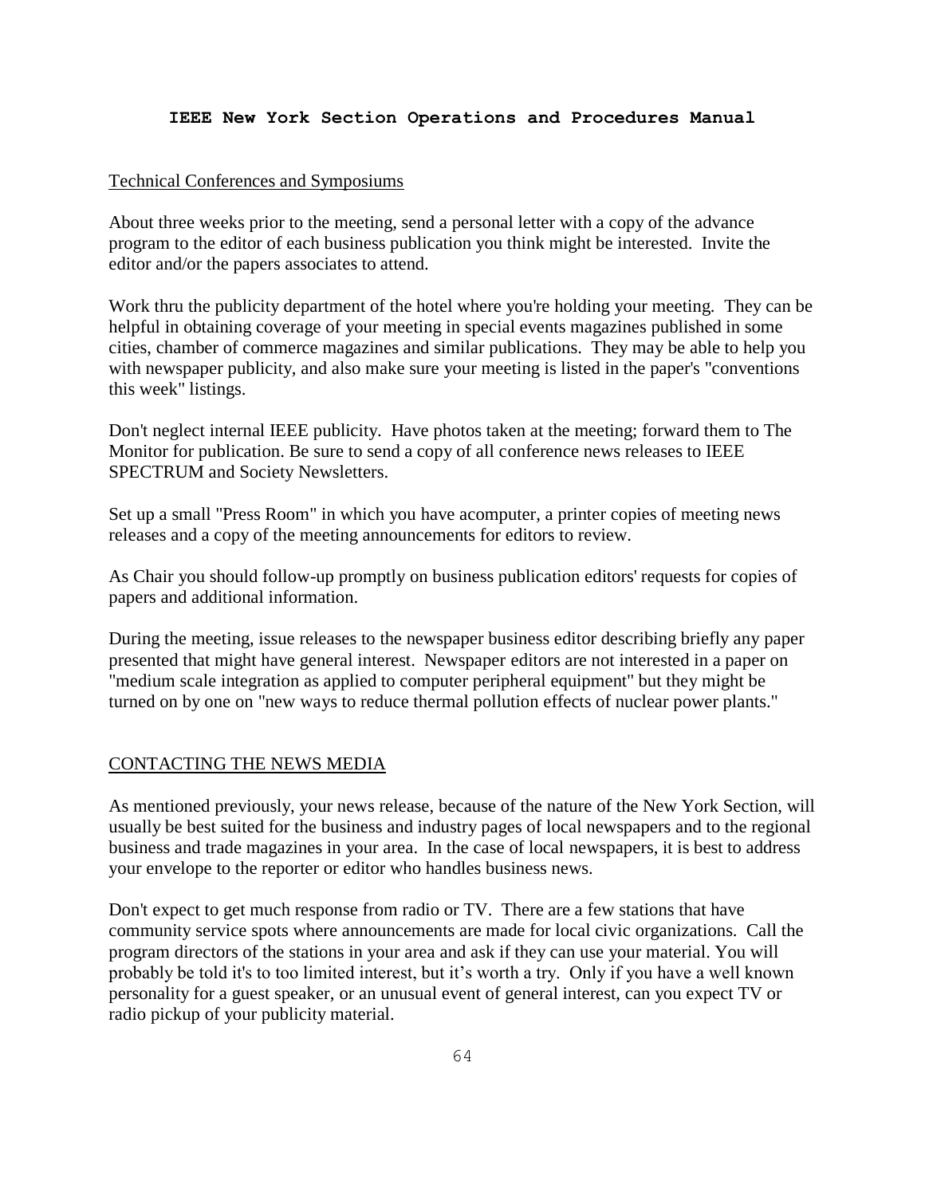## Technical Conferences and Symposiums

About three weeks prior to the meeting, send a personal letter with a copy of the advance program to the editor of each business publication you think might be interested. Invite the editor and/or the papers associates to attend.

Work thru the publicity department of the hotel where you're holding your meeting. They can be helpful in obtaining coverage of your meeting in special events magazines published in some cities, chamber of commerce magazines and similar publications. They may be able to help you with newspaper publicity, and also make sure your meeting is listed in the paper's "conventions this week" listings.

Don't neglect internal IEEE publicity. Have photos taken at the meeting; forward them to The Monitor for publication. Be sure to send a copy of all conference news releases to IEEE SPECTRUM and Society Newsletters.

Set up a small "Press Room" in which you have acomputer, a printer copies of meeting news releases and a copy of the meeting announcements for editors to review.

As Chair you should follow-up promptly on business publication editors' requests for copies of papers and additional information.

During the meeting, issue releases to the newspaper business editor describing briefly any paper presented that might have general interest. Newspaper editors are not interested in a paper on "medium scale integration as applied to computer peripheral equipment" but they might be turned on by one on "new ways to reduce thermal pollution effects of nuclear power plants."

## CONTACTING THE NEWS MEDIA

As mentioned previously, your news release, because of the nature of the New York Section, will usually be best suited for the business and industry pages of local newspapers and to the regional business and trade magazines in your area. In the case of local newspapers, it is best to address your envelope to the reporter or editor who handles business news.

Don't expect to get much response from radio or TV. There are a few stations that have community service spots where announcements are made for local civic organizations. Call the program directors of the stations in your area and ask if they can use your material. You will probably be told it's to too limited interest, but it's worth a try. Only if you have a well known personality for a guest speaker, or an unusual event of general interest, can you expect TV or radio pickup of your publicity material.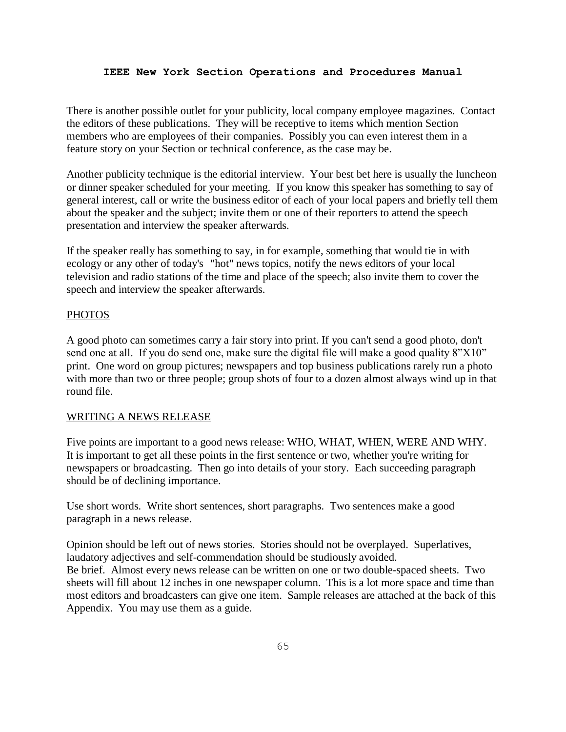There is another possible outlet for your publicity, local company employee magazines. Contact the editors of these publications. They will be receptive to items which mention Section members who are employees of their companies. Possibly you can even interest them in a feature story on your Section or technical conference, as the case may be.

Another publicity technique is the editorial interview. Your best bet here is usually the luncheon or dinner speaker scheduled for your meeting. If you know this speaker has something to say of general interest, call or write the business editor of each of your local papers and briefly tell them about the speaker and the subject; invite them or one of their reporters to attend the speech presentation and interview the speaker afterwards.

If the speaker really has something to say, in for example, something that would tie in with ecology or any other of today's "hot" news topics, notify the news editors of your local television and radio stations of the time and place of the speech; also invite them to cover the speech and interview the speaker afterwards.

## PHOTOS

A good photo can sometimes carry a fair story into print. If you can't send a good photo, don't send one at all. If you do send one, make sure the digital file will make a good quality 8"X10" print. One word on group pictures; newspapers and top business publications rarely run a photo with more than two or three people; group shots of four to a dozen almost always wind up in that round file.

## WRITING A NEWS RELEASE

Five points are important to a good news release: WHO, WHAT, WHEN, WERE AND WHY. It is important to get all these points in the first sentence or two, whether you're writing for newspapers or broadcasting. Then go into details of your story. Each succeeding paragraph should be of declining importance.

Use short words. Write short sentences, short paragraphs. Two sentences make a good paragraph in a news release.

Opinion should be left out of news stories. Stories should not be overplayed. Superlatives, laudatory adjectives and self-commendation should be studiously avoided.
Be brief. Almost every news release can be written on one or two double-spaced sheets. Two sheets will fill about 12 inches in one newspaper column. This is a lot more space and time than most editors and broadcasters can give one item. Sample releases are attached at the back of this Appendix. You may use them as a guide.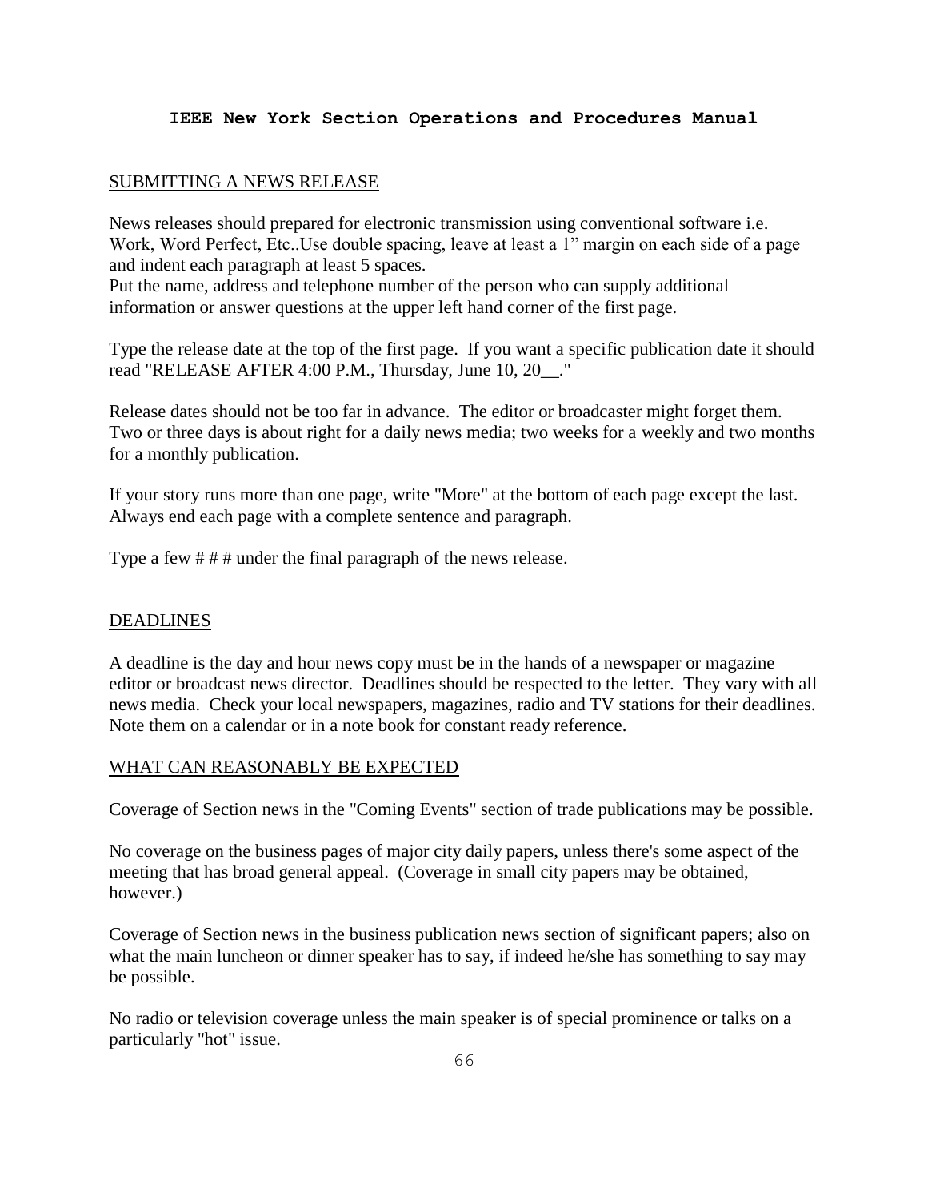## SUBMITTING A NEWS RELEASE

News releases should prepared for electronic transmission using conventional software i.e. Work, Word Perfect, Etc..Use double spacing, leave at least a 1" margin on each side of a page and indent each paragraph at least 5 spaces.
Put the name, address and telephone number of the person who can supply additional information or answer questions at the upper left hand corner of the first page.

Type the release date at the top of the first page. If you want a specific publication date it should read "RELEASE AFTER 4:00 P.M., Thursday, June 10, 20__."

Release dates should not be too far in advance. The editor or broadcaster might forget them. Two or three days is about right for a daily news media; two weeks for a weekly and two months for a monthly publication.

If your story runs more than one page, write "More" at the bottom of each page except the last. Always end each page with a complete sentence and paragraph.

Type a few # # # under the final paragraph of the news release.

## DEADLINES

A deadline is the day and hour news copy must be in the hands of a newspaper or magazine editor or broadcast news director. Deadlines should be respected to the letter. They vary with all news media. Check your local newspapers, magazines, radio and TV stations for their deadlines. Note them on a calendar or in a note book for constant ready reference.

## WHAT CAN REASONABLY BE EXPECTED

Coverage of Section news in the "Coming Events" section of trade publications may be possible.

No coverage on the business pages of major city daily papers, unless there's some aspect of the meeting that has broad general appeal. (Coverage in small city papers may be obtained, however.)

Coverage of Section news in the business publication news section of significant papers; also on what the main luncheon or dinner speaker has to say, if indeed he/she has something to say may be possible.

No radio or television coverage unless the main speaker is of special prominence or talks on a particularly "hot" issue.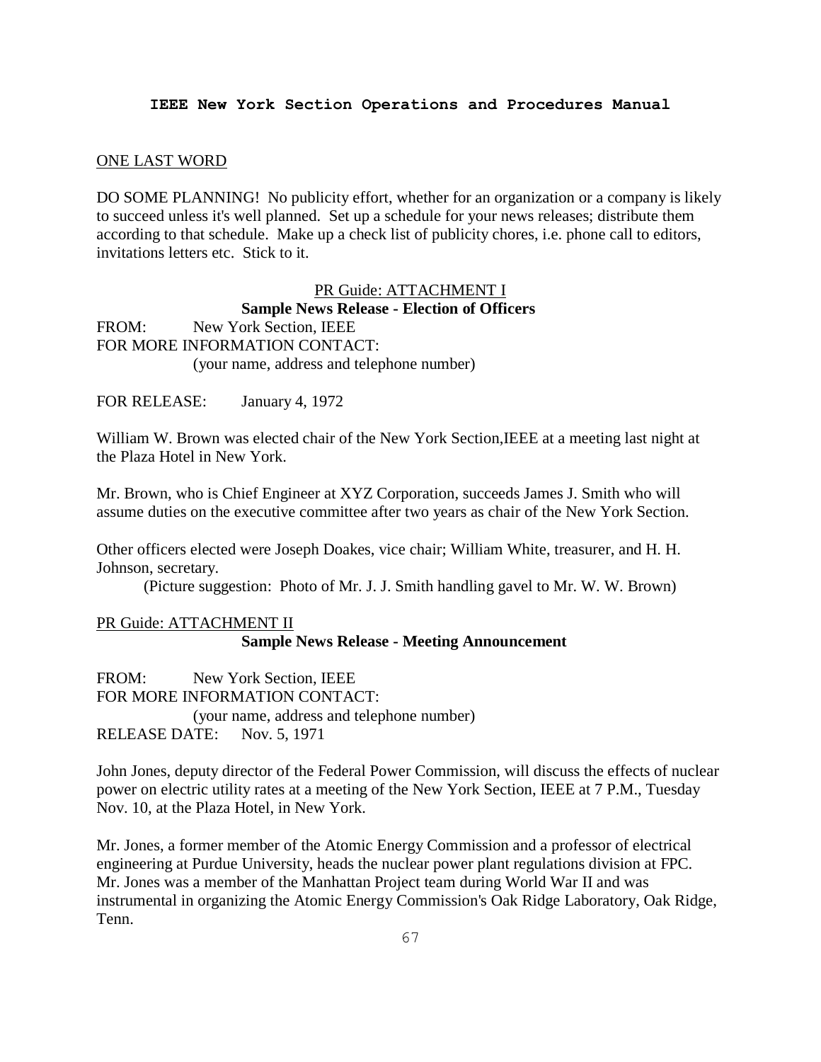## ONE LAST WORD

DO SOME PLANNING! No publicity effort, whether for an organization or a company is likely to succeed unless it's well planned. Set up a schedule for your news releases; distribute them according to that schedule. Make up a check list of publicity chores, i.e. phone call to editors, invitations letters etc. Stick to it.

### PR Guide: ATTACHMENT I

**Sample News Release - Election of Officers**

FROM: New York Section, IEEE
FOR MORE INFORMATION CONTACT:
(your name, address and telephone number)

FOR RELEASE: January 4, 1972

William W. Brown was elected chair of the New York Section,IEEE at a meeting last night at the Plaza Hotel in New York.

Mr. Brown, who is Chief Engineer at XYZ Corporation, succeeds James J. Smith who will assume duties on the executive committee after two years as chair of the New York Section.

Other officers elected were Joseph Doakes, vice chair; William White, treasurer, and H. H. Johnson, secretary.

(Picture suggestion: Photo of Mr. J. J. Smith handling gavel to Mr. W. W. Brown)

### PR Guide: ATTACHMENT II

**Sample News Release - Meeting Announcement**

FROM: New York Section, IEEE
FOR MORE INFORMATION CONTACT:
(your name, address and telephone number)
RELEASE DATE: Nov. 5, 1971

John Jones, deputy director of the Federal Power Commission, will discuss the effects of nuclear power on electric utility rates at a meeting of the New York Section, IEEE at 7 P.M., Tuesday Nov. 10, at the Plaza Hotel, in New York.

Mr. Jones, a former member of the Atomic Energy Commission and a professor of electrical engineering at Purdue University, heads the nuclear power plant regulations division at FPC. Mr. Jones was a member of the Manhattan Project team during World War II and was instrumental in organizing the Atomic Energy Commission's Oak Ridge Laboratory, Oak Ridge, Tenn.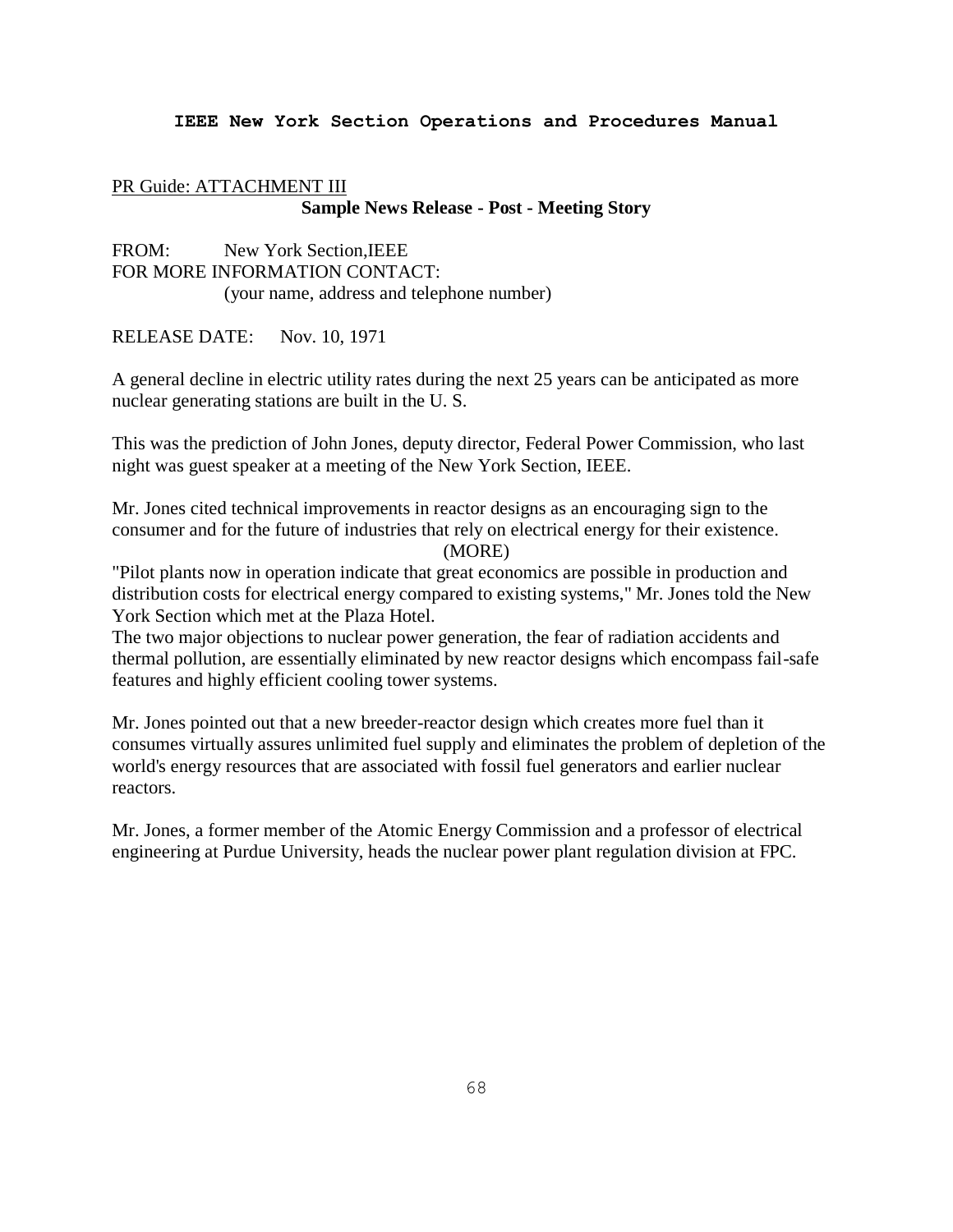PR Guide: ATTACHMENT III

**Sample News Release - Post - Meeting Story**

FROM: New York Section,IEEE
FOR MORE INFORMATION CONTACT:
(your name, address and telephone number)

RELEASE DATE: Nov. 10, 1971

A general decline in electric utility rates during the next 25 years can be anticipated as more nuclear generating stations are built in the U. S.

This was the prediction of John Jones, deputy director, Federal Power Commission, who last night was guest speaker at a meeting of the New York Section, IEEE.

Mr. Jones cited technical improvements in reactor designs as an encouraging sign to the consumer and for the future of industries that rely on electrical energy for their existence.

(MORE)

"Pilot plants now in operation indicate that great economics are possible in production and distribution costs for electrical energy compared to existing systems," Mr. Jones told the New York Section which met at the Plaza Hotel.

The two major objections to nuclear power generation, the fear of radiation accidents and thermal pollution, are essentially eliminated by new reactor designs which encompass fail-safe features and highly efficient cooling tower systems.

Mr. Jones pointed out that a new breeder-reactor design which creates more fuel than it consumes virtually assures unlimited fuel supply and eliminates the problem of depletion of the world's energy resources that are associated with fossil fuel generators and earlier nuclear reactors.

Mr. Jones, a former member of the Atomic Energy Commission and a professor of electrical engineering at Purdue University, heads the nuclear power plant regulation division at FPC.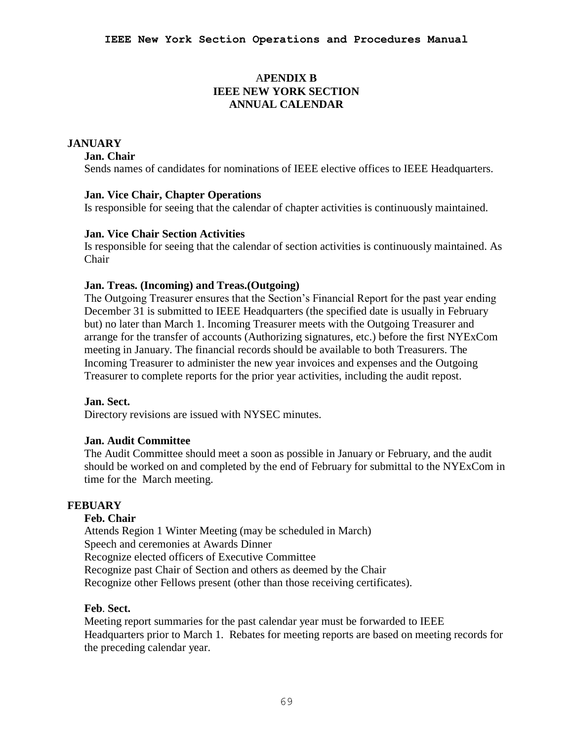# APENDIX B
# IEEE NEW YORK SECTION
# ANNUAL CALENDAR

## JANUARY

### Jan. Chair

Sends names of candidates for nominations of IEEE elective offices to IEEE Headquarters.

### Jan. Vice Chair, Chapter Operations

Is responsible for seeing that the calendar of chapter activities is continuously maintained.

### Jan. Vice Chair Section Activities

Is responsible for seeing that the calendar of section activities is continuously maintained. As Chair

### Jan. Treas. (Incoming) and Treas.(Outgoing)

The Outgoing Treasurer ensures that the Section's Financial Report for the past year ending December 31 is submitted to IEEE Headquarters (the specified date is usually in February but) no later than March 1. Incoming Treasurer meets with the Outgoing Treasurer and arrange for the transfer of accounts (Authorizing signatures, etc.) before the first NYExCom meeting in January. The financial records should be available to both Treasurers. The Incoming Treasurer to administer the new year invoices and expenses and the Outgoing Treasurer to complete reports for the prior year activities, including the audit repost.

### Jan. Sect.

Directory revisions are issued with NYSEC minutes.

### Jan. Audit Committee

The Audit Committee should meet a soon as possible in January or February, and the audit should be worked on and completed by the end of February for submittal to the NYExCom in time for the March meeting.

## FEBUARY

### Feb. Chair

Attends Region 1 Winter Meeting (may be scheduled in March)
Speech and ceremonies at Awards Dinner
Recognize elected officers of Executive Committee
Recognize past Chair of Section and others as deemed by the Chair
Recognize other Fellows present (other than those receiving certificates).

### Feb. Sect.

Meeting report summaries for the past calendar year must be forwarded to IEEE Headquarters prior to March 1. Rebates for meeting reports are based on meeting records for the preceding calendar year.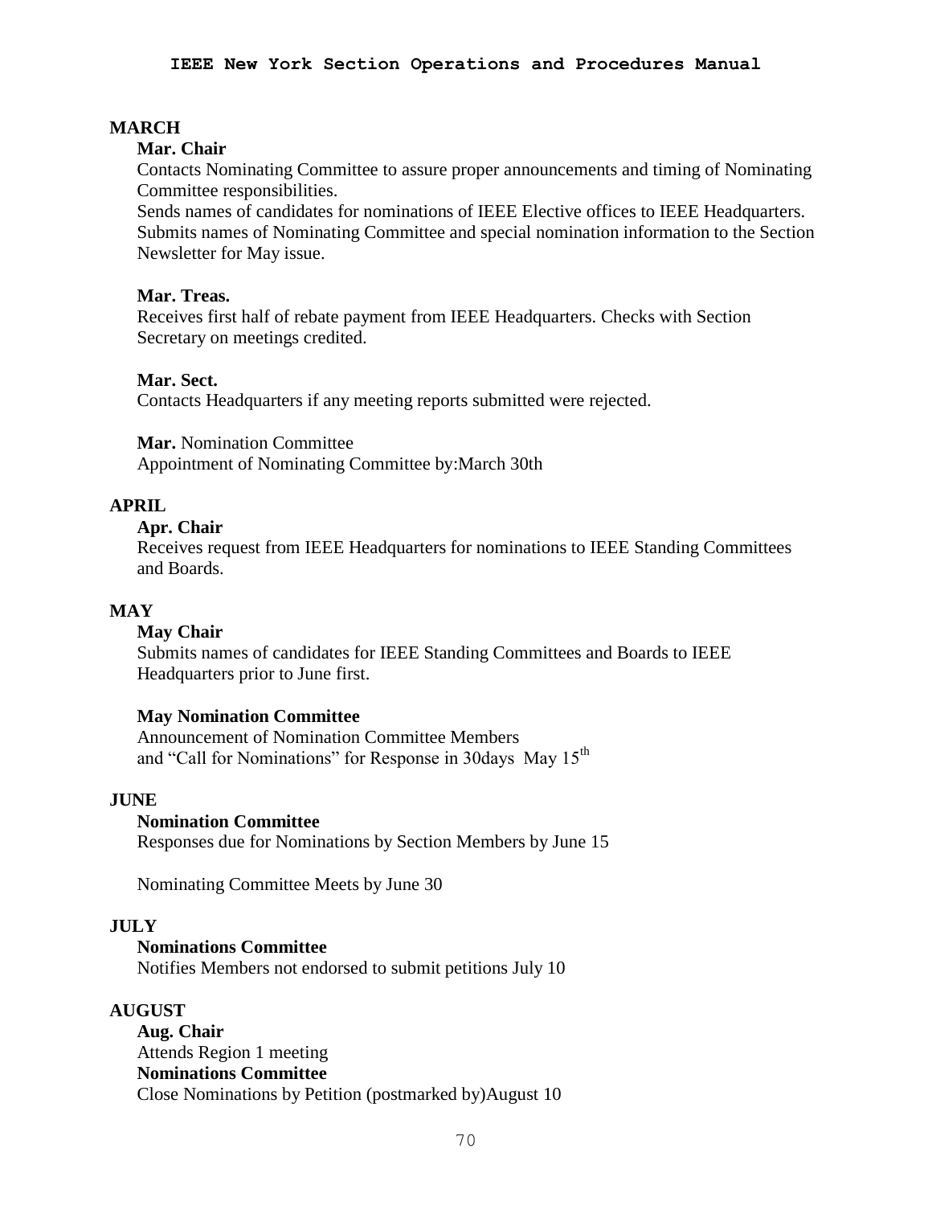## MARCH

**Mar. Chair**

Contacts Nominating Committee to assure proper announcements and timing of Nominating Committee responsibilities.

Sends names of candidates for nominations of IEEE Elective offices to IEEE Headquarters.

Submits names of Nominating Committee and special nomination information to the Section Newsletter for May issue.

**Mar. Treas.**

Receives first half of rebate payment from IEEE Headquarters. Checks with Section Secretary on meetings credited.

**Mar. Sect.**

Contacts Headquarters if any meeting reports submitted were rejected.

**Mar.** Nomination Committee

Appointment of Nominating Committee by:March 30th

## APRIL

**Apr. Chair**

Receives request from IEEE Headquarters for nominations to IEEE Standing Committees and Boards.

## MAY

**May Chair**

Submits names of candidates for IEEE Standing Committees and Boards to IEEE Headquarters prior to June first.

**May Nomination Committee**

Announcement of Nomination Committee Members
and "Call for Nominations" for Response in 30days May 15th

## JUNE

**Nomination Committee**

Responses due for Nominations by Section Members by June 15

Nominating Committee Meets by June 30

## JULY

**Nominations Committee**

Notifies Members not endorsed to submit petitions July 10

## AUGUST

**Aug. Chair**

Attends Region 1 meeting

**Nominations Committee**

Close Nominations by Petition (postmarked by)August 10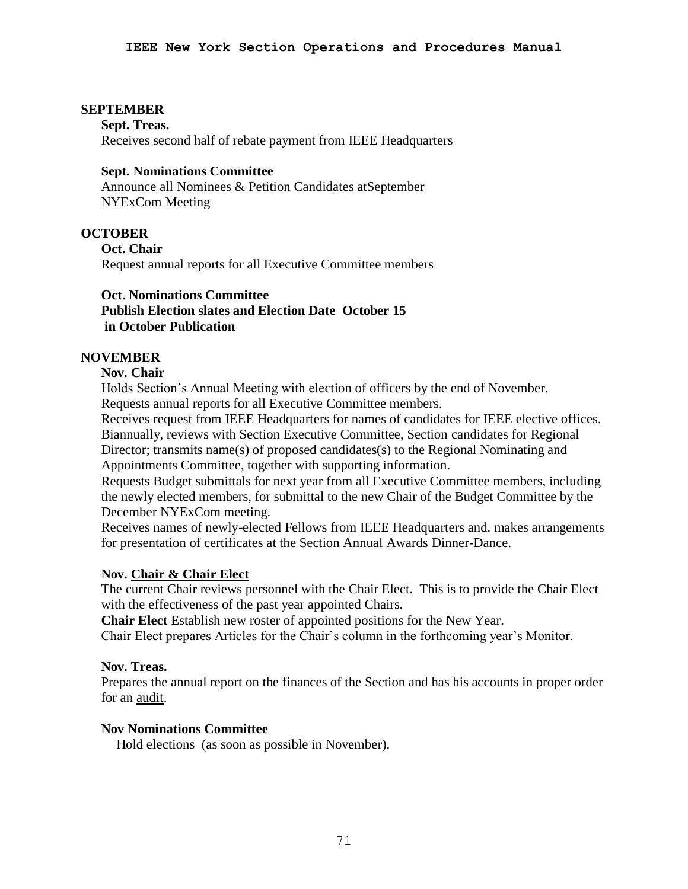## SEPTEMBER

**Sept. Treas.**

Receives second half of rebate payment from IEEE Headquarters

**Sept. Nominations Committee**

Announce all Nominees & Petition Candidates atSeptember NYExCom Meeting

## OCTOBER

**Oct. Chair**

Request annual reports for all Executive Committee members

**Oct. Nominations Committee**
**Publish Election slates and Election Date October 15 in October Publication**

## NOVEMBER

**Nov. Chair**

Holds Section's Annual Meeting with election of officers by the end of November.
Requests annual reports for all Executive Committee members.
Receives request from IEEE Headquarters for names of candidates for IEEE elective offices.
Biannually, reviews with Section Executive Committee, Section candidates for Regional Director; transmits name(s) of proposed candidates(s) to the Regional Nominating and Appointments Committee, together with supporting information.
Requests Budget submittals for next year from all Executive Committee members, including the newly elected members, for submittal to the new Chair of the Budget Committee by the December NYExCom meeting.
Receives names of newly-elected Fellows from IEEE Headquarters and. makes arrangements for presentation of certificates at the Section Annual Awards Dinner-Dance.

**Nov. <u>Chair & Chair Elect</u>**

The current Chair reviews personnel with the Chair Elect. This is to provide the Chair Elect with the effectiveness of the past year appointed Chairs.
**Chair Elect** Establish new roster of appointed positions for the New Year.
Chair Elect prepares Articles for the Chair's column in the forthcoming year's Monitor.

**Nov. Treas.**

Prepares the annual report on the finances of the Section and has his accounts in proper order for an <u>audit</u>.

**Nov Nominations Committee**

Hold elections (as soon as possible in November).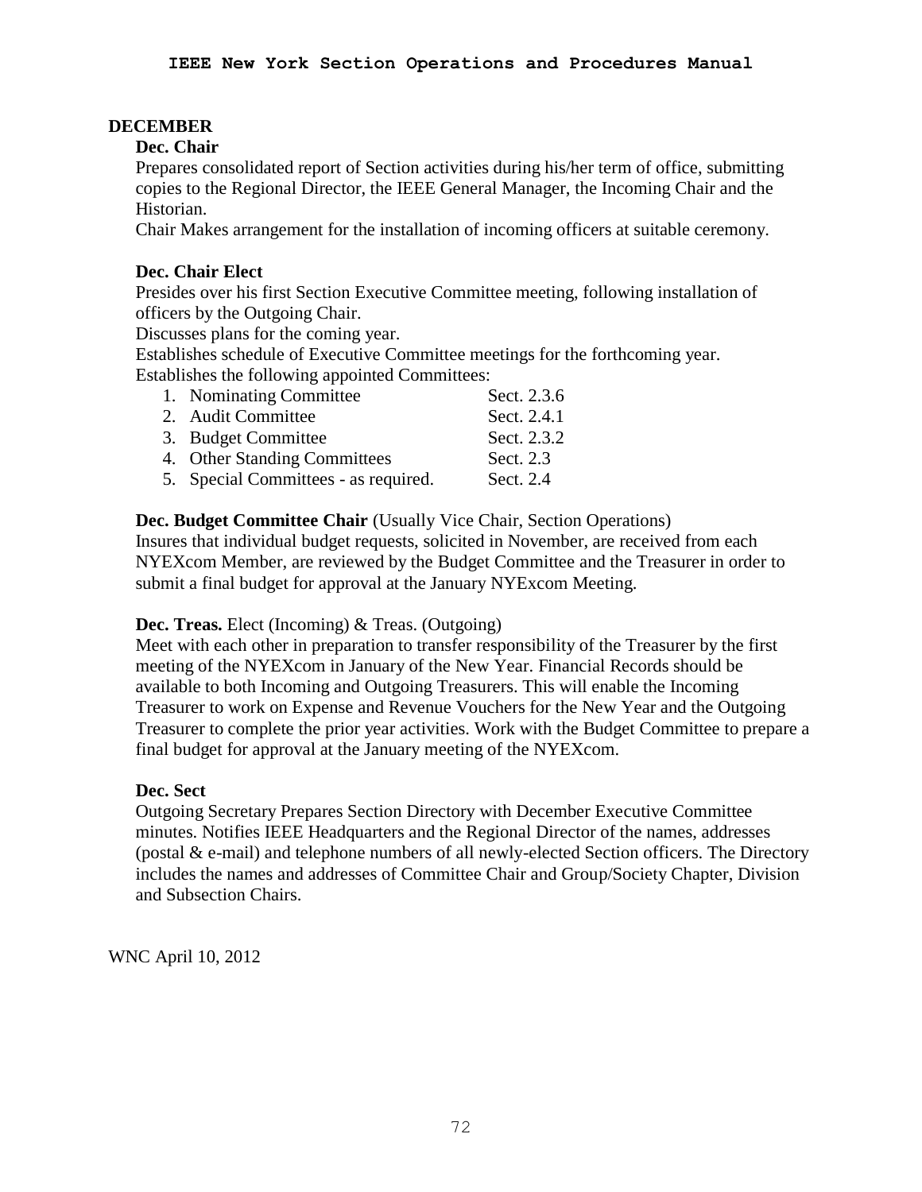## DECEMBER

### Dec. Chair

Prepares consolidated report of Section activities during his/her term of office, submitting copies to the Regional Director, the IEEE General Manager, the Incoming Chair and the Historian.

Chair Makes arrangement for the installation of incoming officers at suitable ceremony.

### Dec. Chair Elect

Presides over his first Section Executive Committee meeting, following installation of officers by the Outgoing Chair.

Discusses plans for the coming year.

Establishes schedule of Executive Committee meetings for the forthcoming year.

Establishes the following appointed Committees:

1. Nominating Committee — Sect. 2.3.6
2. Audit Committee — Sect. 2.4.1
3. Budget Committee — Sect. 2.3.2
4. Other Standing Committees — Sect. 2.3
5. Special Committees - as required. — Sect. 2.4

### Dec. Budget Committee Chair (Usually Vice Chair, Section Operations)

Insures that individual budget requests, solicited in November, are received from each NYEXcom Member, are reviewed by the Budget Committee and the Treasurer in order to submit a final budget for approval at the January NYExcom Meeting.

### Dec. Treas. Elect (Incoming) & Treas. (Outgoing)

Meet with each other in preparation to transfer responsibility of the Treasurer by the first meeting of the NYEXcom in January of the New Year. Financial Records should be available to both Incoming and Outgoing Treasurers. This will enable the Incoming Treasurer to work on Expense and Revenue Vouchers for the New Year and the Outgoing Treasurer to complete the prior year activities. Work with the Budget Committee to prepare a final budget for approval at the January meeting of the NYEXcom.

### Dec. Sect

Outgoing Secretary Prepares Section Directory with December Executive Committee minutes. Notifies IEEE Headquarters and the Regional Director of the names, addresses (postal & e-mail) and telephone numbers of all newly-elected Section officers. The Directory includes the names and addresses of Committee Chair and Group/Society Chapter, Division and Subsection Chairs.

WNC April 10, 2012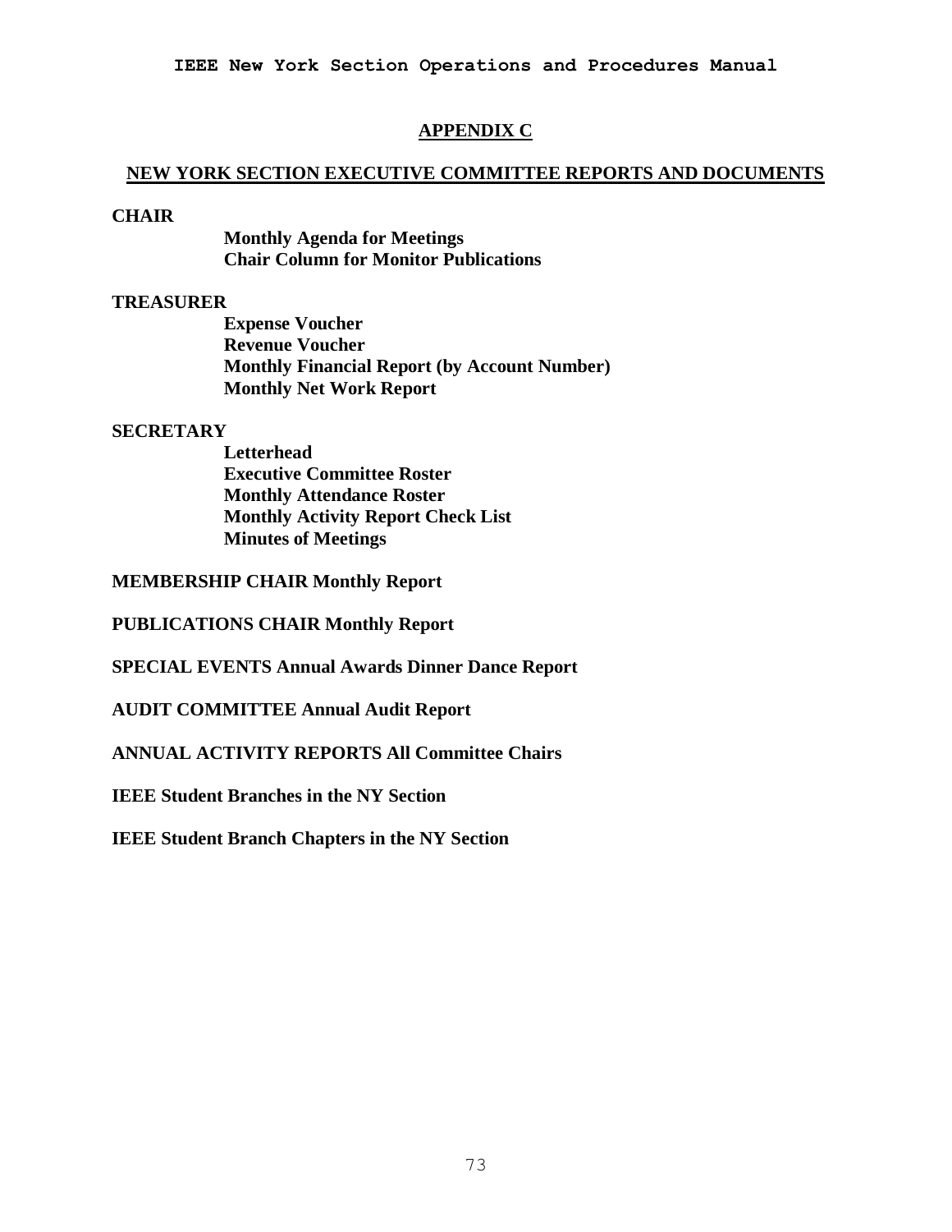# APPENDIX C

## NEW YORK SECTION EXECUTIVE COMMITTEE REPORTS AND DOCUMENTS

**CHAIR**

- **Monthly Agenda for Meetings**
- **Chair Column for Monitor Publications**

**TREASURER**

- **Expense Voucher**
- **Revenue Voucher**
- **Monthly Financial Report (by Account Number)**
- **Monthly Net Work Report**

**SECRETARY**

- **Letterhead**
- **Executive Committee Roster**
- **Monthly Attendance Roster**
- **Monthly Activity Report Check List**
- **Minutes of Meetings**

**MEMBERSHIP CHAIR Monthly Report**

**PUBLICATIONS CHAIR Monthly Report**

**SPECIAL EVENTS Annual Awards Dinner Dance Report**

**AUDIT COMMITTEE Annual Audit Report**

**ANNUAL ACTIVITY REPORTS All Committee Chairs**

**IEEE Student Branches in the NY Section**

**IEEE Student Branch Chapters in the NY Section**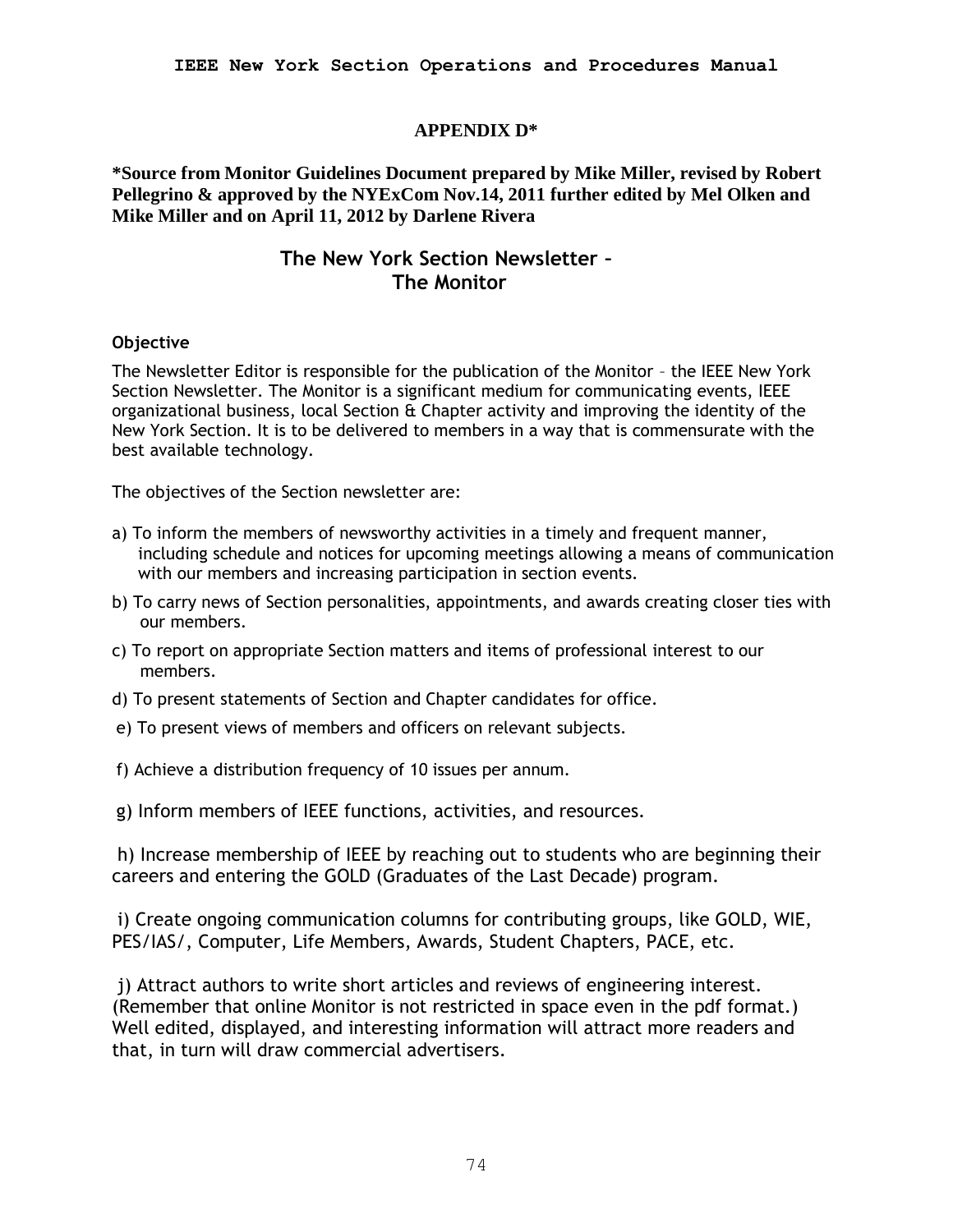## APPENDIX D*

**\*Source from Monitor Guidelines Document prepared by Mike Miller, revised by Robert Pellegrino & approved by the NYExCom Nov.14, 2011 further edited by Mel Olken and Mike Miller and on April 11, 2012 by Darlene Rivera**

# The New York Section Newsletter – The Monitor

### Objective

The Newsletter Editor is responsible for the publication of the Monitor – the IEEE New York Section Newsletter. The Monitor is a significant medium for communicating events, IEEE organizational business, local Section & Chapter activity and improving the identity of the New York Section. It is to be delivered to members in a way that is commensurate with the best available technology.

The objectives of the Section newsletter are:

a) To inform the members of newsworthy activities in a timely and frequent manner, including schedule and notices for upcoming meetings allowing a means of communication with our members and increasing participation in section events.

b) To carry news of Section personalities, appointments, and awards creating closer ties with our members.

c) To report on appropriate Section matters and items of professional interest to our members.

d) To present statements of Section and Chapter candidates for office.

e) To present views of members and officers on relevant subjects.

f) Achieve a distribution frequency of 10 issues per annum.

g) Inform members of IEEE functions, activities, and resources.

h) Increase membership of IEEE by reaching out to students who are beginning their careers and entering the GOLD (Graduates of the Last Decade) program.

i) Create ongoing communication columns for contributing groups, like GOLD, WIE, PES/IAS/, Computer, Life Members, Awards, Student Chapters, PACE, etc.

j) Attract authors to write short articles and reviews of engineering interest. (Remember that online Monitor is not restricted in space even in the pdf format.) Well edited, displayed, and interesting information will attract more readers and that, in turn will draw commercial advertisers.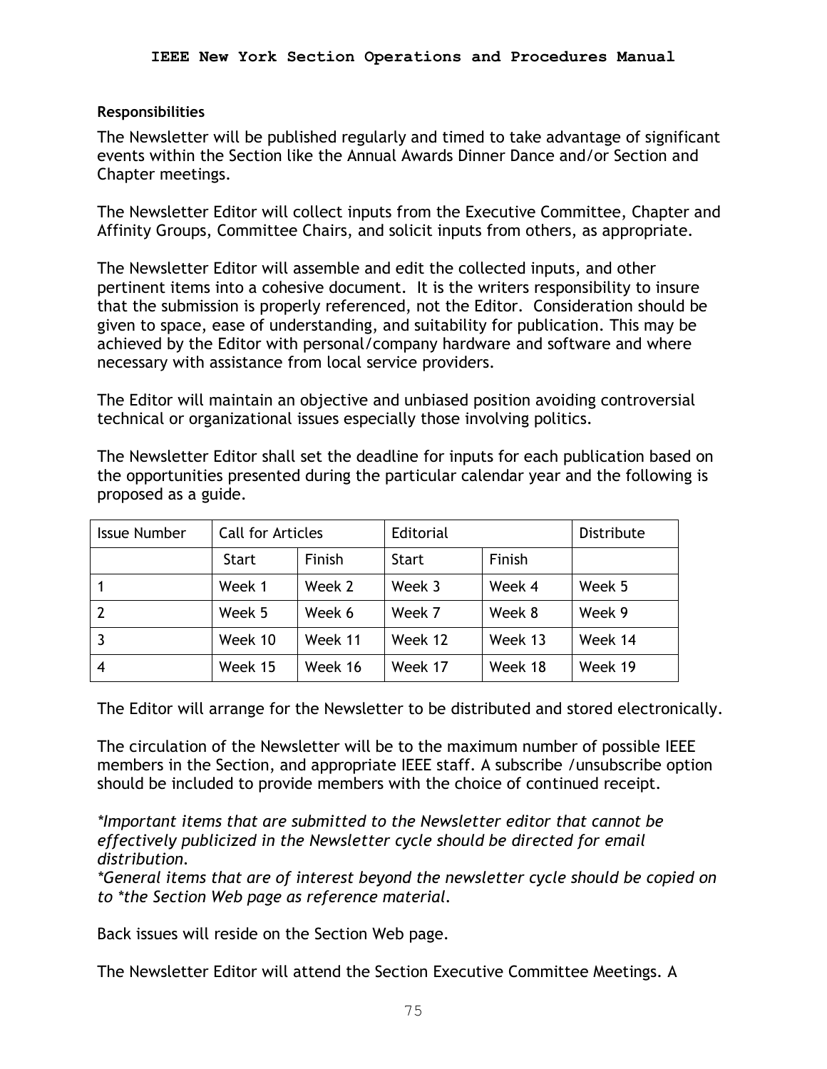**Responsibilities**

The Newsletter will be published regularly and timed to take advantage of significant events within the Section like the Annual Awards Dinner Dance and/or Section and Chapter meetings.

The Newsletter Editor will collect inputs from the Executive Committee, Chapter and Affinity Groups, Committee Chairs, and solicit inputs from others, as appropriate.

The Newsletter Editor will assemble and edit the collected inputs, and other pertinent items into a cohesive document. It is the writers responsibility to insure that the submission is properly referenced, not the Editor. Consideration should be given to space, ease of understanding, and suitability for publication. This may be achieved by the Editor with personal/company hardware and software and where necessary with assistance from local service providers.

The Editor will maintain an objective and unbiased position avoiding controversial technical or organizational issues especially those involving politics.

The Newsletter Editor shall set the deadline for inputs for each publication based on the opportunities presented during the particular calendar year and the following is proposed as a guide.

| Issue Number | Call for Articles | | Editorial | | Distribute |
|---|---|---|---|---|---|
| | Start | Finish | Start | Finish | |
| 1 | Week 1 | Week 2 | Week 3 | Week 4 | Week 5 |
| 2 | Week 5 | Week 6 | Week 7 | Week 8 | Week 9 |
| 3 | Week 10 | Week 11 | Week 12 | Week 13 | Week 14 |
| 4 | Week 15 | Week 16 | Week 17 | Week 18 | Week 19 |

The Editor will arrange for the Newsletter to be distributed and stored electronically.

The circulation of the Newsletter will be to the maximum number of possible IEEE members in the Section, and appropriate IEEE staff. A subscribe /unsubscribe option should be included to provide members with the choice of continued receipt.

*\*Important items that are submitted to the Newsletter editor that cannot be effectively publicized in the Newsletter cycle should be directed for email distribution.*
*\*General items that are of interest beyond the newsletter cycle should be copied on to \*the Section Web page as reference material.*

Back issues will reside on the Section Web page.

The Newsletter Editor will attend the Section Executive Committee Meetings. A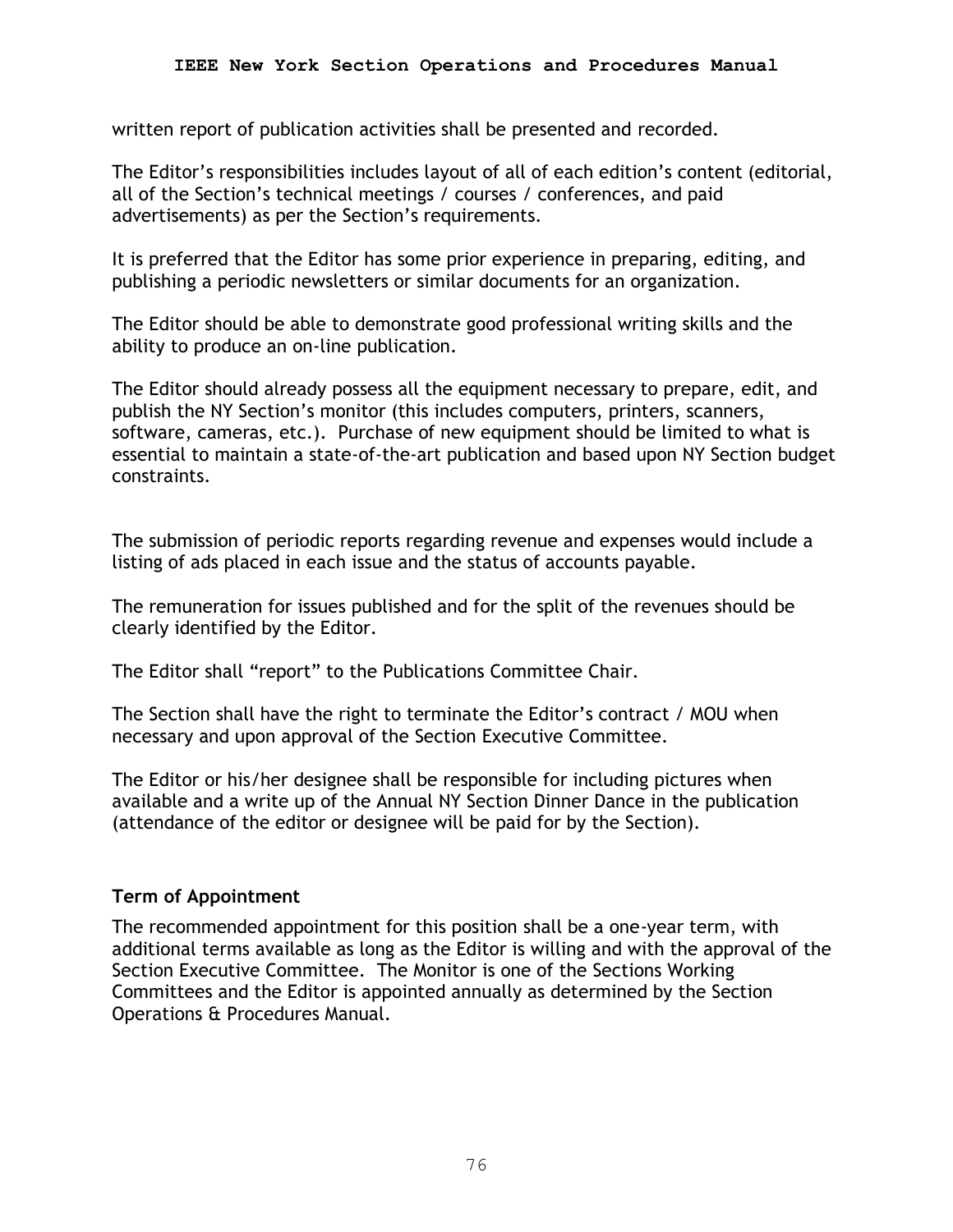written report of publication activities shall be presented and recorded.

The Editor's responsibilities includes layout of all of each edition's content (editorial, all of the Section's technical meetings / courses / conferences, and paid advertisements) as per the Section's requirements.

It is preferred that the Editor has some prior experience in preparing, editing, and publishing a periodic newsletters or similar documents for an organization.

The Editor should be able to demonstrate good professional writing skills and the ability to produce an on-line publication.

The Editor should already possess all the equipment necessary to prepare, edit, and publish the NY Section's monitor (this includes computers, printers, scanners, software, cameras, etc.). Purchase of new equipment should be limited to what is essential to maintain a state-of-the-art publication and based upon NY Section budget constraints.

The submission of periodic reports regarding revenue and expenses would include a listing of ads placed in each issue and the status of accounts payable.

The remuneration for issues published and for the split of the revenues should be clearly identified by the Editor.

The Editor shall "report" to the Publications Committee Chair.

The Section shall have the right to terminate the Editor's contract / MOU when necessary and upon approval of the Section Executive Committee.

The Editor or his/her designee shall be responsible for including pictures when available and a write up of the Annual NY Section Dinner Dance in the publication (attendance of the editor or designee will be paid for by the Section).

**Term of Appointment**

The recommended appointment for this position shall be a one-year term, with additional terms available as long as the Editor is willing and with the approval of the Section Executive Committee. The Monitor is one of the Sections Working Committees and the Editor is appointed annually as determined by the Section Operations & Procedures Manual.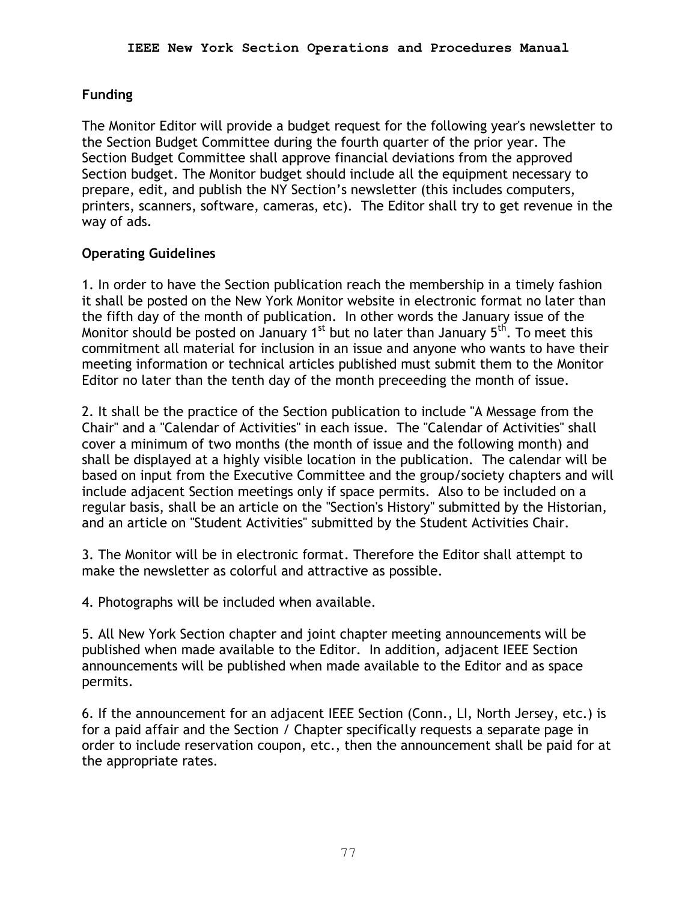## Funding

The Monitor Editor will provide a budget request for the following year's newsletter to the Section Budget Committee during the fourth quarter of the prior year. The Section Budget Committee shall approve financial deviations from the approved Section budget. The Monitor budget should include all the equipment necessary to prepare, edit, and publish the NY Section's newsletter (this includes computers, printers, scanners, software, cameras, etc). The Editor shall try to get revenue in the way of ads.

## Operating Guidelines

1. In order to have the Section publication reach the membership in a timely fashion it shall be posted on the New York Monitor website in electronic format no later than the fifth day of the month of publication. In other words the January issue of the Monitor should be posted on January 1st but no later than January 5th. To meet this commitment all material for inclusion in an issue and anyone who wants to have their meeting information or technical articles published must submit them to the Monitor Editor no later than the tenth day of the month preceeding the month of issue.

2. It shall be the practice of the Section publication to include "A Message from the Chair" and a "Calendar of Activities" in each issue. The "Calendar of Activities" shall cover a minimum of two months (the month of issue and the following month) and shall be displayed at a highly visible location in the publication. The calendar will be based on input from the Executive Committee and the group/society chapters and will include adjacent Section meetings only if space permits. Also to be included on a regular basis, shall be an article on the "Section's History" submitted by the Historian, and an article on "Student Activities" submitted by the Student Activities Chair.

3. The Monitor will be in electronic format. Therefore the Editor shall attempt to make the newsletter as colorful and attractive as possible.

4. Photographs will be included when available.

5. All New York Section chapter and joint chapter meeting announcements will be published when made available to the Editor. In addition, adjacent IEEE Section announcements will be published when made available to the Editor and as space permits.

6. If the announcement for an adjacent IEEE Section (Conn., LI, North Jersey, etc.) is for a paid affair and the Section / Chapter specifically requests a separate page in order to include reservation coupon, etc., then the announcement shall be paid for at the appropriate rates.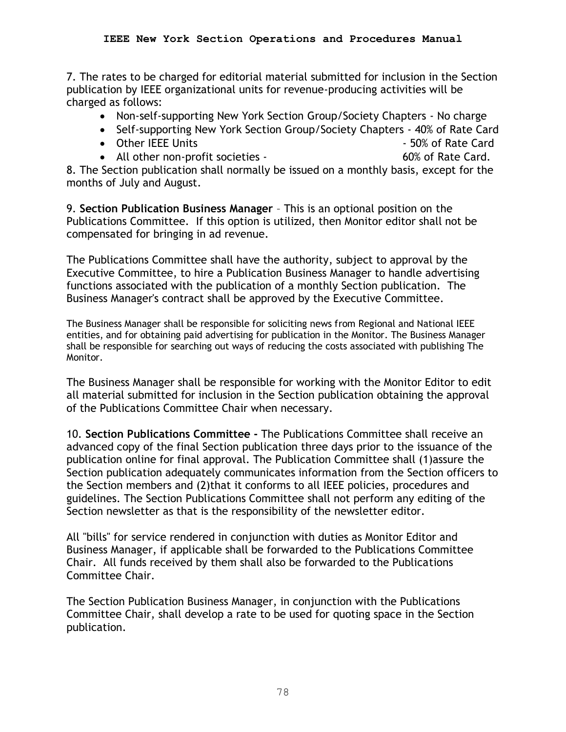7. The rates to be charged for editorial material submitted for inclusion in the Section publication by IEEE organizational units for revenue-producing activities will be charged as follows:

- Non-self-supporting New York Section Group/Society Chapters - No charge
- Self-supporting New York Section Group/Society Chapters - 40% of Rate Card
- Other IEEE Units - 50% of Rate Card
- All other non-profit societies - 60% of Rate Card.

8. The Section publication shall normally be issued on a monthly basis, except for the months of July and August.

9. **Section Publication Business Manager** – This is an optional position on the Publications Committee. If this option is utilized, then Monitor editor shall not be compensated for bringing in ad revenue.

The Publications Committee shall have the authority, subject to approval by the Executive Committee, to hire a Publication Business Manager to handle advertising functions associated with the publication of a monthly Section publication. The Business Manager's contract shall be approved by the Executive Committee.

The Business Manager shall be responsible for soliciting news from Regional and National IEEE entities, and for obtaining paid advertising for publication in the Monitor. The Business Manager shall be responsible for searching out ways of reducing the costs associated with publishing The Monitor.

The Business Manager shall be responsible for working with the Monitor Editor to edit all material submitted for inclusion in the Section publication obtaining the approval of the Publications Committee Chair when necessary.

10. **Section Publications Committee -** The Publications Committee shall receive an advanced copy of the final Section publication three days prior to the issuance of the publication online for final approval. The Publication Committee shall (1)assure the Section publication adequately communicates information from the Section officers to the Section members and (2)that it conforms to all IEEE policies, procedures and guidelines. The Section Publications Committee shall not perform any editing of the Section newsletter as that is the responsibility of the newsletter editor.

All "bills" for service rendered in conjunction with duties as Monitor Editor and Business Manager, if applicable shall be forwarded to the Publications Committee Chair. All funds received by them shall also be forwarded to the Publications Committee Chair.

The Section Publication Business Manager, in conjunction with the Publications Committee Chair, shall develop a rate to be used for quoting space in the Section publication.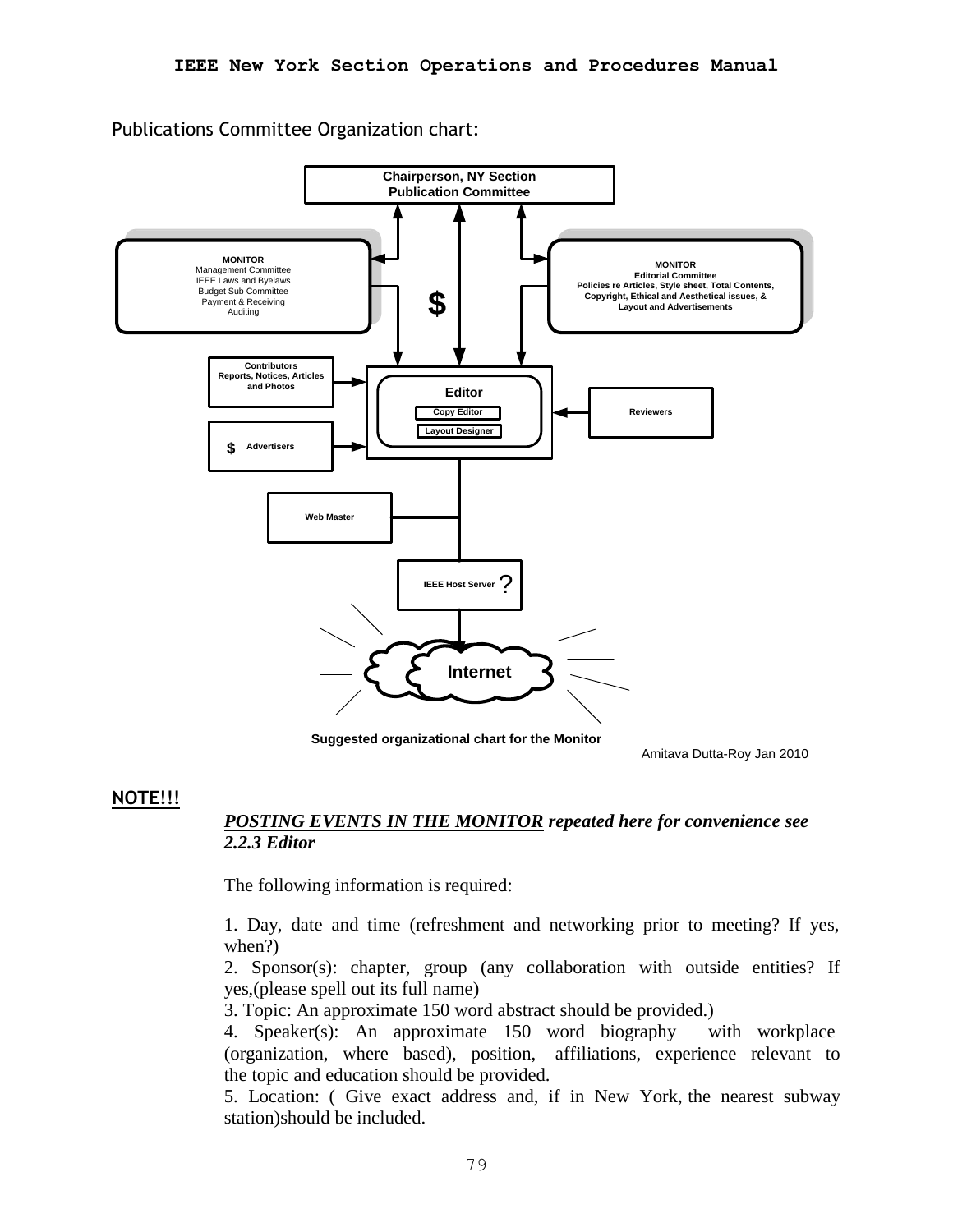Publications Committee Organization chart:

Chairperson, NY Section
Publication Committee

**MONITOR**
Management Committee
IEEE Laws and Byelaws
Budget Sub Committee
Payment & Receiving
Auditing

$

**MONITOR**
Editorial Committee
Policies re Articles, Style sheet, Total Contents,
Copyright, Ethical and Aesthetical issues, &
Layout and Advertisements

Contributors
Reports, Notices, Articles
and Photos

Editor
Copy Editor
Layout Designer

Reviewers

$ Advertisers

Web Master

IEEE Host Server ?

Internet

**Suggested organizational chart for the Monitor**

Amitava Dutta-Roy Jan 2010

**NOTE!!!**

***POSTING EVENTS IN THE MONITOR** repeated here for convenience see 2.2.3 Editor*

The following information is required:

1. Day, date and time (refreshment and networking prior to meeting? If yes, when?)
2. Sponsor(s): chapter, group (any collaboration with outside entities? If yes,(please spell out its full name)
3. Topic: An approximate 150 word abstract should be provided.)
4. Speaker(s): An approximate 150 word biography with workplace (organization, where based), position, affiliations, experience relevant to the topic and education should be provided.
5. Location: ( Give exact address and, if in New York, the nearest subway station)should be included.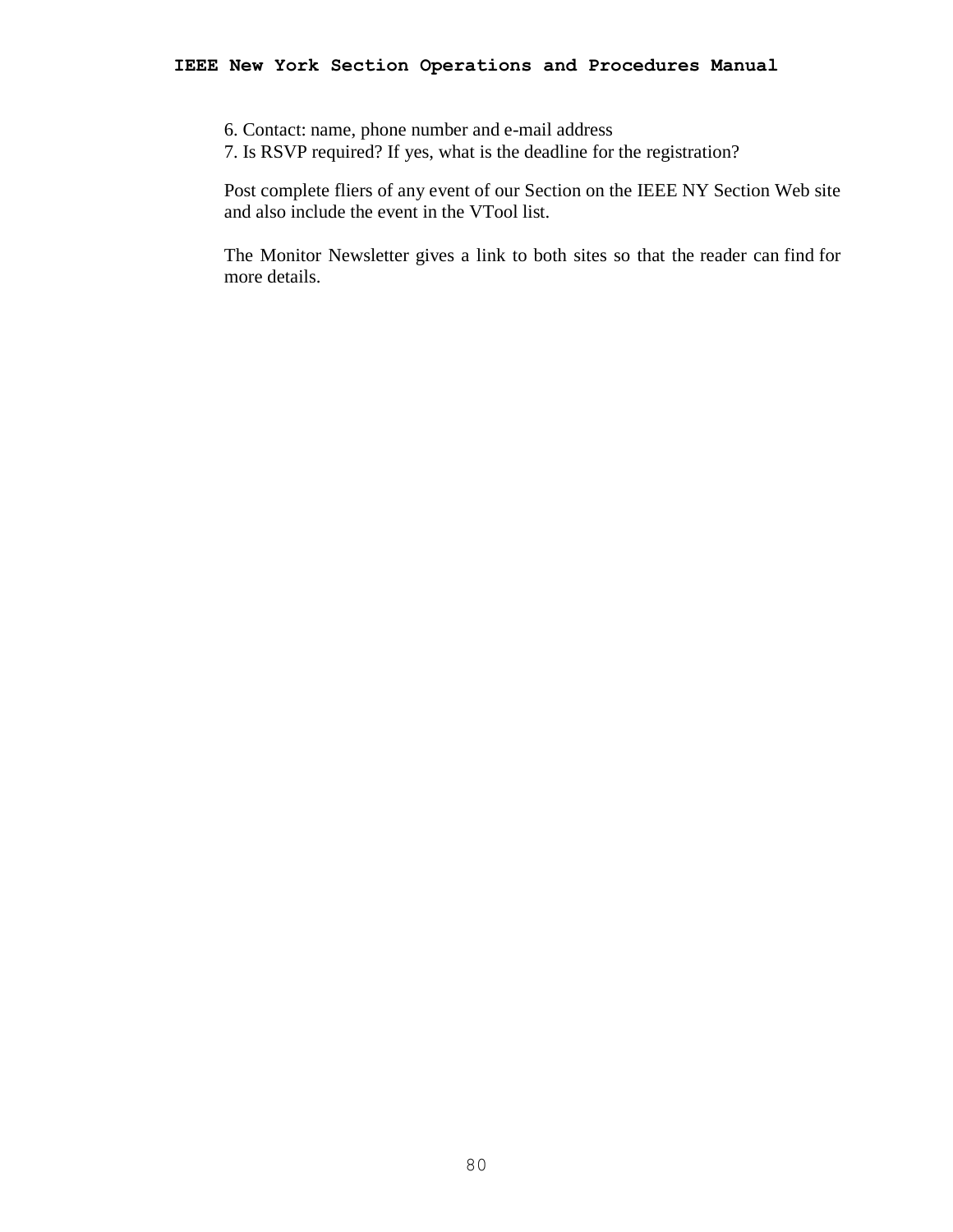6. Contact: name, phone number and e-mail address
7. Is RSVP required? If yes, what is the deadline for the registration?

Post complete fliers of any event of our Section on the IEEE NY Section Web site and also include the event in the VTool list.

The Monitor Newsletter gives a link to both sites so that the reader can find for more details.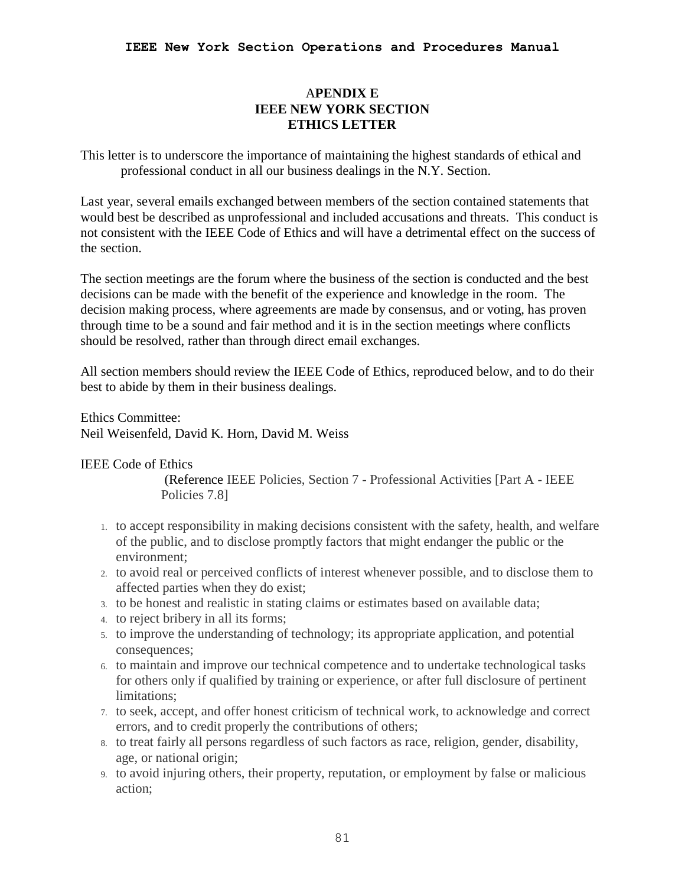# APENDIX E
# IEEE NEW YORK SECTION
# ETHICS LETTER

This letter is to underscore the importance of maintaining the highest standards of ethical and professional conduct in all our business dealings in the N.Y. Section.

Last year, several emails exchanged between members of the section contained statements that would best be described as unprofessional and included accusations and threats. This conduct is not consistent with the IEEE Code of Ethics and will have a detrimental effect on the success of the section.

The section meetings are the forum where the business of the section is conducted and the best decisions can be made with the benefit of the experience and knowledge in the room. The decision making process, where agreements are made by consensus, and or voting, has proven through time to be a sound and fair method and it is in the section meetings where conflicts should be resolved, rather than through direct email exchanges.

All section members should review the IEEE Code of Ethics, reproduced below, and to do their best to abide by them in their business dealings.

Ethics Committee:
Neil Weisenfeld, David K. Horn, David M. Weiss

IEEE Code of Ethics

(Reference IEEE Policies, Section 7 - Professional Activities [Part A - IEEE Policies 7.8]

1. to accept responsibility in making decisions consistent with the safety, health, and welfare of the public, and to disclose promptly factors that might endanger the public or the environment;
2. to avoid real or perceived conflicts of interest whenever possible, and to disclose them to affected parties when they do exist;
3. to be honest and realistic in stating claims or estimates based on available data;
4. to reject bribery in all its forms;
5. to improve the understanding of technology; its appropriate application, and potential consequences;
6. to maintain and improve our technical competence and to undertake technological tasks for others only if qualified by training or experience, or after full disclosure of pertinent limitations;
7. to seek, accept, and offer honest criticism of technical work, to acknowledge and correct errors, and to credit properly the contributions of others;
8. to treat fairly all persons regardless of such factors as race, religion, gender, disability, age, or national origin;
9. to avoid injuring others, their property, reputation, or employment by false or malicious action;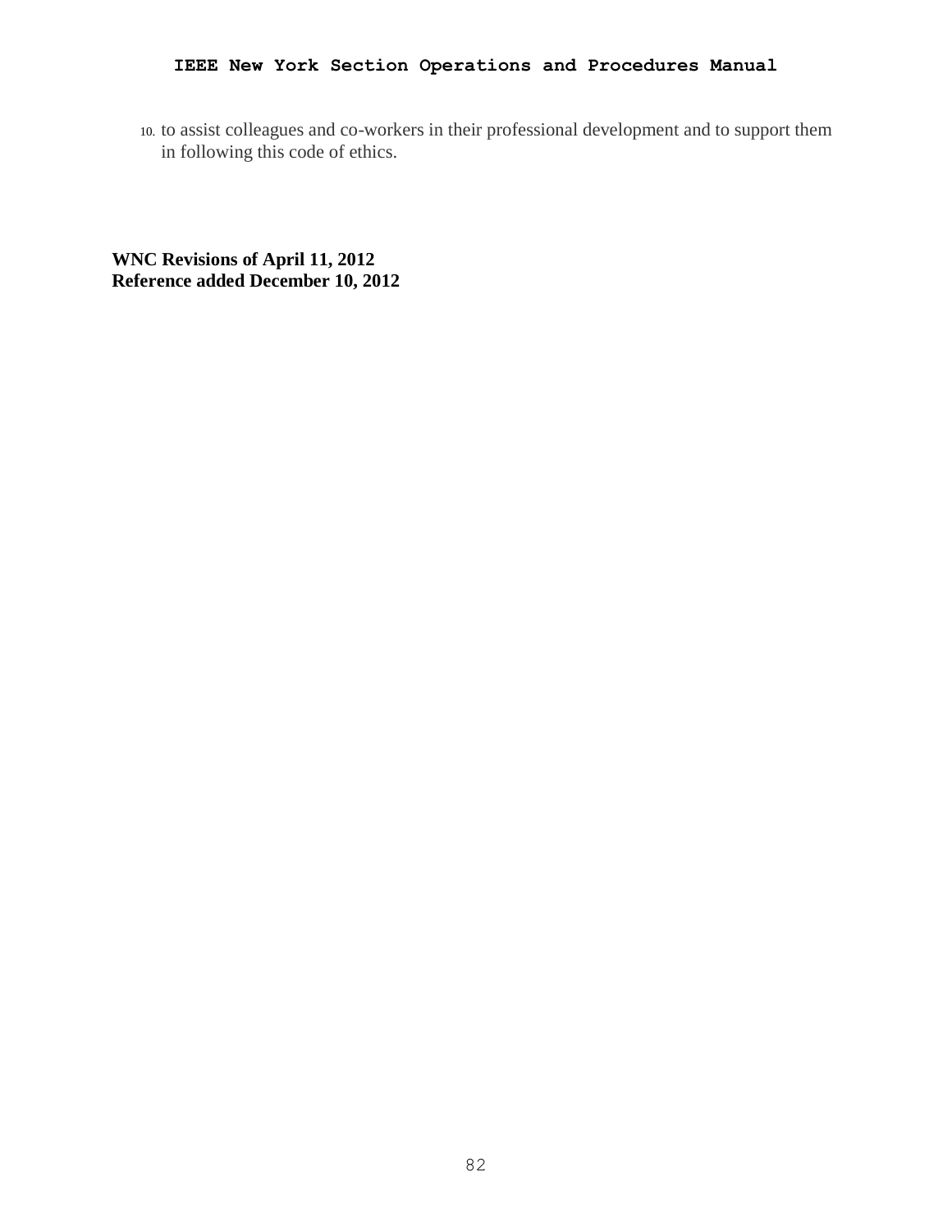10. to assist colleagues and co-workers in their professional development and to support them in following this code of ethics.

**WNC Revisions of April 11, 2012**
**Reference added December 10, 2012**